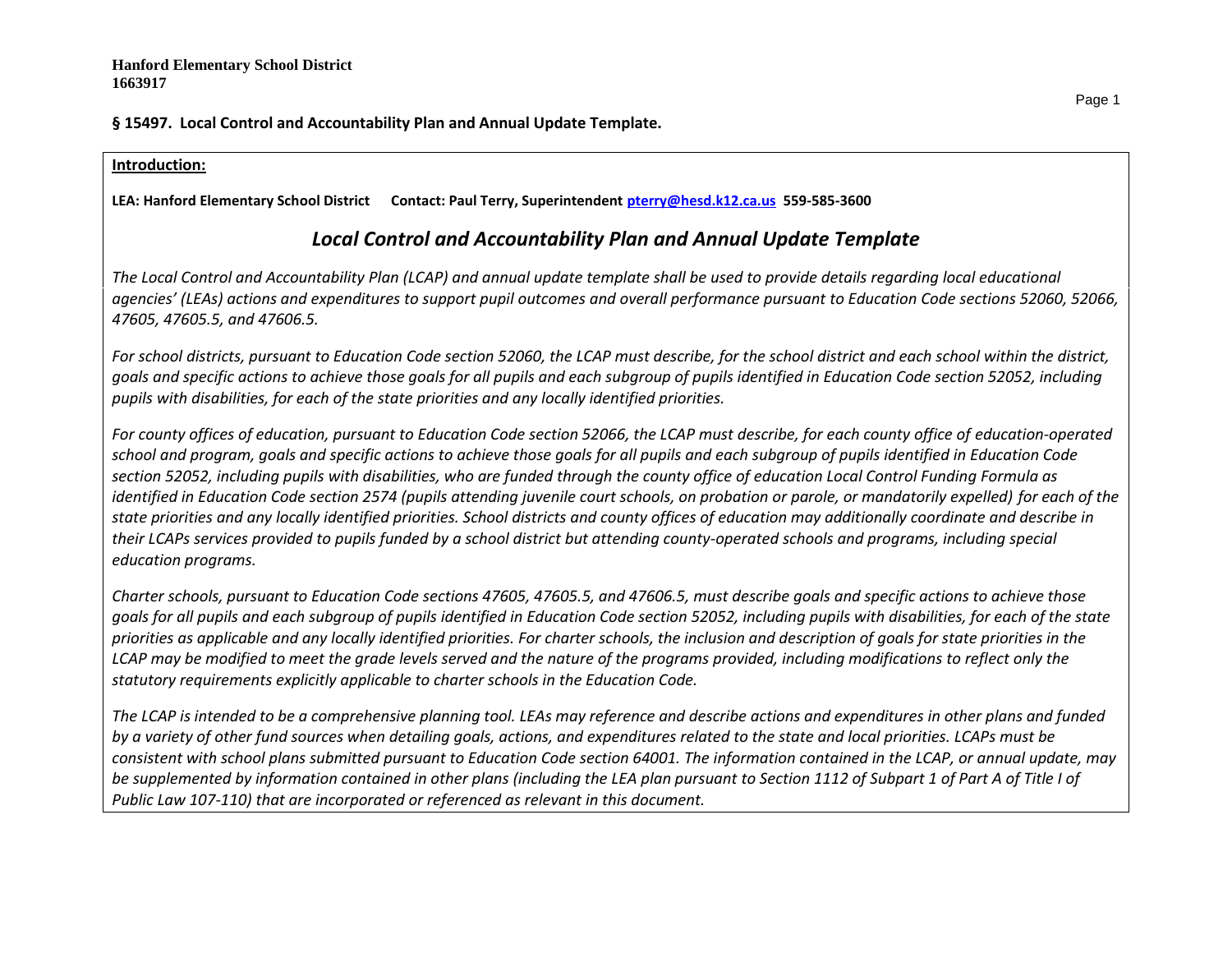**Hanford Elementary School District**
**1663917**

**§ 15497. Local Control and Accountability Plan and Annual Update Template.**

**Introduction:**

**LEA: Hanford Elementary School District Contact: Paul Terry, Superintendent [pterry@hesd.k12.ca.us](mailto:pterry@hesd.k12.ca.us) 559-585-3600**

## *Local Control and Accountability Plan and Annual Update Template*

*The Local Control and Accountability Plan (LCAP) and annual update template shall be used to provide details regarding local educational agencies' (LEAs) actions and expenditures to support pupil outcomes and overall performance pursuant to Education Code sections 52060, 52066, 47605, 47605.5, and 47606.5.*

*For school districts, pursuant to Education Code section 52060, the LCAP must describe, for the school district and each school within the district, goals and specific actions to achieve those goals for all pupils and each subgroup of pupils identified in Education Code section 52052, including pupils with disabilities, for each of the state priorities and any locally identified priorities.*

*For county offices of education, pursuant to Education Code section 52066, the LCAP must describe, for each county office of education-operated school and program, goals and specific actions to achieve those goals for all pupils and each subgroup of pupils identified in Education Code section 52052, including pupils with disabilities, who are funded through the county office of education Local Control Funding Formula as identified in Education Code section 2574 (pupils attending juvenile court schools, on probation or parole, or mandatorily expelled) for each of the state priorities and any locally identified priorities. School districts and county offices of education may additionally coordinate and describe in their LCAPs services provided to pupils funded by a school district but attending county-operated schools and programs, including special education programs.*

*Charter schools, pursuant to Education Code sections 47605, 47605.5, and 47606.5, must describe goals and specific actions to achieve those goals for all pupils and each subgroup of pupils identified in Education Code section 52052, including pupils with disabilities, for each of the state priorities as applicable and any locally identified priorities. For charter schools, the inclusion and description of goals for state priorities in the LCAP may be modified to meet the grade levels served and the nature of the programs provided, including modifications to reflect only the statutory requirements explicitly applicable to charter schools in the Education Code.*

*The LCAP is intended to be a comprehensive planning tool. LEAs may reference and describe actions and expenditures in other plans and funded by a variety of other fund sources when detailing goals, actions, and expenditures related to the state and local priorities. LCAPs must be consistent with school plans submitted pursuant to Education Code section 64001. The information contained in the LCAP, or annual update, may be supplemented by information contained in other plans (including the LEA plan pursuant to Section 1112 of Subpart 1 of Part A of Title I of Public Law 107-110) that are incorporated or referenced as relevant in this document.*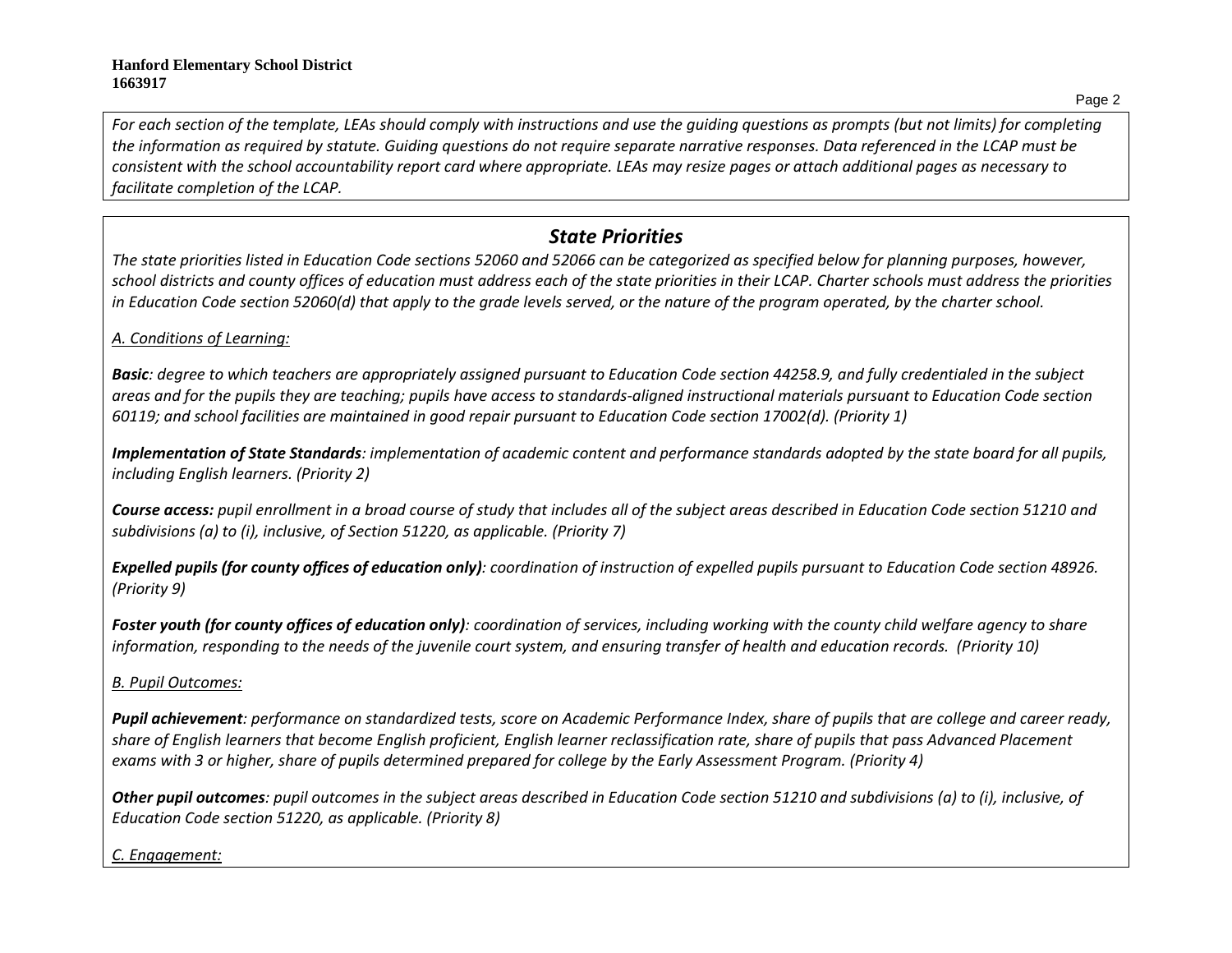*For each section of the template, LEAs should comply with instructions and use the guiding questions as prompts (but not limits) for completing the information as required by statute. Guiding questions do not require separate narrative responses. Data referenced in the LCAP must be consistent with the school accountability report card where appropriate. LEAs may resize pages or attach additional pages as necessary to facilitate completion of the LCAP.*

## *State Priorities*

*The state priorities listed in Education Code sections 52060 and 52066 can be categorized as specified below for planning purposes, however, school districts and county offices of education must address each of the state priorities in their LCAP. Charter schools must address the priorities in Education Code section 52060(d) that apply to the grade levels served, or the nature of the program operated, by the charter school.*

*A. Conditions of Learning:*

***Basic****: degree to which teachers are appropriately assigned pursuant to Education Code section 44258.9, and fully credentialed in the subject areas and for the pupils they are teaching; pupils have access to standards-aligned instructional materials pursuant to Education Code section 60119; and school facilities are maintained in good repair pursuant to Education Code section 17002(d). (Priority 1)*

***Implementation of State Standards****: implementation of academic content and performance standards adopted by the state board for all pupils, including English learners. (Priority 2)*

***Course access:*** *pupil enrollment in a broad course of study that includes all of the subject areas described in Education Code section 51210 and subdivisions (a) to (i), inclusive, of Section 51220, as applicable. (Priority 7)*

***Expelled pupils (for county offices of education only)****: coordination of instruction of expelled pupils pursuant to Education Code section 48926. (Priority 9)*

***Foster youth (for county offices of education only)****: coordination of services, including working with the county child welfare agency to share information, responding to the needs of the juvenile court system, and ensuring transfer of health and education records. (Priority 10)*

*B. Pupil Outcomes:*

***Pupil achievement****: performance on standardized tests, score on Academic Performance Index, share of pupils that are college and career ready, share of English learners that become English proficient, English learner reclassification rate, share of pupils that pass Advanced Placement exams with 3 or higher, share of pupils determined prepared for college by the Early Assessment Program. (Priority 4)*

***Other pupil outcomes****: pupil outcomes in the subject areas described in Education Code section 51210 and subdivisions (a) to (i), inclusive, of Education Code section 51220, as applicable. (Priority 8)*

*C. Engagement:*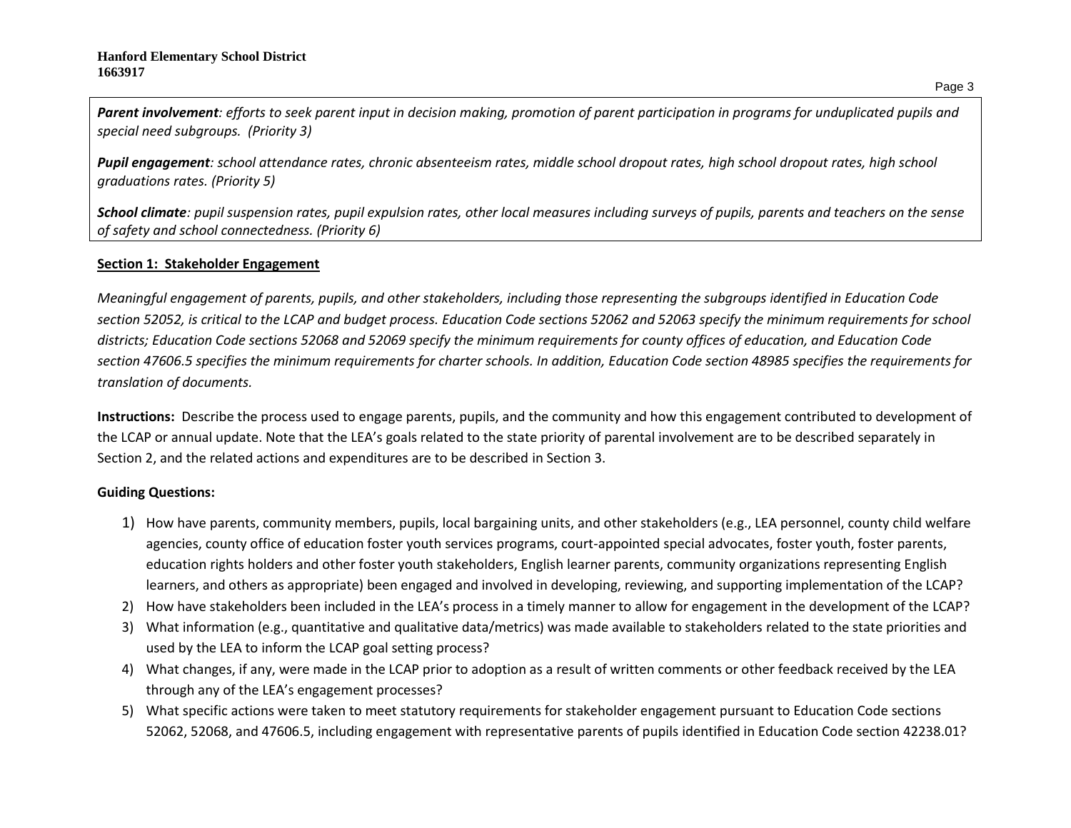***Parent involvement**: efforts to seek parent input in decision making, promotion of parent participation in programs for unduplicated pupils and special need subgroups. (Priority 3)*

***Pupil engagement**: school attendance rates, chronic absenteeism rates, middle school dropout rates, high school dropout rates, high school graduations rates. (Priority 5)*

***School climate**: pupil suspension rates, pupil expulsion rates, other local measures including surveys of pupils, parents and teachers on the sense of safety and school connectedness. (Priority 6)*

## Section 1: Stakeholder Engagement

*Meaningful engagement of parents, pupils, and other stakeholders, including those representing the subgroups identified in Education Code section 52052, is critical to the LCAP and budget process. Education Code sections 52062 and 52063 specify the minimum requirements for school districts; Education Code sections 52068 and 52069 specify the minimum requirements for county offices of education, and Education Code section 47606.5 specifies the minimum requirements for charter schools. In addition, Education Code section 48985 specifies the requirements for translation of documents.*

**Instructions:** Describe the process used to engage parents, pupils, and the community and how this engagement contributed to development of the LCAP or annual update. Note that the LEA's goals related to the state priority of parental involvement are to be described separately in Section 2, and the related actions and expenditures are to be described in Section 3.

**Guiding Questions:**

1) How have parents, community members, pupils, local bargaining units, and other stakeholders (e.g., LEA personnel, county child welfare agencies, county office of education foster youth services programs, court-appointed special advocates, foster youth, foster parents, education rights holders and other foster youth stakeholders, English learner parents, community organizations representing English learners, and others as appropriate) been engaged and involved in developing, reviewing, and supporting implementation of the LCAP?
2) How have stakeholders been included in the LEA's process in a timely manner to allow for engagement in the development of the LCAP?
3) What information (e.g., quantitative and qualitative data/metrics) was made available to stakeholders related to the state priorities and used by the LEA to inform the LCAP goal setting process?
4) What changes, if any, were made in the LCAP prior to adoption as a result of written comments or other feedback received by the LEA through any of the LEA's engagement processes?
5) What specific actions were taken to meet statutory requirements for stakeholder engagement pursuant to Education Code sections 52062, 52068, and 47606.5, including engagement with representative parents of pupils identified in Education Code section 42238.01?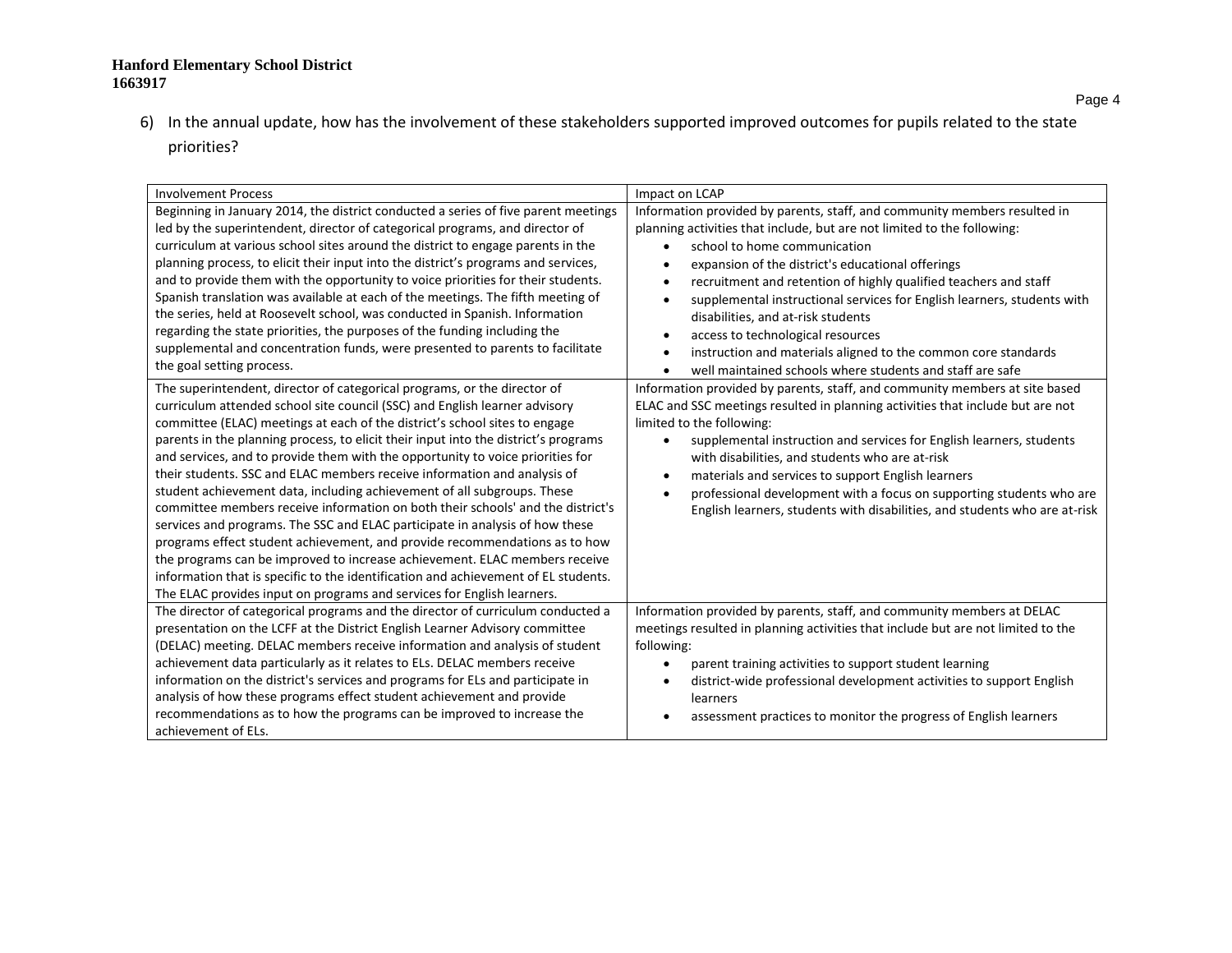6) In the annual update, how has the involvement of these stakeholders supported improved outcomes for pupils related to the state priorities?

| Involvement Process | Impact on LCAP |
|---|---|
| Beginning in January 2014, the district conducted a series of five parent meetings led by the superintendent, director of categorical programs, and director of curriculum at various school sites around the district to engage parents in the planning process, to elicit their input into the district's programs and services, and to provide them with the opportunity to voice priorities for their students. Spanish translation was available at each of the meetings. The fifth meeting of the series, held at Roosevelt school, was conducted in Spanish. Information regarding the state priorities, the purposes of the funding including the supplemental and concentration funds, were presented to parents to facilitate the goal setting process. | Information provided by parents, staff, and community members resulted in planning activities that include, but are not limited to the following: <br>• school to home communication <br>• expansion of the district's educational offerings <br>• recruitment and retention of highly qualified teachers and staff <br>• supplemental instructional services for English learners, students with disabilities, and at-risk students <br>• access to technological resources <br>• instruction and materials aligned to the common core standards <br>• well maintained schools where students and staff are safe |
| The superintendent, director of categorical programs, or the director of curriculum attended school site council (SSC) and English learner advisory committee (ELAC) meetings at each of the district's school sites to engage parents in the planning process, to elicit their input into the district's programs and services, and to provide them with the opportunity to voice priorities for their students. SSC and ELAC members receive information and analysis of student achievement data, including achievement of all subgroups. These committee members receive information on both their schools' and the district's services and programs. The SSC and ELAC participate in analysis of how these programs effect student achievement, and provide recommendations as to how the programs can be improved to increase achievement. ELAC members receive information that is specific to the identification and achievement of EL students. The ELAC provides input on programs and services for English learners. | Information provided by parents, staff, and community members at site based ELAC and SSC meetings resulted in planning activities that include but are not limited to the following: <br>• supplemental instruction and services for English learners, students with disabilities, and students who are at-risk <br>• materials and services to support English learners <br>• professional development with a focus on supporting students who are English learners, students with disabilities, and students who are at-risk |
| The director of categorical programs and the director of curriculum conducted a presentation on the LCFF at the District English Learner Advisory committee (DELAC) meeting. DELAC members receive information and analysis of student achievement data particularly as it relates to ELs. DELAC members receive information on the district's services and programs for ELs and participate in analysis of how these programs effect student achievement and provide recommendations as to how the programs can be improved to increase the achievement of ELs. | Information provided by parents, staff, and community members at DELAC meetings resulted in planning activities that include but are not limited to the following: <br>• parent training activities to support student learning <br>• district-wide professional development activities to support English learners <br>• assessment practices to monitor the progress of English learners |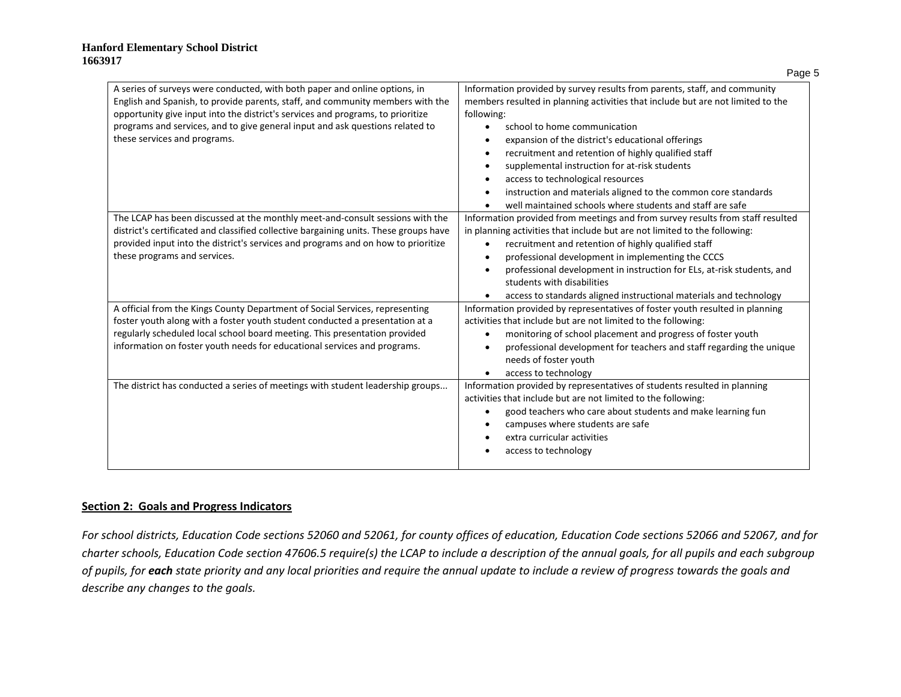| | |
|---|---|
| A series of surveys were conducted, with both paper and online options, in English and Spanish, to provide parents, staff, and community members with the opportunity give input into the district's services and programs, to prioritize programs and services, and to give general input and ask questions related to these services and programs. | Information provided by survey results from parents, staff, and community members resulted in planning activities that include but are not limited to the following:<br>• school to home communication<br>• expansion of the district's educational offerings<br>• recruitment and retention of highly qualified staff<br>• supplemental instruction for at-risk students<br>• access to technological resources<br>• instruction and materials aligned to the common core standards<br>• well maintained schools where students and staff are safe |
| The LCAP has been discussed at the monthly meet-and-consult sessions with the district's certificated and classified collective bargaining units. These groups have provided input into the district's services and programs and on how to prioritize these programs and services. | Information provided from meetings and from survey results from staff resulted in planning activities that include but are not limited to the following:<br>• recruitment and retention of highly qualified staff<br>• professional development in implementing the CCCS<br>• professional development in instruction for ELs, at-risk students, and students with disabilities<br>• access to standards aligned instructional materials and technology |
| A official from the Kings County Department of Social Services, representing foster youth along with a foster youth student conducted a presentation at a regularly scheduled local school board meeting. This presentation provided information on foster youth needs for educational services and programs. | Information provided by representatives of foster youth resulted in planning activities that include but are not limited to the following:<br>• monitoring of school placement and progress of foster youth<br>• professional development for teachers and staff regarding the unique needs of foster youth<br>• access to technology |
| The district has conducted a series of meetings with student leadership groups... | Information provided by representatives of students resulted in planning activities that include but are not limited to the following:<br>• good teachers who care about students and make learning fun<br>• campuses where students are safe<br>• extra curricular activities<br>• access to technology |

## Section 2: Goals and Progress Indicators

*For school districts, Education Code sections 52060 and 52061, for county offices of education, Education Code sections 52066 and 52067, and for charter schools, Education Code section 47606.5 require(s) the LCAP to include a description of the annual goals, for all pupils and each subgroup of pupils, for **each** state priority and any local priorities and require the annual update to include a review of progress towards the goals and describe any changes to the goals.*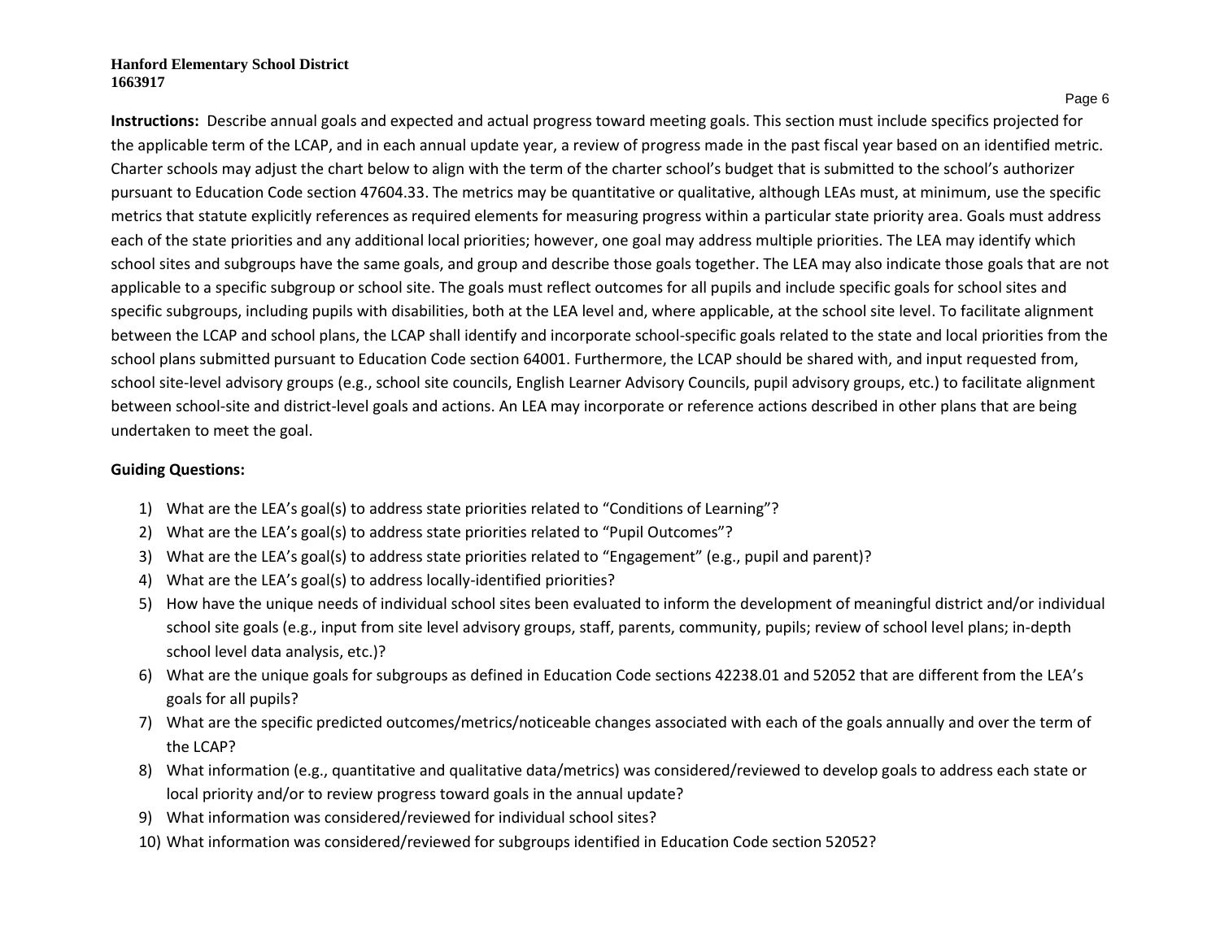**Instructions:** Describe annual goals and expected and actual progress toward meeting goals. This section must include specifics projected for the applicable term of the LCAP, and in each annual update year, a review of progress made in the past fiscal year based on an identified metric. Charter schools may adjust the chart below to align with the term of the charter school's budget that is submitted to the school's authorizer pursuant to Education Code section 47604.33. The metrics may be quantitative or qualitative, although LEAs must, at minimum, use the specific metrics that statute explicitly references as required elements for measuring progress within a particular state priority area. Goals must address each of the state priorities and any additional local priorities; however, one goal may address multiple priorities. The LEA may identify which school sites and subgroups have the same goals, and group and describe those goals together. The LEA may also indicate those goals that are not applicable to a specific subgroup or school site. The goals must reflect outcomes for all pupils and include specific goals for school sites and specific subgroups, including pupils with disabilities, both at the LEA level and, where applicable, at the school site level. To facilitate alignment between the LCAP and school plans, the LCAP shall identify and incorporate school-specific goals related to the state and local priorities from the school plans submitted pursuant to Education Code section 64001. Furthermore, the LCAP should be shared with, and input requested from, school site-level advisory groups (e.g., school site councils, English Learner Advisory Councils, pupil advisory groups, etc.) to facilitate alignment between school-site and district-level goals and actions. An LEA may incorporate or reference actions described in other plans that are being undertaken to meet the goal.

**Guiding Questions:**

1) What are the LEA's goal(s) to address state priorities related to "Conditions of Learning"?
2) What are the LEA's goal(s) to address state priorities related to "Pupil Outcomes"?
3) What are the LEA's goal(s) to address state priorities related to "Engagement" (e.g., pupil and parent)?
4) What are the LEA's goal(s) to address locally-identified priorities?
5) How have the unique needs of individual school sites been evaluated to inform the development of meaningful district and/or individual school site goals (e.g., input from site level advisory groups, staff, parents, community, pupils; review of school level plans; in-depth school level data analysis, etc.)?
6) What are the unique goals for subgroups as defined in Education Code sections 42238.01 and 52052 that are different from the LEA's goals for all pupils?
7) What are the specific predicted outcomes/metrics/noticeable changes associated with each of the goals annually and over the term of the LCAP?
8) What information (e.g., quantitative and qualitative data/metrics) was considered/reviewed to develop goals to address each state or local priority and/or to review progress toward goals in the annual update?
9) What information was considered/reviewed for individual school sites?
10) What information was considered/reviewed for subgroups identified in Education Code section 52052?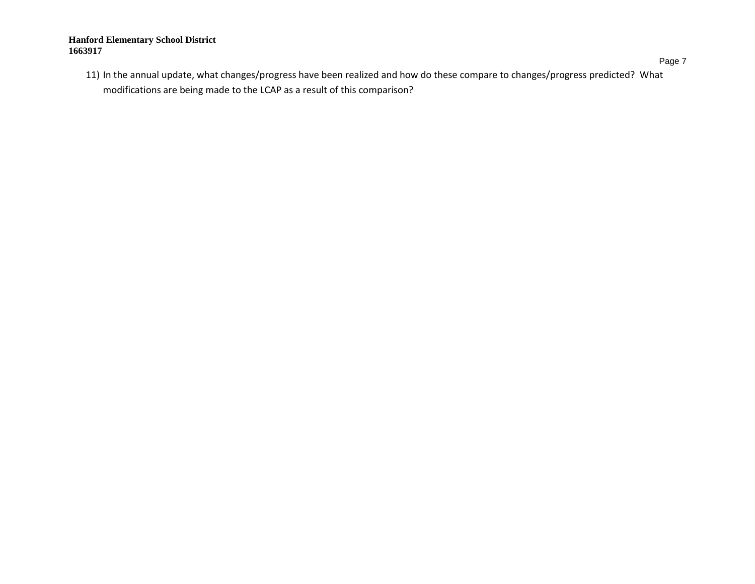11) In the annual update, what changes/progress have been realized and how do these compare to changes/progress predicted? What modifications are being made to the LCAP as a result of this comparison?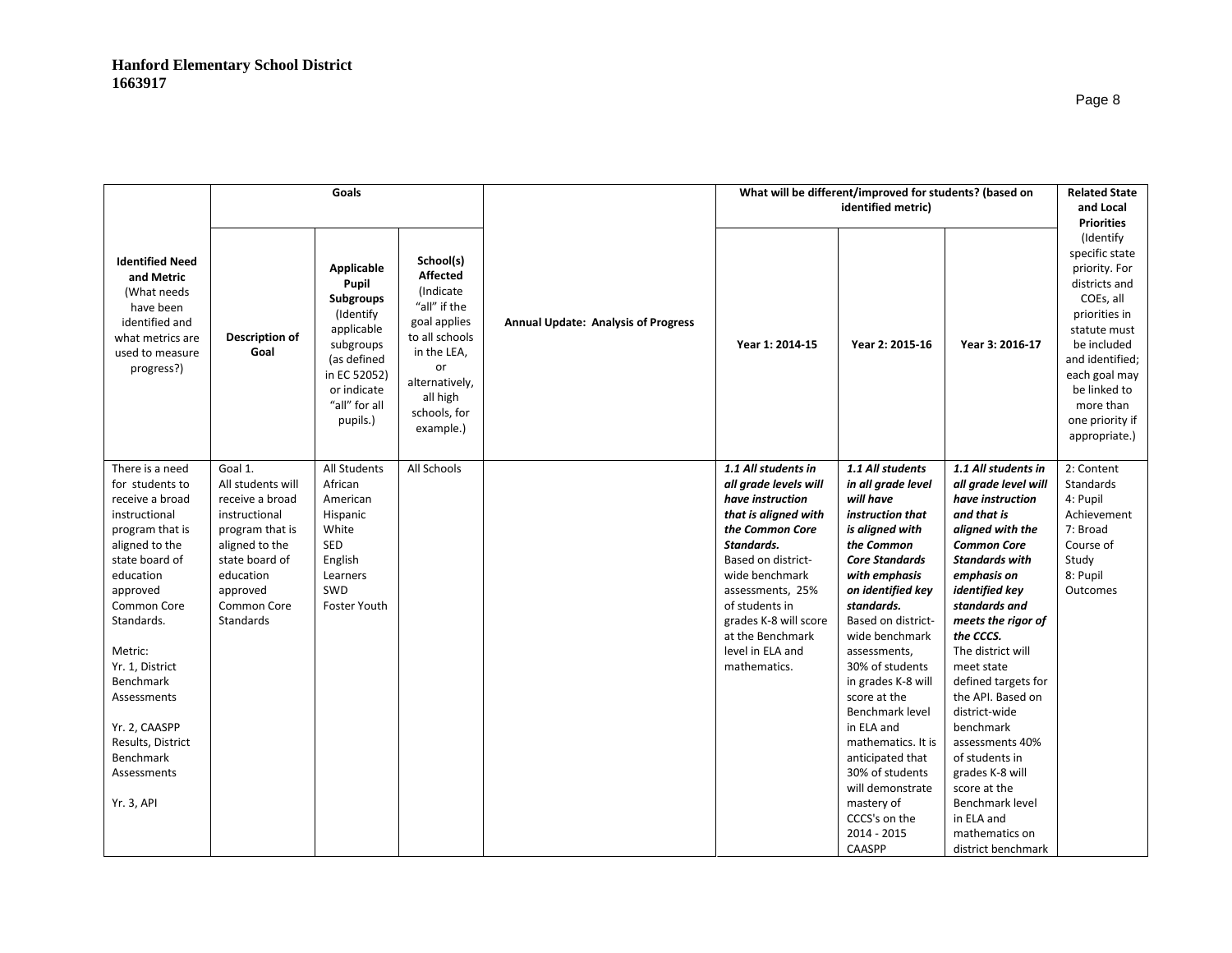| Identified Need and Metric (What needs have been identified and what metrics are used to measure progress?) | Goals | | | Annual Update: Analysis of Progress | What will be different/improved for students? (based on identified metric) | | | Related State and Local Priorities (Identify specific state priority. For districts and COEs, all priorities in statute must be included and identified; each goal may be linked to more than one priority if appropriate.) |
|---|---|---|---|---|---|---|---|---|
| | **Description of Goal** | **Applicable Pupil Subgroups** (Identify applicable subgroups (as defined in EC 52052) or indicate "all" for all pupils.) | **School(s) Affected** (Indicate "all" if the goal applies to all schools in the LEA, or alternatively, all high schools, for example.) | | **Year 1: 2014-15** | **Year 2: 2015-16** | **Year 3: 2016-17** | |
| There is a need for students to receive a broad instructional program that is aligned to the state board of education approved Common Core Standards.<br><br>Metric:<br>Yr. 1, District Benchmark Assessments<br><br>Yr. 2, CAASPP Results, District Benchmark Assessments<br><br>Yr. 3, API | Goal 1.<br>All students will receive a broad instructional program that is aligned to the state board of education approved Common Core Standards | All Students<br>African American<br>Hispanic<br>White<br>SED<br>English Learners<br>SWD<br>Foster Youth | All Schools | | ***1.1 All students in all grade levels will have instruction that is aligned with the Common Core Standards.***<br>Based on district-wide benchmark assessments, 25% of students in grades K-8 will score at the Benchmark level in ELA and mathematics. | ***1.1 All students in all grade level will have instruction that is aligned with the Common Core Standards with emphasis on identified key standards.***<br>Based on district-wide benchmark assessments, 30% of students in grades K-8 will score at the Benchmark level in ELA and mathematics. It is anticipated that 30% of students will demonstrate mastery of CCCS's on the 2014 - 2015 CAASPP | ***1.1 All students in all grade level will have instruction and that is aligned with the Common Core Standards with emphasis on identified key standards and meets the rigor of the CCCS.***<br>The district will meet state defined targets for the API. Based on district-wide benchmark assessments 40% of students in grades K-8 will score at the Benchmark level in ELA and mathematics on district benchmark | 2: Content Standards<br>4: Pupil Achievement<br>7: Broad Course of Study<br>8: Pupil Outcomes |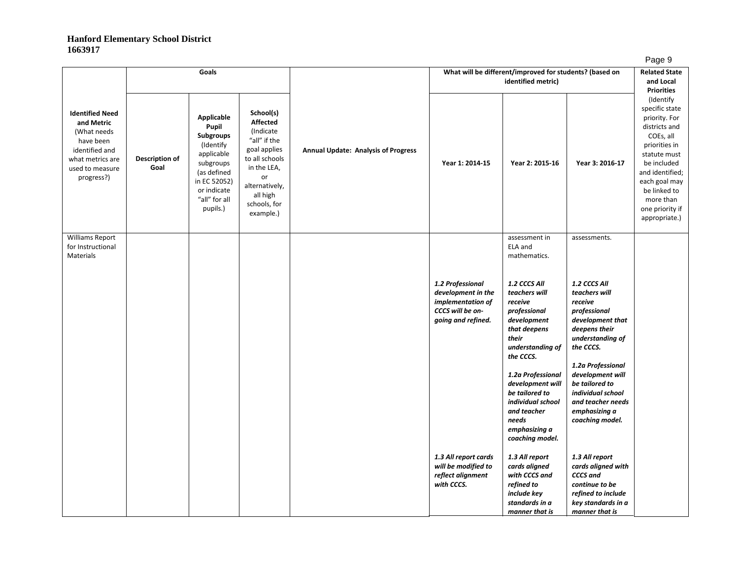**Hanford Elementary School District**
**1663917**

| Identified Need and Metric (What needs have been identified and what metrics are used to measure progress?) | Goals | | | Annual Update: Analysis of Progress | What will be different/improved for students? (based on identified metric) | | | Related State and Local Priorities (Identify specific state priority. For districts and COEs, all priorities in statute must be included and identified; each goal may be linked to more than one priority if appropriate.) |
|---|---|---|---|---|---|---|---|---|
| | **Description of Goal** | **Applicable Pupil Subgroups** (Identify applicable subgroups (as defined in EC 52052) or indicate "all" for all pupils.) | **School(s) Affected** (Indicate "all" if the goal applies to all schools in the LEA, or alternatively, all high schools, for example.) | | **Year 1: 2014-15** | **Year 2: 2015-16** | **Year 3: 2016-17** | |
| Williams Report for Instructional Materials | | | | | | assessment in ELA and mathematics. | assessments. | |
| | | | | | ***1.2 Professional development in the implementation of CCCS will be on-going and refined.*** | ***1.2 CCCS All teachers will receive professional development that deepens their understanding of the CCCS.*** <br><br> ***1.2a Professional development will be tailored to individual school and teacher needs emphasizing a coaching model.*** | ***1.2 CCCS All teachers will receive professional development that deepens their understanding of the CCCS.*** <br><br> ***1.2a Professional development will be tailored to individual school and teacher needs emphasizing a coaching model.*** | |
| | | | | | ***1.3 All report cards will be modified to reflect alignment with CCCS.*** | ***1.3 All report cards aligned with CCCS and refined to include key standards in a manner that is*** | ***1.3 All report cards aligned with CCCS and continue to be refined to include key standards in a manner that is*** | |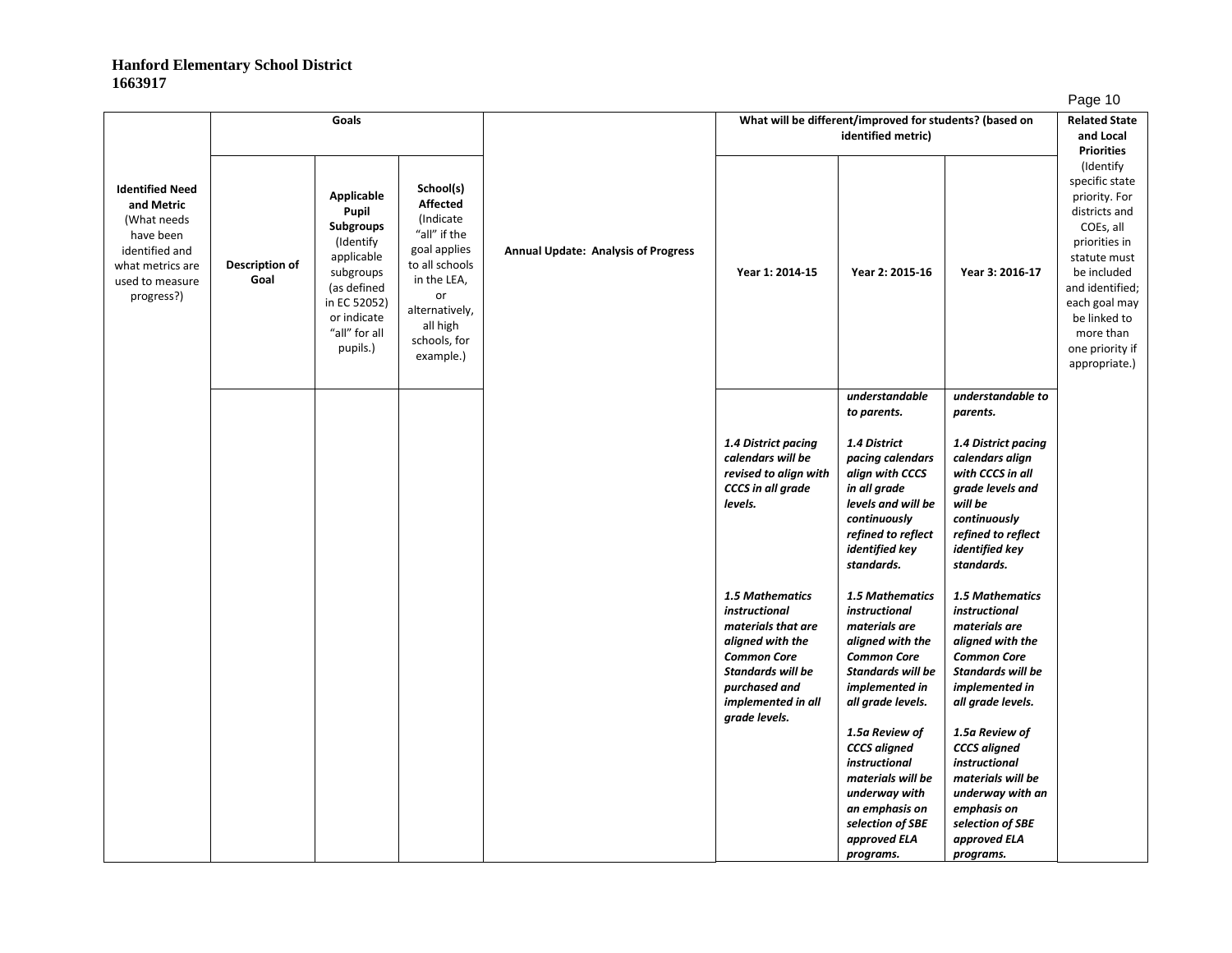**Hanford Elementary School District**
**1663917**

| Identified Need and Metric (What needs have been identified and what metrics are used to measure progress?) | Goals | | | Annual Update: Analysis of Progress | What will be different/improved for students? (based on identified metric) | | | Related State and Local Priorities (Identify specific state priority. For districts and COEs, all priorities in statute must be included and identified; each goal may be linked to more than one priority if appropriate.) |
|---|---|---|---|---|---|---|---|---|
| | Description of Goal | Applicable Pupil Subgroups (Identify applicable subgroups (as defined in EC 52052) or indicate "all" for all pupils.) | School(s) Affected (Indicate "all" if the goal applies to all schools in the LEA, or alternatively, all high schools, for example.) | | Year 1: 2014-15 | Year 2: 2015-16 | Year 3: 2016-17 | |
| | | | | | | *understandable to parents.* | *understandable to parents.* | |
| | | | | | *1.4 District pacing calendars will be revised to align with CCCS in all grade levels.* | *1.4 District pacing calendars align with CCCS in all grade levels and will be continuously refined to reflect identified key standards.* | *1.4 District pacing calendars align with CCCS in all grade levels and will be continuously refined to reflect identified key standards.* | |
| | | | | | *1.5 Mathematics instructional materials that are aligned with the Common Core Standards will be purchased and implemented in all grade levels.* | *1.5 Mathematics instructional materials are aligned with the Common Core Standards will be implemented in all grade levels.* | *1.5 Mathematics instructional materials are aligned with the Common Core Standards will be implemented in all grade levels.* | |
| | | | | | | *1.5a Review of CCCS aligned instructional materials will be underway with an emphasis on selection of SBE approved ELA programs.* | *1.5a Review of CCCS aligned instructional materials will be underway with an emphasis on selection of SBE approved ELA programs.* | |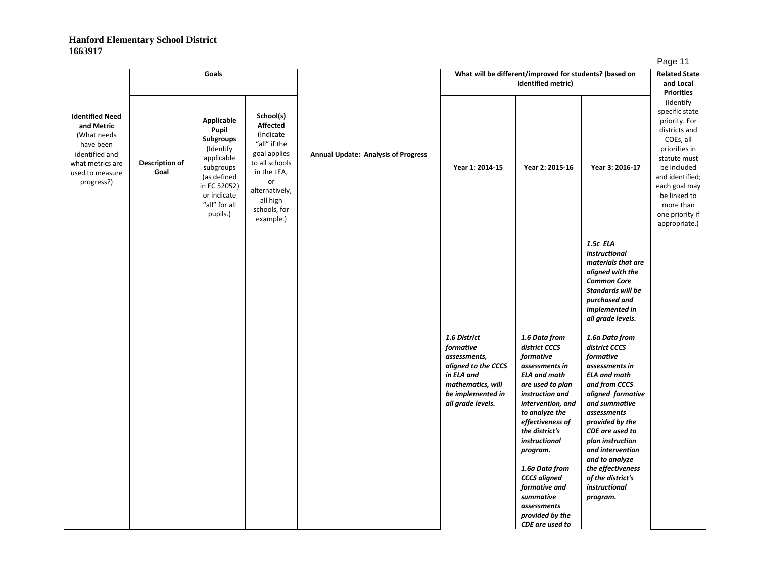**Hanford Elementary School District**
**1663917**

| Identified Need and Metric (What needs have been identified and what metrics are used to measure progress?) | Goals | | | Annual Update: Analysis of Progress | What will be different/improved for students? (based on identified metric) | | | Related State and Local Priorities (Identify specific state priority. For districts and COEs, all priorities in statute must be included and identified; each goal may be linked to more than one priority if appropriate.) |
|---|---|---|---|---|---|---|---|---|
| | **Description of Goal** | **Applicable Pupil Subgroups** (Identify applicable subgroups (as defined in EC 52052) or indicate "all" for all pupils.) | **School(s) Affected** (Indicate "all" if the goal applies to all schools in the LEA, or alternatively, all high schools, for example.) | | **Year 1: 2014-15** | **Year 2: 2015-16** | **Year 3: 2016-17** | |
| | | | | | ***1.6 District formative assessments, aligned to the CCCS in ELA and mathematics, will be implemented in all grade levels.*** | ***1.6 Data from district CCCS formative assessments in ELA and math are used to plan instruction and intervention, and to analyze the effectiveness of the district's instructional program.*** <br><br> ***1.6a Data from CCCS aligned formative and summative assessments provided by the CDE are used to*** | ***1.5c ELA instructional materials that are aligned with the Common Core Standards will be purchased and implemented in all grade levels.*** <br><br> ***1.6a Data from district CCCS formative assessments in ELA and math and from CCCS aligned formative and summative assessments provided by the CDE are used to plan instruction and intervention and to analyze the effectiveness of the district's instructional program.*** | |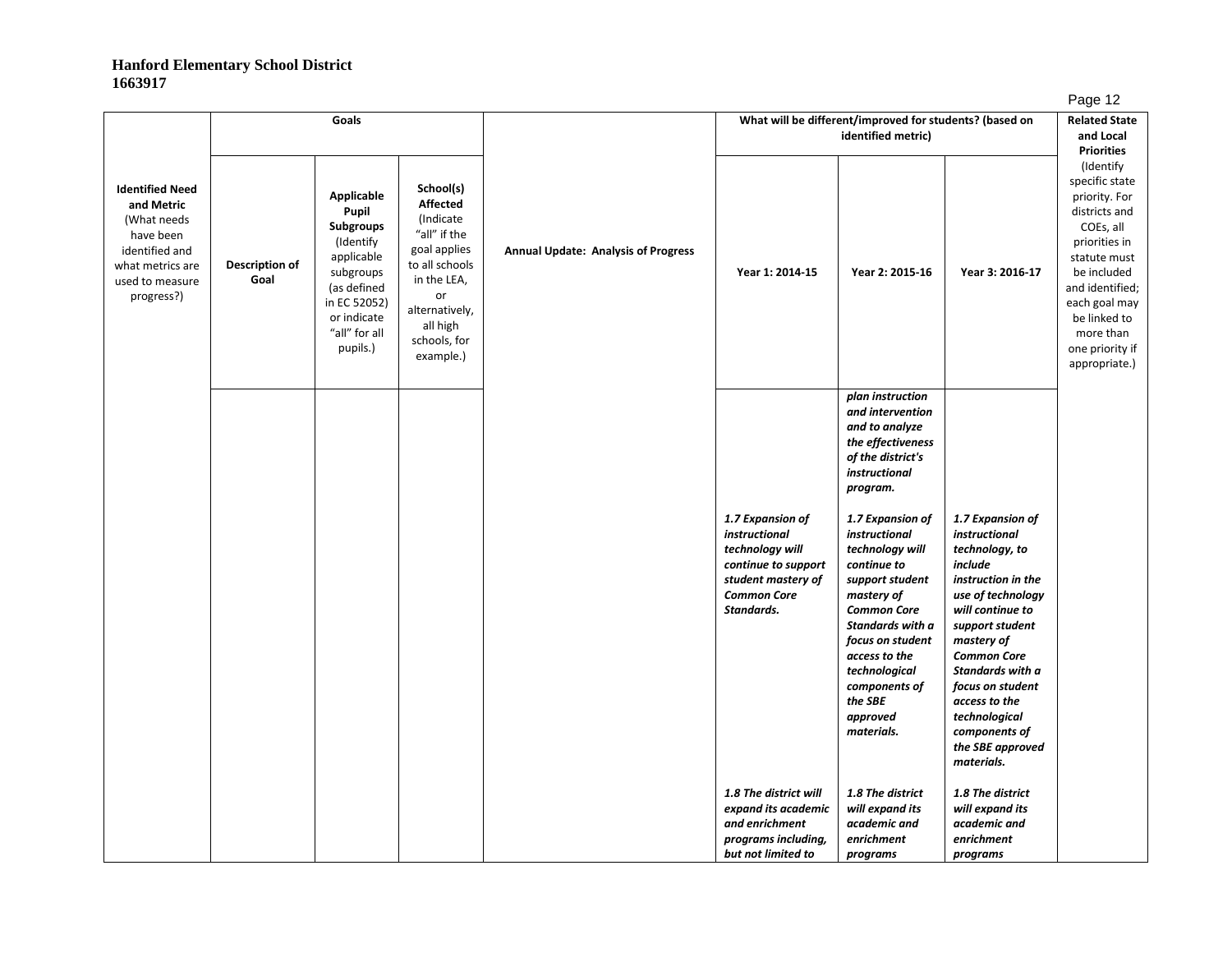**Hanford Elementary School District**
**1663917**

| Identified Need and Metric (What needs have been identified and what metrics are used to measure progress?) | Goals | | | Annual Update: Analysis of Progress | What will be different/improved for students? (based on identified metric) | | | Related State and Local Priorities (Identify specific state priority. For districts and COEs, all priorities in statute must be included and identified; each goal may be linked to more than one priority if appropriate.) |
|---|---|---|---|---|---|---|---|---|
| | Description of Goal | Applicable Pupil Subgroups (Identify applicable subgroups (as defined in EC 52052) or indicate "all" for all pupils.) | School(s) Affected (Indicate "all" if the goal applies to all schools in the LEA, or alternatively, all high schools, for example.) | | Year 1: 2014-15 | Year 2: 2015-16 | Year 3: 2016-17 | |
| | | | | | | *plan instruction and intervention and to analyze the effectiveness of the district's instructional program.* | | |
| | | | | | *1.7 Expansion of instructional technology will continue to support student mastery of Common Core Standards.* | *1.7 Expansion of instructional technology will continue to support student mastery of Common Core Standards with a focus on student access to the technological components of the SBE approved materials.* | *1.7 Expansion of instructional technology, to include instruction in the use of technology will continue to support student mastery of Common Core Standards with a focus on student access to the technological components of the SBE approved materials.* | |
| | | | | | *1.8 The district will expand its academic and enrichment programs including, but not limited to* | *1.8 The district will expand its academic and enrichment programs* | *1.8 The district will expand its academic and enrichment programs* | |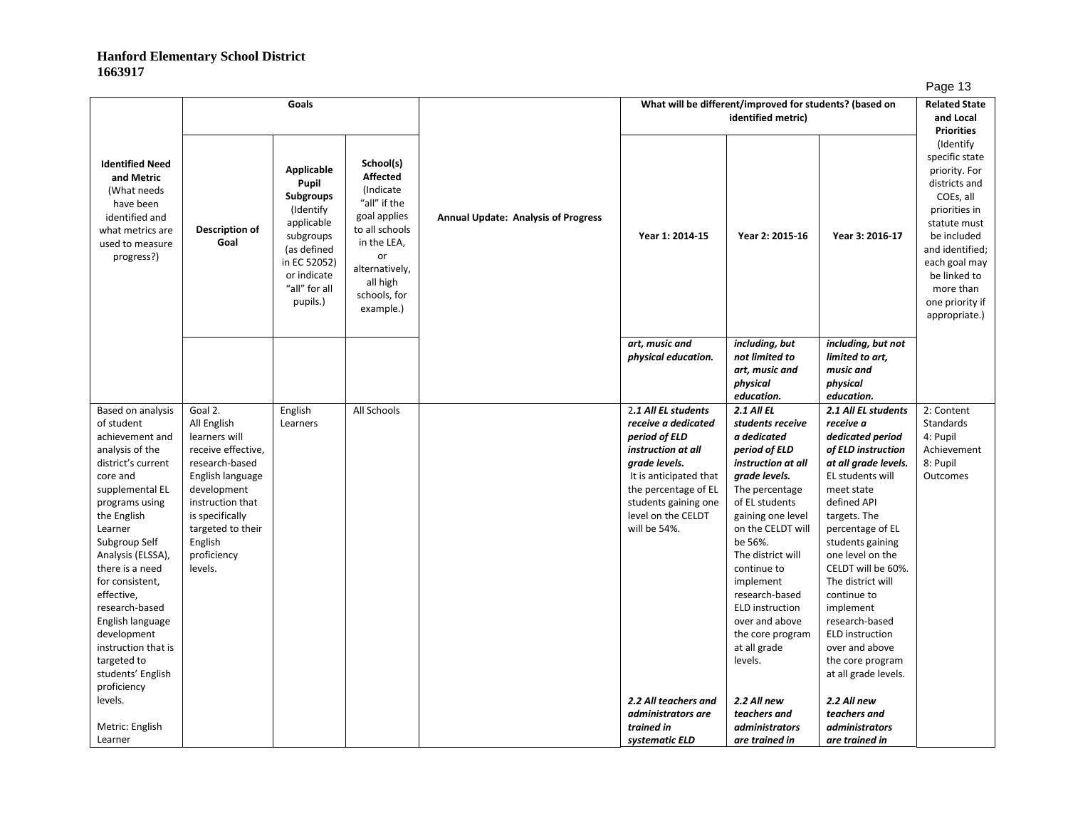**Hanford Elementary School District**
**1663917**

| Identified Need and Metric (What needs have been identified and what metrics are used to measure progress?) | Goals | | | Annual Update: Analysis of Progress | What will be different/improved for students? (based on identified metric) | | | Related State and Local Priorities (Identify specific state priority. For districts and COEs, all priorities in statute must be included and identified; each goal may be linked to more than one priority if appropriate.) |
|---|---|---|---|---|---|---|---|---|
| | **Description of Goal** | **Applicable Pupil Subgroups** (Identify applicable subgroups (as defined in EC 52052) or indicate "all" for all pupils.) | **School(s) Affected** (Indicate "all" if the goal applies to all schools in the LEA, or alternatively, all high schools, for example.) | | **Year 1: 2014-15** | **Year 2: 2015-16** | **Year 3: 2016-17** | |
| | | | | | ***art, music and physical education.*** | ***including, but not limited to art, music and physical education.*** | ***including, but not limited to art, music and physical education.*** | |
| Based on analysis of student achievement and analysis of the district's current core and supplemental EL programs using the English Learner Subgroup Self Analysis (ELSSA), there is a need for consistent, effective, research-based English language development instruction that is targeted to students' English proficiency levels.<br><br>Metric: English Learner | Goal 2.<br>All English learners will receive effective, research-based English language development instruction that is specifically targeted to their English proficiency levels. | English Learners | All Schools | | 2***.1 All EL students receive a dedicated period of ELD instruction at all grade levels.***<br>It is anticipated that the percentage of EL students gaining one level on the CELDT will be 54%.<br><br>***2.2 All teachers and administrators are trained in systematic ELD*** | ***2.1 All EL students receive a dedicated period of ELD instruction at all grade levels.***<br>The percentage of EL students gaining one level on the CELDT will be 56%.<br>The district will continue to implement research-based ELD instruction over and above the core program at all grade levels.<br><br>***2.2 All new teachers and administrators are trained in*** | ***2.1 All EL students receive a dedicated period of ELD instruction at all grade levels.***<br>EL students will meet state defined API targets. The percentage of EL students gaining one level on the CELDT will be 60%. The district will continue to implement research-based ELD instruction over and above the core program at all grade levels.<br><br>***2.2 All new teachers and administrators are trained in*** | 2: Content Standards<br>4: Pupil Achievement<br>8: Pupil Outcomes |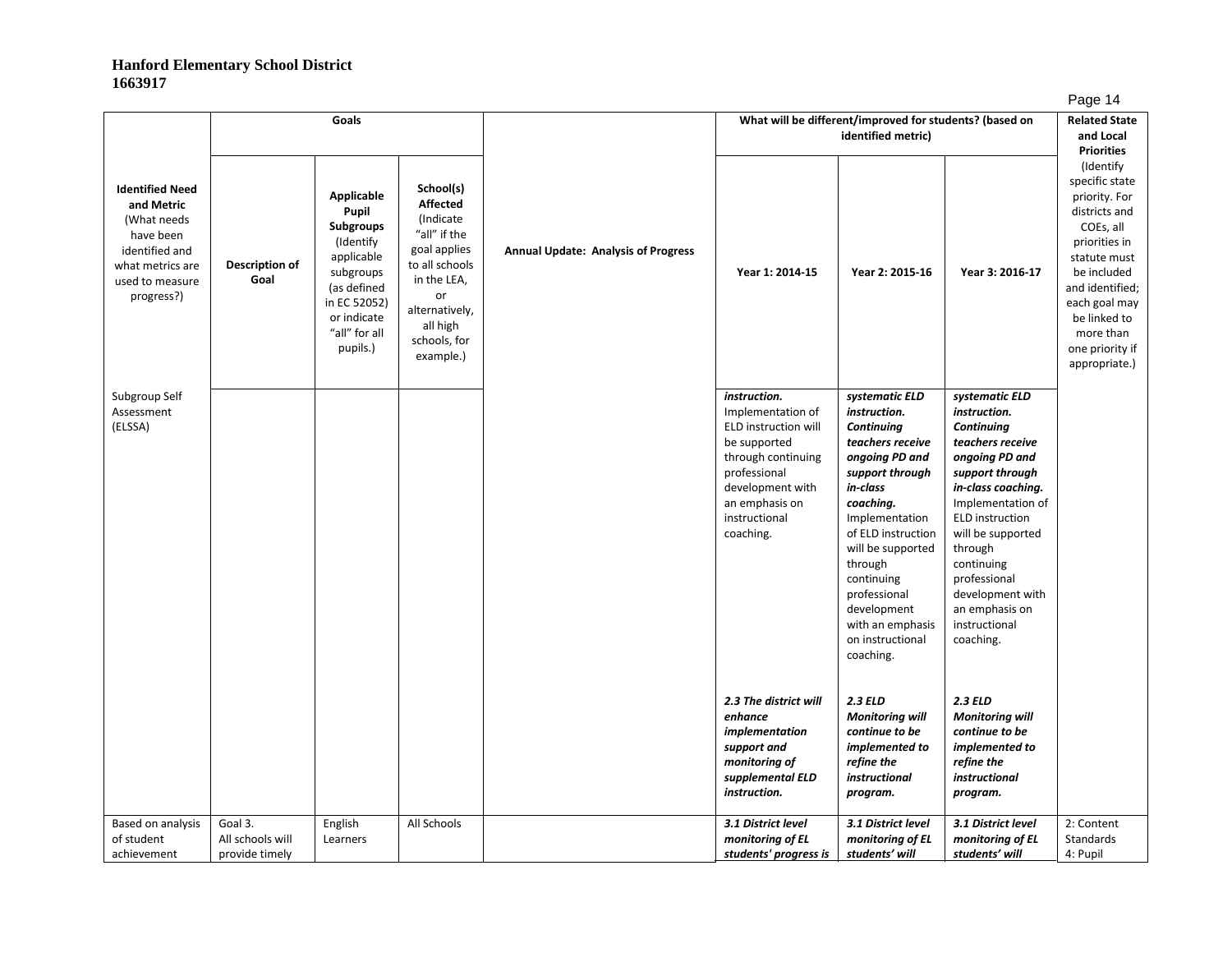**Hanford Elementary School District**
**1663917**

| Identified Need and Metric (What needs have been identified and what metrics are used to measure progress?) | Goals | | | Annual Update: Analysis of Progress | What will be different/improved for students? (based on identified metric) | | | Related State and Local Priorities (Identify specific state priority. For districts and COEs, all priorities in statute must be included and identified; each goal may be linked to more than one priority if appropriate.) |
|---|---|---|---|---|---|---|---|---|
| | **Description of Goal** | **Applicable Pupil Subgroups** (Identify applicable subgroups (as defined in EC 52052) or indicate "all" for all pupils.) | **School(s) Affected** (Indicate "all" if the goal applies to all schools in the LEA, or alternatively, all high schools, for example.) | | **Year 1: 2014-15** | **Year 2: 2015-16** | **Year 3: 2016-17** | |
| Subgroup Self Assessment (ELSSA) | | | | | ***instruction.*** Implementation of ELD instruction will be supported through continuing professional development with an emphasis on instructional coaching.<br><br>***2.3 The district will enhance implementation support and monitoring of supplemental ELD instruction.*** | ***systematic ELD instruction. Continuing teachers receive ongoing PD and support through in-class coaching.*** Implementation of ELD instruction will be supported through continuing professional development with an emphasis on instructional coaching.<br><br>***2.3 ELD Monitoring will continue to be implemented to refine the instructional program.*** | ***systematic ELD instruction. Continuing teachers receive ongoing PD and support through in-class coaching.*** Implementation of ELD instruction will be supported through continuing professional development with an emphasis on instructional coaching.<br><br>***2.3 ELD Monitoring will continue to be implemented to refine the instructional program.*** | |
| Based on analysis of student achievement | Goal 3. All schools will provide timely | English Learners | All Schools | | ***3.1 District level monitoring of EL students' progress is*** | ***3.1 District level monitoring of EL students' will*** | ***3.1 District level monitoring of EL students' will*** | 2: Content Standards<br>4: Pupil |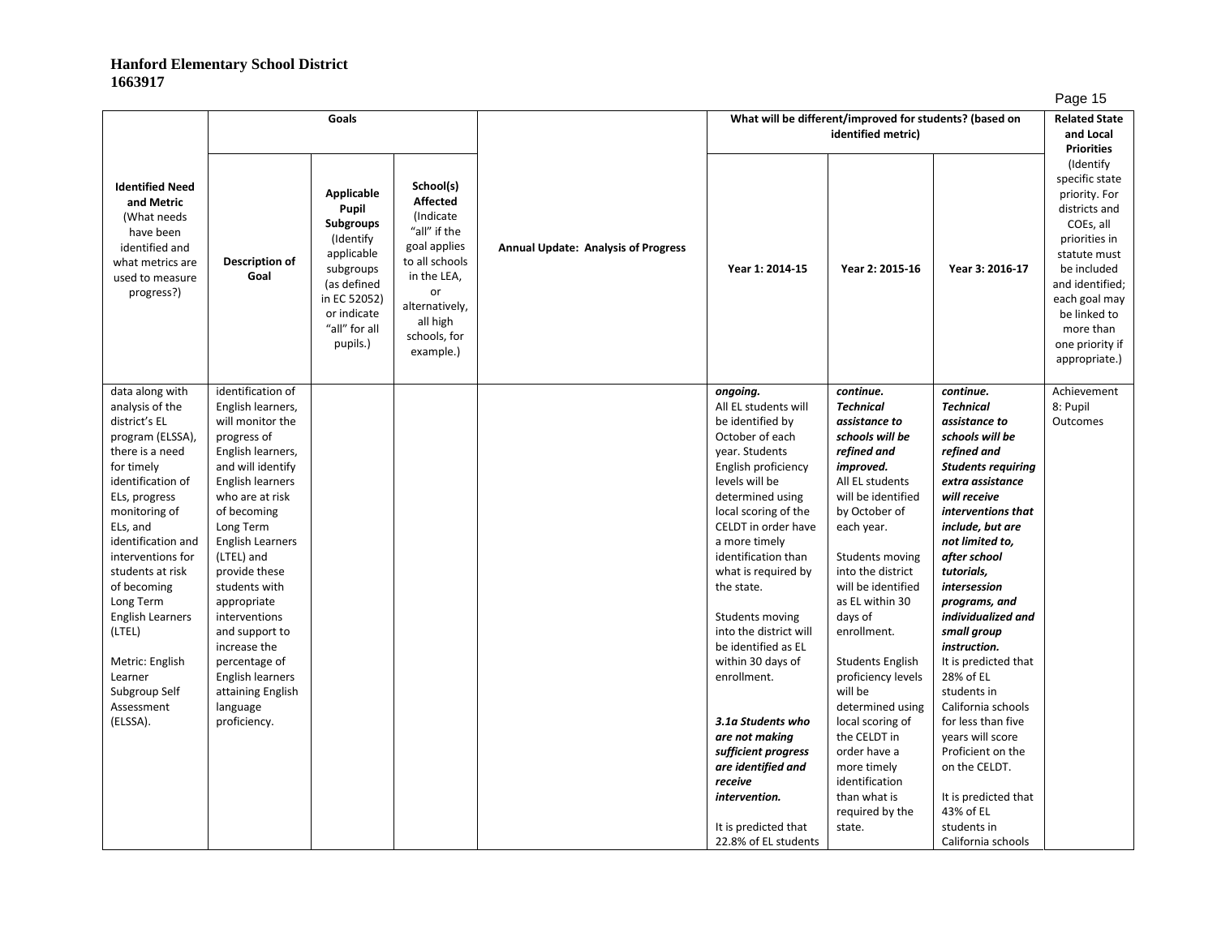**Hanford Elementary School District**
**1663917**

| Identified Need and Metric (What needs have been identified and what metrics are used to measure progress?) | Goals | | | Annual Update: Analysis of Progress | What will be different/improved for students? (based on identified metric) | | | Related State and Local Priorities (Identify specific state priority. For districts and COEs, all priorities in statute must be included and identified; each goal may be linked to more than one priority if appropriate.) |
|---|---|---|---|---|---|---|---|---|
| | Description of Goal | Applicable Pupil Subgroups (Identify applicable subgroups (as defined in EC 52052) or indicate "all" for all pupils.) | School(s) Affected (Indicate "all" if the goal applies to all schools in the LEA, or alternatively, all high schools, for example.) | | Year 1: 2014-15 | Year 2: 2015-16 | Year 3: 2016-17 | |
| data along with analysis of the district's EL program (ELSSA), there is a need for timely identification of ELs, progress monitoring of ELs, and identification and interventions for students at risk of becoming Long Term English Learners (LTEL)<br><br>Metric: English Learner Subgroup Self Assessment (ELSSA). | identification of English learners, will monitor the progress of English learners, and will identify English learners who are at risk of becoming Long Term English Learners (LTEL) and provide these students with appropriate interventions and support to increase the percentage of English learners attaining English language proficiency. | | | | ***ongoing.***<br>All EL students will be identified by October of each year. Students English proficiency levels will be determined using local scoring of the CELDT in order have a more timely identification than what is required by the state.<br><br>Students moving into the district will be identified as EL within 30 days of enrollment.<br><br>***3.1a Students who are not making sufficient progress are identified and receive intervention.***<br><br>It is predicted that 22.8% of EL students | ***continue. Technical assistance to schools will be refined and improved.***<br>All EL students will be identified by October of each year.<br><br>Students moving into the district will be identified as EL within 30 days of enrollment.<br><br>Students English proficiency levels will be determined using local scoring of the CELDT in order have a more timely identification than what is required by the state. | ***continue. Technical assistance to schools will be refined and improved. Students requiring extra assistance will receive interventions that include, but are not limited to, after school tutorials, intersession programs, and individualized and small group instruction.***<br>It is predicted that 28% of EL students in California schools for less than five years will score Proficient on the on the CELDT.<br><br>It is predicted that 43% of EL students in California schools | Achievement 8: Pupil Outcomes |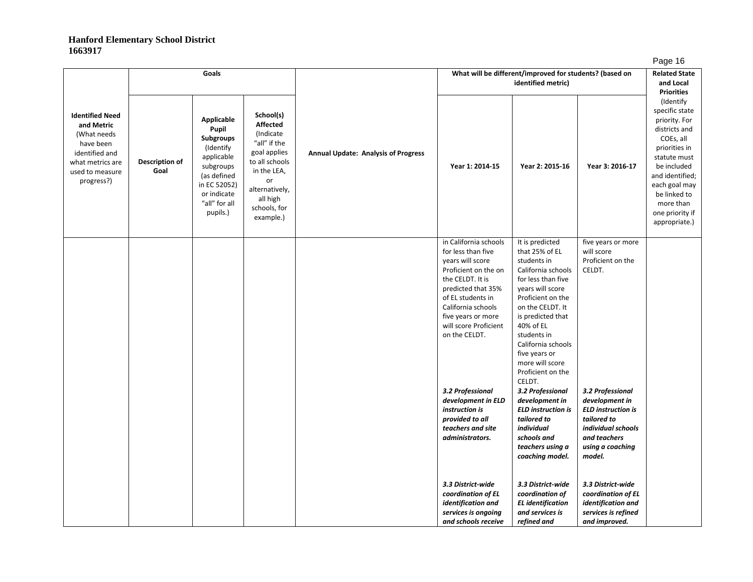**Hanford Elementary School District**
**1663917**

| Identified Need and Metric (What needs have been identified and what metrics are used to measure progress?) | Goals | | | Annual Update: Analysis of Progress | What will be different/improved for students? (based on identified metric) | | | Related State and Local Priorities (Identify specific state priority. For districts and COEs, all priorities in statute must be included and identified; each goal may be linked to more than one priority if appropriate.) |
|---|---|---|---|---|---|---|---|---|
| | Description of Goal | Applicable Pupil Subgroups (Identify applicable subgroups (as defined in EC 52052) or indicate "all" for all pupils.) | School(s) Affected (Indicate "all" if the goal applies to all schools in the LEA, or alternatively, all high schools, for example.) | | Year 1: 2014-15 | Year 2: 2015-16 | Year 3: 2016-17 | |
| | | | | | in California schools for less than five years will score Proficient on the on the CELDT. It is predicted that 35% of EL students in California schools five years or more will score Proficient on the CELDT.<br><br>***3.2 Professional development in ELD instruction is provided to all teachers and site administrators.***<br><br>***3.3 District-wide coordination of EL identification and services is ongoing and schools receive*** | It is predicted that 25% of EL students in California schools for less than five years will score Proficient on the on the CELDT. It is predicted that 40% of EL students in California schools five years or more will score Proficient on the CELDT.<br><br>***3.2 Professional development in ELD instruction is tailored to individual schools and teachers using a coaching model.***<br><br>***3.3 District-wide coordination of EL identification and services is refined and*** | five years or more will score Proficient on the CELDT.<br><br>***3.2 Professional development in ELD instruction is tailored to individual schools and teachers using a coaching model.***<br><br>***3.3 District-wide coordination of EL identification and services is refined and improved.*** | |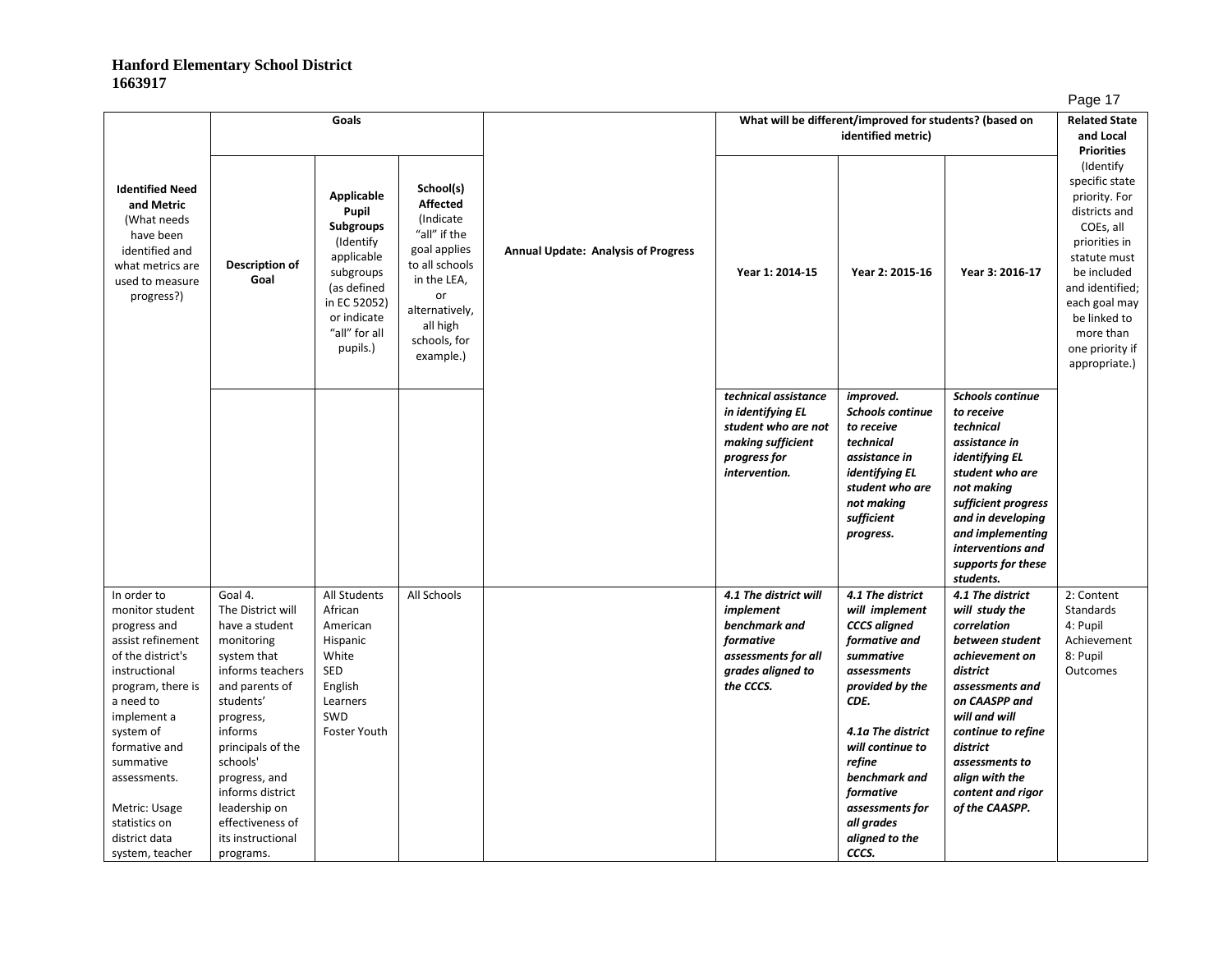**Hanford Elementary School District**
**1663917**

| Identified Need and Metric (What needs have been identified and what metrics are used to measure progress?) | Goals | | | Annual Update: Analysis of Progress | What will be different/improved for students? (based on identified metric) | | | Related State and Local Priorities (Identify specific state priority. For districts and COEs, all priorities in statute must be included and identified; each goal may be linked to more than one priority if appropriate.) |
|---|---|---|---|---|---|---|---|---|
| | Description of Goal | Applicable Pupil Subgroups (Identify applicable subgroups (as defined in EC 52052) or indicate "all" for all pupils.) | School(s) Affected (Indicate "all" if the goal applies to all schools in the LEA, or alternatively, all high schools, for example.) | | Year 1: 2014-15 | Year 2: 2015-16 | Year 3: 2016-17 | |
| | | | | | *technical assistance in identifying EL student who are not making sufficient progress for intervention.* | *improved. Schools continue to receive technical assistance in identifying EL student who are not making sufficient progress.* | *Schools continue to receive technical assistance in identifying EL student who are not making sufficient progress and in developing and implementing interventions and supports for these students.* | |
| In order to monitor student progress and assist refinement of the district's instructional program, there is a need to implement a system of formative and summative assessments.<br><br>Metric: Usage statistics on district data system, teacher | Goal 4.<br>The District will have a student monitoring system that informs teachers and parents of students' progress, informs principals of the schools' progress, and informs district leadership on effectiveness of its instructional programs. | All Students<br>African American<br>Hispanic<br>White<br>SED<br>English Learners<br>SWD<br>Foster Youth | All Schools | | *4.1 The district will implement benchmark and formative assessments for all grades aligned to the CCCS.* | *4.1 The district will implement CCCS aligned formative and summative assessments provided by the CDE.*<br><br>*4.1a The district will continue to refine benchmark and formative assessments for all grades aligned to the CCCS.* | *4.1 The district will study the correlation between student achievement on district assessments and on CAASPP and will and will continue to refine district assessments to align with the content and rigor of the CAASPP.* | 2: Content Standards<br>4: Pupil Achievement<br>8: Pupil Outcomes |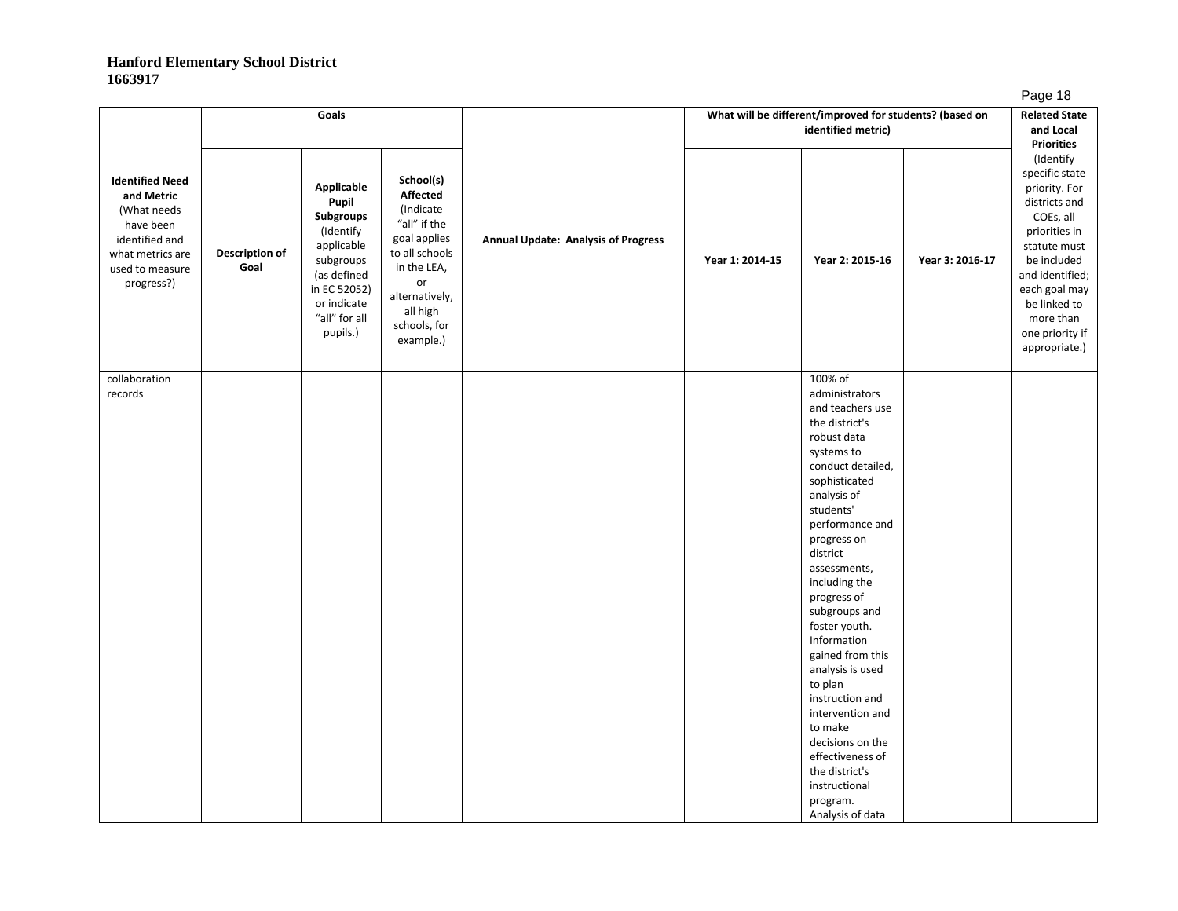**Hanford Elementary School District**
**1663917**

| Identified Need and Metric (What needs have been identified and what metrics are used to measure progress?) | Goals | | | Annual Update: Analysis of Progress | What will be different/improved for students? (based on identified metric) | | | Related State and Local Priorities (Identify specific state priority. For districts and COEs, all priorities in statute must be included and identified; each goal may be linked to more than one priority if appropriate.) |
|---|---|---|---|---|---|---|---|---|
| | Description of Goal | Applicable Pupil Subgroups (Identify applicable subgroups (as defined in EC 52052) or indicate "all" for all pupils.) | School(s) Affected (Indicate "all" if the goal applies to all schools in the LEA, or alternatively, all high schools, for example.) | | Year 1: 2014-15 | Year 2: 2015-16 | Year 3: 2016-17 | |
| collaboration records | | | | | | 100% of administrators and teachers use the district's robust data systems to conduct detailed, sophisticated analysis of students' performance and progress on district assessments, including the progress of subgroups and foster youth. Information gained from this analysis is used to plan instruction and intervention and to make decisions on the effectiveness of the district's instructional program. Analysis of data | | |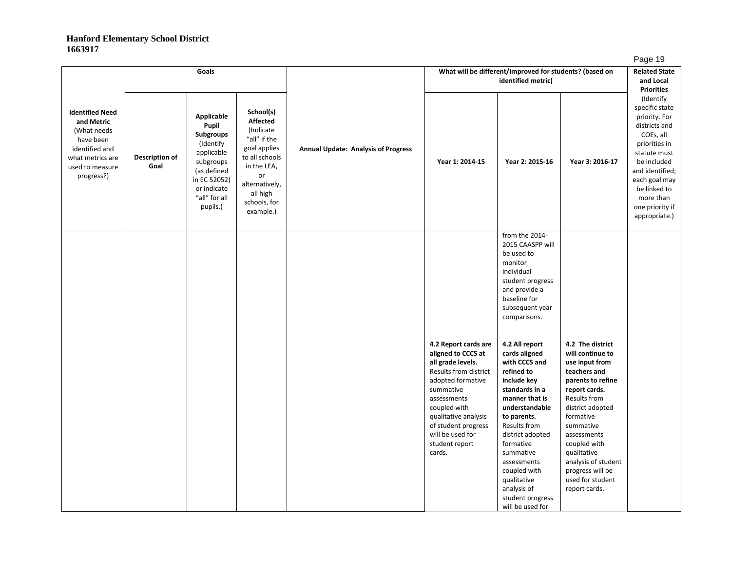**Hanford Elementary School District**
**1663917**

| Identified Need and Metric (What needs have been identified and what metrics are used to measure progress?) | Goals | | | Annual Update: Analysis of Progress | What will be different/improved for students? (based on identified metric) | | | Related State and Local Priorities (Identify specific state priority. For districts and COEs, all priorities in statute must be included and identified; each goal may be linked to more than one priority if appropriate.) |
|---|---|---|---|---|---|---|---|---|
| | Description of Goal | Applicable Pupil Subgroups (Identify applicable subgroups (as defined in EC 52052) or indicate "all" for all pupils.) | School(s) Affected (Indicate "all" if the goal applies to all schools in the LEA, or alternatively, all high schools, for example.) | | Year 1: 2014-15 | Year 2: 2015-16 | Year 3: 2016-17 | |
| | | | | | | from the 2014-2015 CAASPP will be used to monitor individual student progress and provide a baseline for subsequent year comparisons. | | |
| | | | | | **4.2 Report cards are aligned to CCCS at all grade levels.** Results from district adopted formative summative assessments coupled with qualitative analysis of student progress will be used for student report cards. | **4.2 All report cards aligned with CCCS and refined to include key standards in a manner that is understandable to parents.** Results from district adopted formative summative assessments coupled with qualitative analysis of student progress will be used for | **4.2 The district will continue to use input from teachers and parents to refine report cards.** Results from district adopted formative summative assessments coupled with qualitative analysis of student progress will be used for student report cards. | |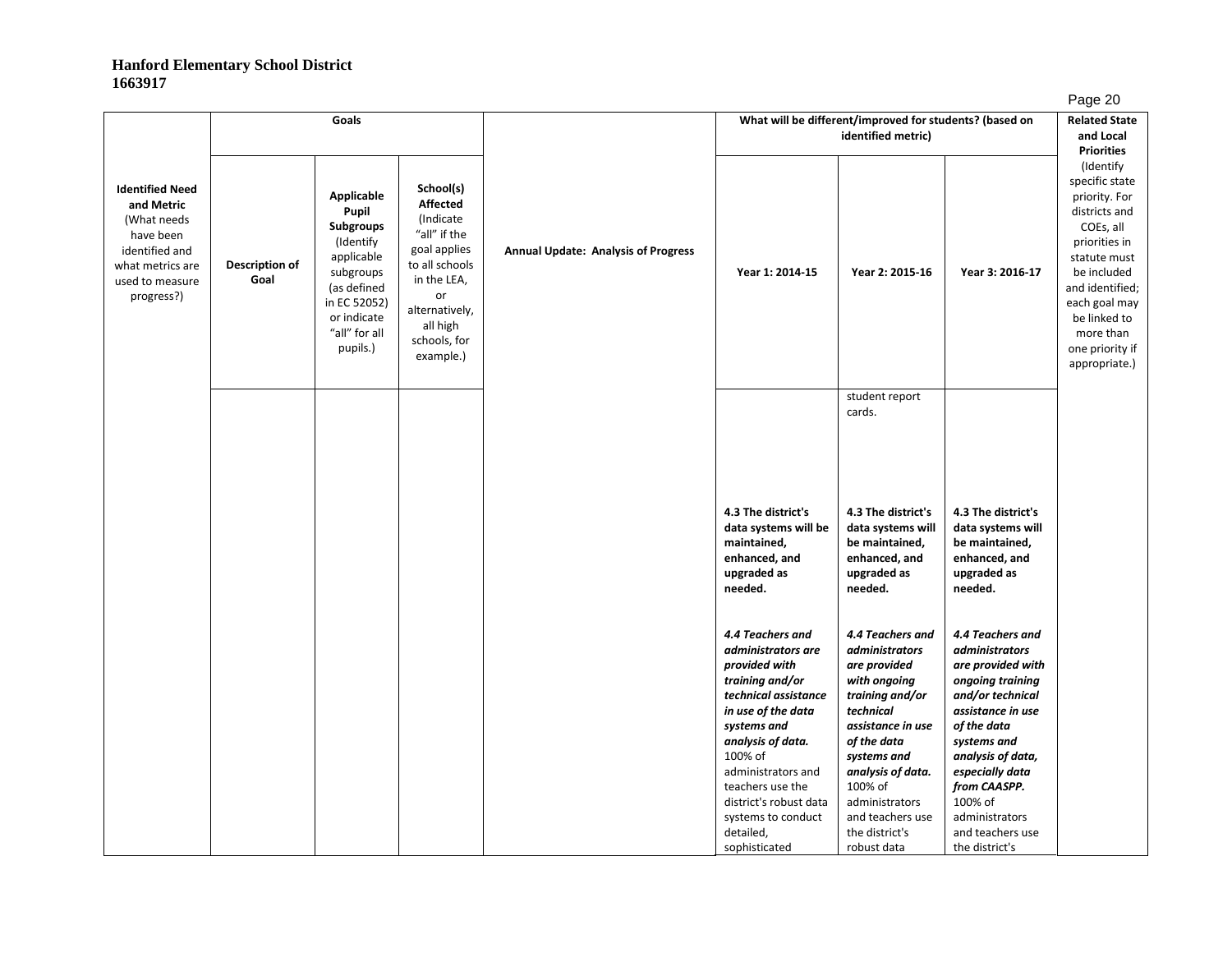**Hanford Elementary School District**
**1663917**

| Identified Need and Metric (What needs have been identified and what metrics are used to measure progress?) | Goals | | | Annual Update: Analysis of Progress | What will be different/improved for students? (based on identified metric) | | | Related State and Local Priorities (Identify specific state priority. For districts and COEs, all priorities in statute must be included and identified; each goal may be linked to more than one priority if appropriate.) |
|---|---|---|---|---|---|---|---|---|
| | **Description of Goal** | **Applicable Pupil Subgroups** (Identify applicable subgroups (as defined in EC 52052) or indicate "all" for all pupils.) | **School(s) Affected** (Indicate "all" if the goal applies to all schools in the LEA, or alternatively, all high schools, for example.) | | **Year 1: 2014-15** | **Year 2: 2015-16** | **Year 3: 2016-17** | |
| | | | | | | student report cards.<br><br>**4.3 The district's data systems will be maintained, enhanced, and upgraded as needed.** | | |
| | | | | | **4.3 The district's data systems will be maintained, enhanced, and upgraded as needed.** | | **4.3 The district's data systems will be maintained, enhanced, and upgraded as needed.** | |
| | | | | | ***4.4 Teachers and administrators are provided with training and/or technical assistance in use of the data systems and analysis of data.*** 100% of administrators and teachers use the district's robust data systems to conduct detailed, sophisticated | ***4.4 Teachers and administrators are provided with ongoing training and/or technical assistance in use of the data systems and analysis of data.*** 100% of administrators and teachers use the district's robust data | ***4.4 Teachers and administrators are provided with ongoing training and/or technical assistance in use of the data systems and analysis of data, especially data from CAASPP.*** 100% of administrators and teachers use the district's | |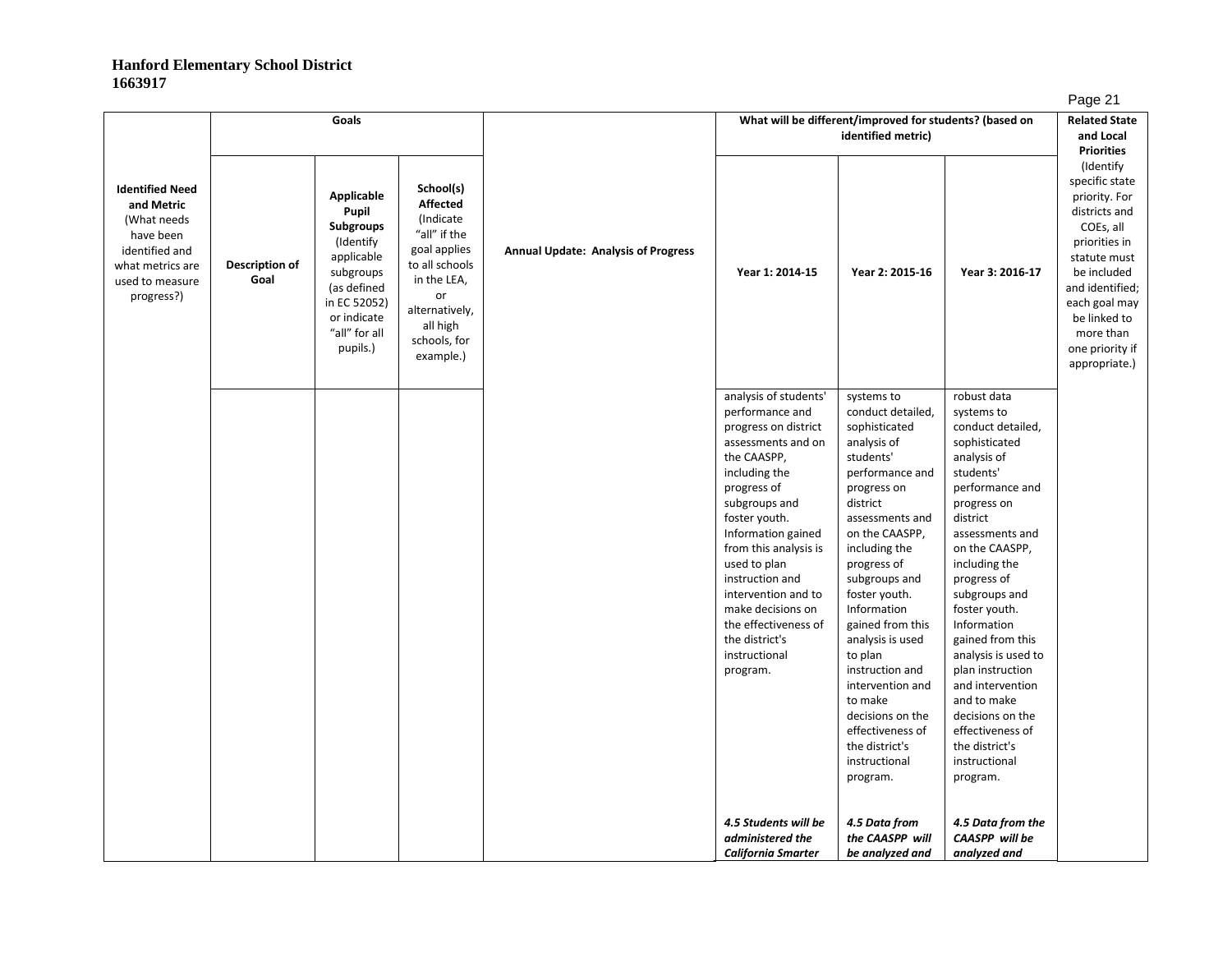**Hanford Elementary School District**
**1663917**

| Identified Need and Metric (What needs have been identified and what metrics are used to measure progress?) | Goals | | | Annual Update: Analysis of Progress | What will be different/improved for students? (based on identified metric) | | | Related State and Local Priorities (Identify specific state priority. For districts and COEs, all priorities in statute must be included and identified; each goal may be linked to more than one priority if appropriate.) |
|---|---|---|---|---|---|---|---|---|
| | Description of Goal | Applicable Pupil Subgroups (Identify applicable subgroups (as defined in EC 52052) or indicate "all" for all pupils.) | School(s) Affected (Indicate "all" if the goal applies to all schools in the LEA, or alternatively, all high schools, for example.) | | Year 1: 2014-15 | Year 2: 2015-16 | Year 3: 2016-17 | |
| | | | | | analysis of students' performance and progress on district assessments and on the CAASPP, including the progress of subgroups and foster youth. Information gained from this analysis is used to plan instruction and intervention and to make decisions on the effectiveness of the district's instructional program. | systems to conduct detailed, sophisticated analysis of students' performance and progress on district assessments and on the CAASPP, including the progress of subgroups and foster youth. Information gained from this analysis is used to plan instruction and intervention and to make decisions on the effectiveness of the district's instructional program. | robust data systems to conduct detailed, sophisticated analysis of students' performance and progress on district assessments and on the CAASPP, including the progress of subgroups and foster youth. Information gained from this analysis is used to plan instruction and intervention and to make decisions on the effectiveness of the district's instructional program. | |
| | | | | | ***4.5 Students will be administered the California Smarter*** | ***4.5 Data from the CAASPP will be analyzed and*** | ***4.5 Data from the CAASPP will be analyzed and*** | |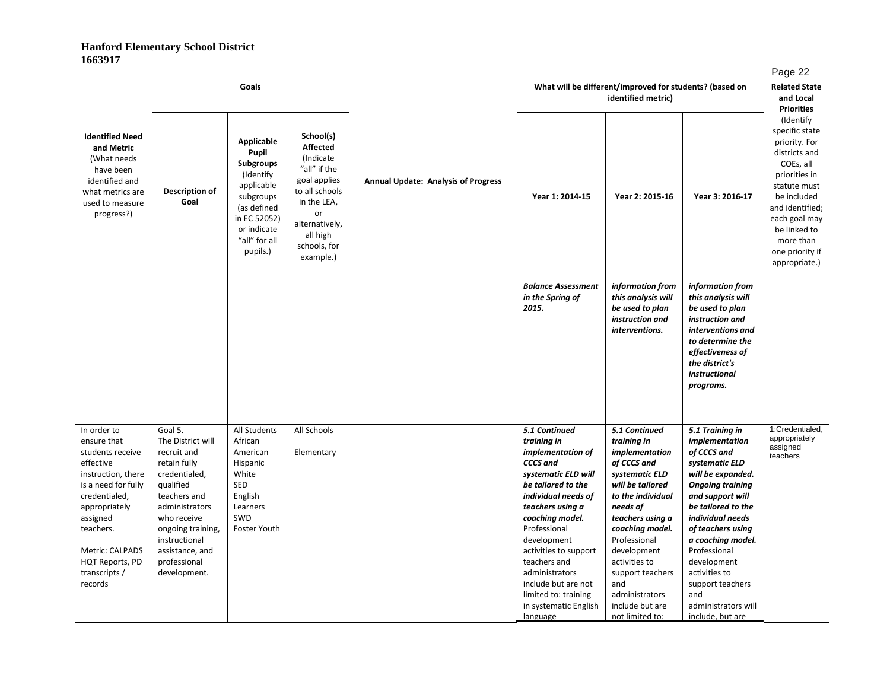**Hanford Elementary School District**
**1663917**

| Identified Need and Metric (What needs have been identified and what metrics are used to measure progress?) | Goals | | | Annual Update: Analysis of Progress | What will be different/improved for students? (based on identified metric) | | | Related State and Local Priorities (Identify specific state priority. For districts and COEs, all priorities in statute must be included and identified; each goal may be linked to more than one priority if appropriate.) |
|---|---|---|---|---|---|---|---|---|
| | Description of Goal | Applicable Pupil Subgroups (Identify applicable subgroups (as defined in EC 52052) or indicate "all" for all pupils.) | School(s) Affected (Indicate "all" if the goal applies to all schools in the LEA, or alternatively, all high schools, for example.) | | Year 1: 2014-15 | Year 2: 2015-16 | Year 3: 2016-17 | |
| | | | | | ***Balance Assessment in the Spring of 2015.*** | ***information from this analysis will be used to plan instruction and interventions.*** | ***information from this analysis will be used to plan instruction and interventions and to determine the effectiveness of the district's instructional programs.*** | |
| In order to ensure that students receive effective instruction, there is a need for fully credentialed, appropriately assigned teachers.<br><br>Metric: CALPADS HQT Reports, PD transcripts / records | Goal 5.<br>The District will recruit and retain fully credentialed, qualified teachers and administrators who receive ongoing training, instructional assistance, and professional development. | All Students<br>African American<br>Hispanic<br>White<br>SED<br>English Learners<br>SWD<br>Foster Youth | All Schools<br><br>Elementary | | ***5.1 Continued training in implementation of CCCS and systematic ELD will be tailored to the individual needs of teachers using a coaching model.*** Professional development activities to support teachers and administrators include but are not limited to: training in systematic English language | ***5.1 Continued training in implementation of CCCS and systematic ELD will be tailored to the individual needs of teachers using a coaching model.*** Professional development activities to support teachers and administrators include but are not limited to: | ***5.1 Training in implementation of CCCS and systematic ELD will be expanded. Ongoing training and support will be tailored to the individual needs of teachers using a coaching model.*** Professional development activities to support teachers and administrators will include, but are | 1:Credentialed, appropriately assigned teachers |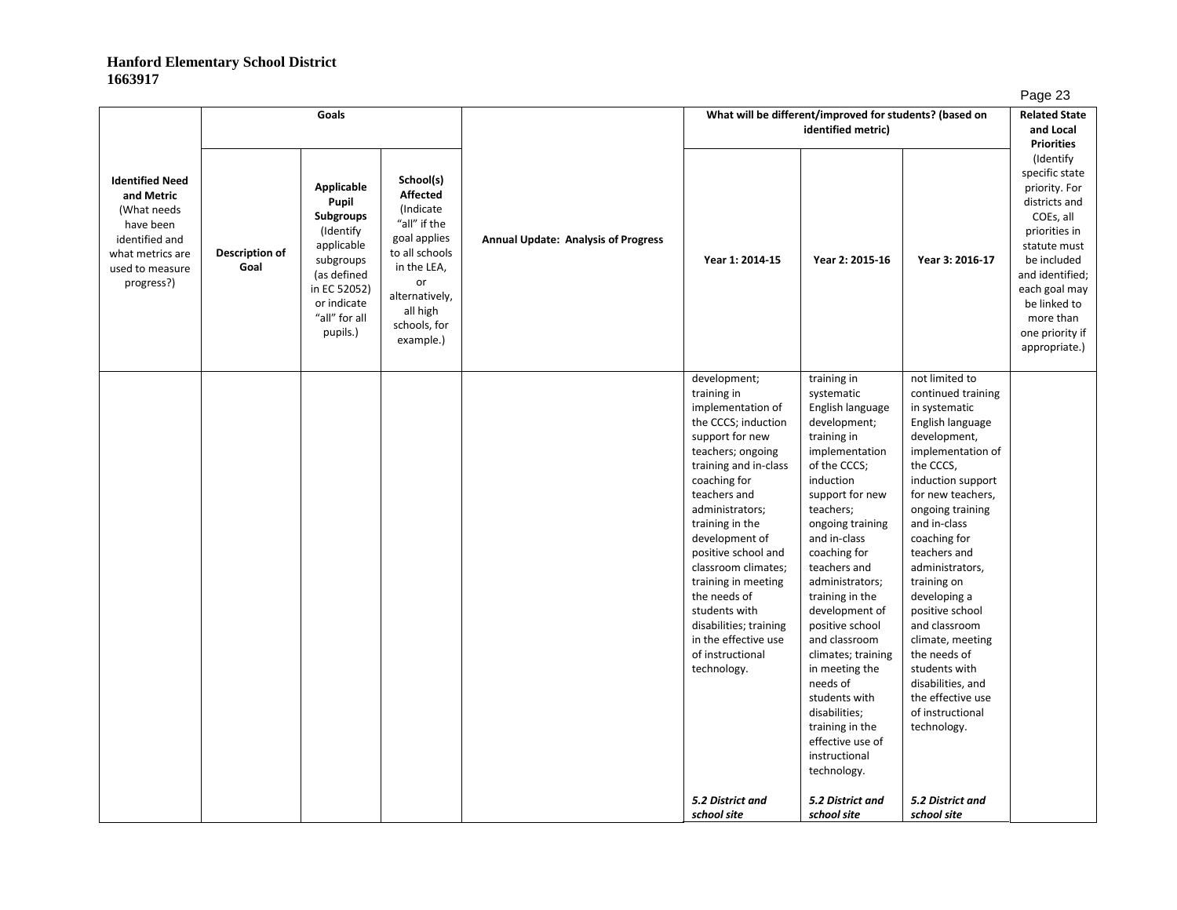**Hanford Elementary School District**
**1663917**

| Identified Need and Metric (What needs have been identified and what metrics are used to measure progress?) | Goals | | | Annual Update: Analysis of Progress | What will be different/improved for students? (based on identified metric) | | | Related State and Local Priorities (Identify specific state priority. For districts and COEs, all priorities in statute must be included and identified; each goal may be linked to more than one priority if appropriate.) |
|---|---|---|---|---|---|---|---|---|
| | Description of Goal | Applicable Pupil Subgroups (Identify applicable subgroups (as defined in EC 52052) or indicate "all" for all pupils.) | School(s) Affected (Indicate "all" if the goal applies to all schools in the LEA, or alternatively, all high schools, for example.) | | Year 1: 2014-15 | Year 2: 2015-16 | Year 3: 2016-17 | |
| | | | | | development; training in implementation of the CCCS; induction support for new teachers; ongoing training and in-class coaching for teachers and administrators; training in the development of positive school and classroom climates; training in meeting the needs of students with disabilities; training in the effective use of instructional technology.<br><br>***5.2 District and school site*** | training in systematic English language development; training in implementation of the CCCS; induction support for new teachers; ongoing training and in-class coaching for teachers and administrators; training in the development of positive school and classroom climates; training in meeting the needs of students with disabilities; training in the effective use of instructional technology.<br><br>***5.2 District and school site*** | not limited to continued training in systematic English language development, implementation of the CCCS, induction support for new teachers, ongoing training and in-class coaching for teachers and administrators, training on developing a positive school and classroom climate, meeting the needs of students with disabilities, and the effective use of instructional technology.<br><br>***5.2 District and school site*** | |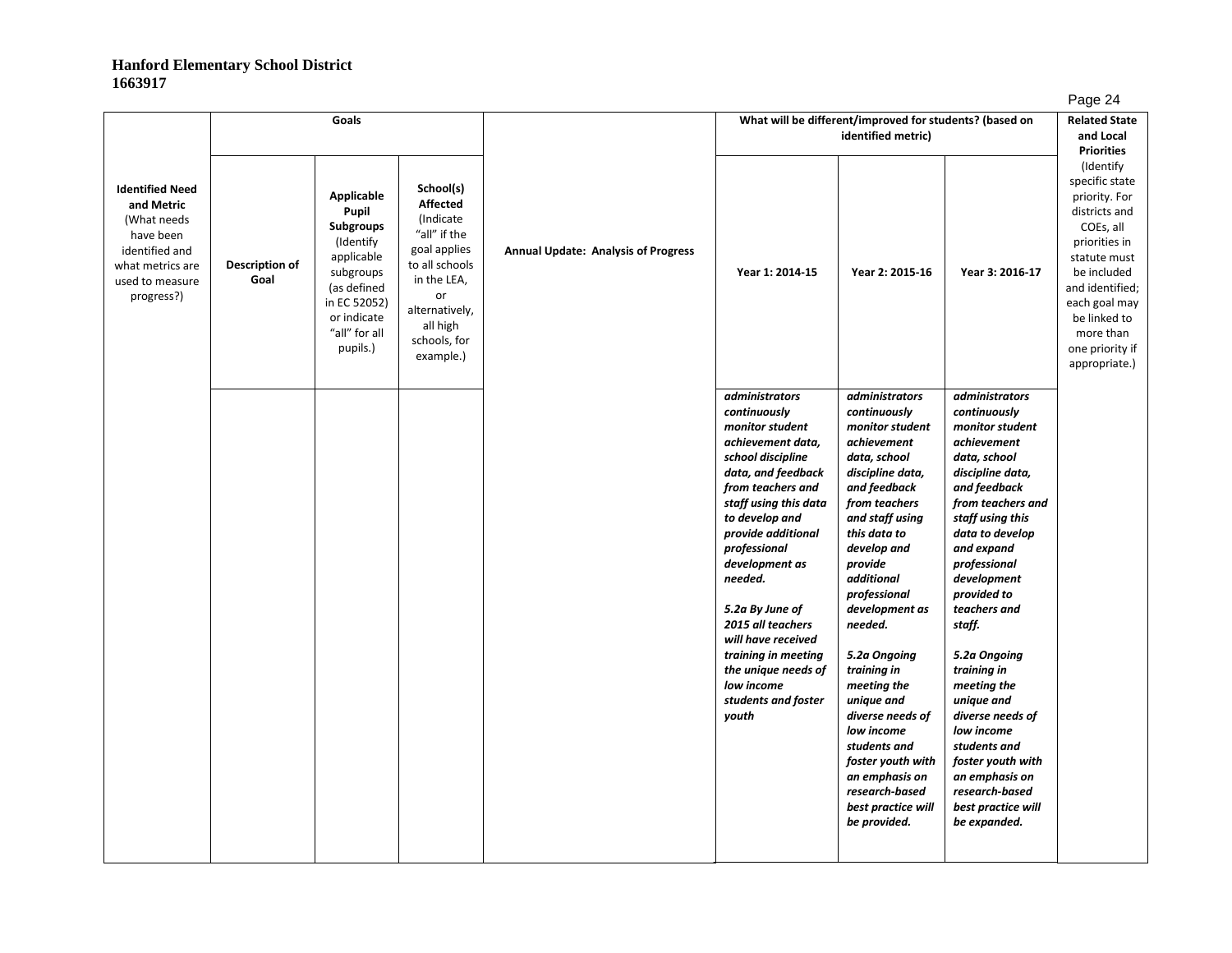**Hanford Elementary School District**
**1663917**

| Identified Need and Metric (What needs have been identified and what metrics are used to measure progress?) | Goals | | | Annual Update: Analysis of Progress | What will be different/improved for students? (based on identified metric) | | | Related State and Local Priorities (Identify specific state priority. For districts and COEs, all priorities in statute must be included and identified; each goal may be linked to more than one priority if appropriate.) |
|---|---|---|---|---|---|---|---|---|
| | Description of Goal | Applicable Pupil Subgroups (Identify applicable subgroups (as defined in EC 52052) or indicate "all" for all pupils.) | School(s) Affected (Indicate "all" if the goal applies to all schools in the LEA, or alternatively, all high schools, for example.) | | Year 1: 2014-15 | Year 2: 2015-16 | Year 3: 2016-17 | |
| | | | | | ***administrators continuously monitor student achievement data, school discipline data, and feedback from teachers and staff using this data to develop and provide additional professional development as needed.*** <br><br> ***5.2a By June of 2015 all teachers will have received training in meeting the unique needs of low income students and foster youth*** | ***administrators continuously monitor student achievement data, school discipline data, and feedback from teachers and staff using this data to develop and provide additional professional development as needed.*** <br><br> ***5.2a Ongoing training in meeting the unique and diverse needs of low income students and foster youth with an emphasis on research-based best practice will be provided.*** | ***administrators continuously monitor student achievement data, school discipline data, and feedback from teachers and staff using this data to develop and expand professional development provided to teachers and staff.*** <br><br> ***5.2a Ongoing training in meeting the unique and diverse needs of low income students and foster youth with an emphasis on research-based best practice will be expanded.*** | |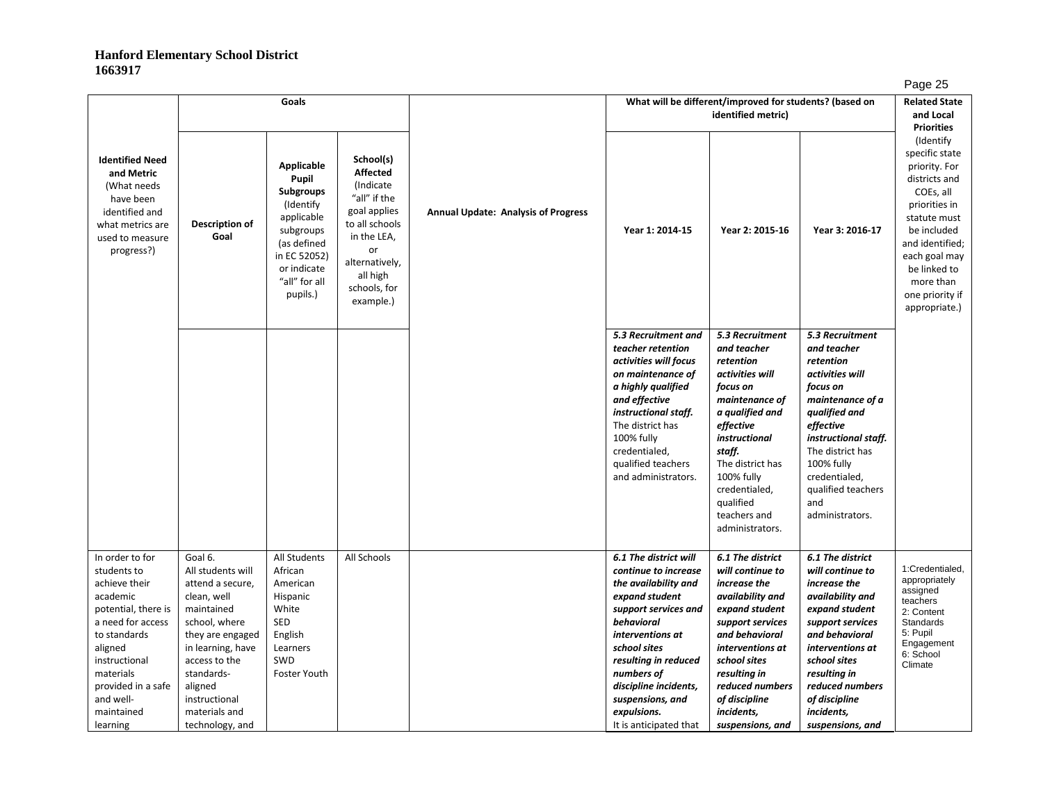**Hanford Elementary School District**
**1663917**

| Identified Need and Metric (What needs have been identified and what metrics are used to measure progress?) | Goals | | | Annual Update: Analysis of Progress | What will be different/improved for students? (based on identified metric) | | | Related State and Local Priorities (Identify specific state priority. For districts and COEs, all priorities in statute must be included and identified; each goal may be linked to more than one priority if appropriate.) |
|---|---|---|---|---|---|---|---|---|
| | Description of Goal | Applicable Pupil Subgroups (Identify applicable subgroups (as defined in EC 52052) or indicate "all" for all pupils.) | School(s) Affected (Indicate "all" if the goal applies to all schools in the LEA, or alternatively, all high schools, for example.) | | Year 1: 2014-15 | Year 2: 2015-16 | Year 3: 2016-17 | |
| | | | | | ***5.3 Recruitment and teacher retention activities will focus on maintenance of a highly qualified and effective instructional staff.*** The district has 100% fully credentialed, qualified teachers and administrators. | ***5.3 Recruitment and teacher retention activities will focus on maintenance of a qualified and effective instructional staff.*** The district has 100% fully credentialed, qualified teachers and administrators. | ***5.3 Recruitment and teacher retention activities will focus on maintenance of a qualified and effective instructional staff.*** The district has 100% fully credentialed, qualified teachers and administrators. | |
| In order to for students to achieve their academic potential, there is a need for access to standards aligned instructional materials provided in a safe and well-maintained learning | Goal 6. All students will attend a secure, clean, well maintained school, where they are engaged in learning, have access to the standards-aligned instructional materials and technology, and | All Students African American Hispanic White SED English Learners SWD Foster Youth | All Schools | | ***6.1 The district will continue to increase the availability and expand student support services and behavioral interventions at school sites resulting in reduced numbers of discipline incidents, suspensions, and expulsions.*** It is anticipated that | ***6.1 The district will continue to increase the availability and expand student support services and behavioral interventions at school sites resulting in reduced numbers of discipline incidents, suspensions, and*** | ***6.1 The district will continue to increase the availability and expand student support services and behavioral interventions at school sites resulting in reduced numbers of discipline incidents, suspensions, and*** | 1:Credentialed, appropriately assigned teachers 2: Content Standards 5: Pupil Engagement 6: School Climate |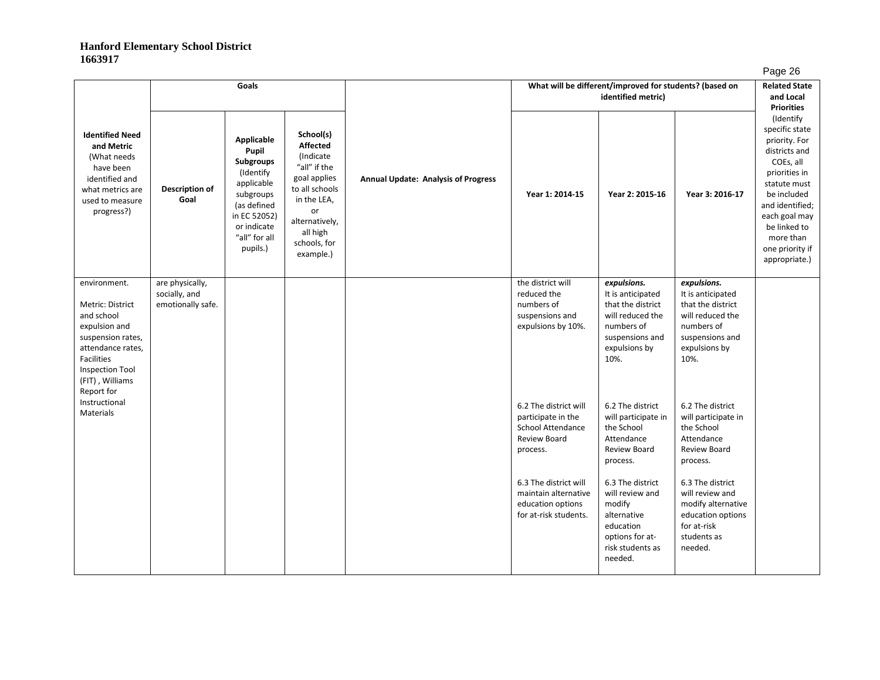**Hanford Elementary School District**
**1663917**

| Identified Need and Metric (What needs have been identified and what metrics are used to measure progress?) | Goals | | | Annual Update: Analysis of Progress | What will be different/improved for students? (based on identified metric) | | | Related State and Local Priorities (Identify specific state priority. For districts and COEs, all priorities in statute must be included and identified; each goal may be linked to more than one priority if appropriate.) |
|---|---|---|---|---|---|---|---|---|
| | Description of Goal | Applicable Pupil Subgroups (Identify applicable subgroups (as defined in EC 52052) or indicate "all" for all pupils.) | School(s) Affected (Indicate "all" if the goal applies to all schools in the LEA, or alternatively, all high schools, for example.) | | Year 1: 2014-15 | Year 2: 2015-16 | Year 3: 2016-17 | |
| environment.<br><br>Metric: District and school expulsion and suspension rates, attendance rates, Facilities Inspection Tool (FIT) , Williams Report for Instructional Materials | are physically, socially, and emotionally safe. | | | | the district will reduced the numbers of suspensions and expulsions by 10%.<br><br>6.2 The district will participate in the School Attendance Review Board process.<br><br>6.3 The district will maintain alternative education options for at-risk students. | ***expulsions.*** It is anticipated that the district will reduced the numbers of suspensions and expulsions by 10%.<br><br>6.2 The district will participate in the School Attendance Review Board process.<br><br>6.3 The district will review and modify alternative education options for at-risk students as needed. | ***expulsions.*** It is anticipated that the district will reduced the numbers of suspensions and expulsions by 10%.<br><br>6.2 The district will participate in the School Attendance Review Board process.<br><br>6.3 The district will review and modify alternative education options for at-risk students as needed. | |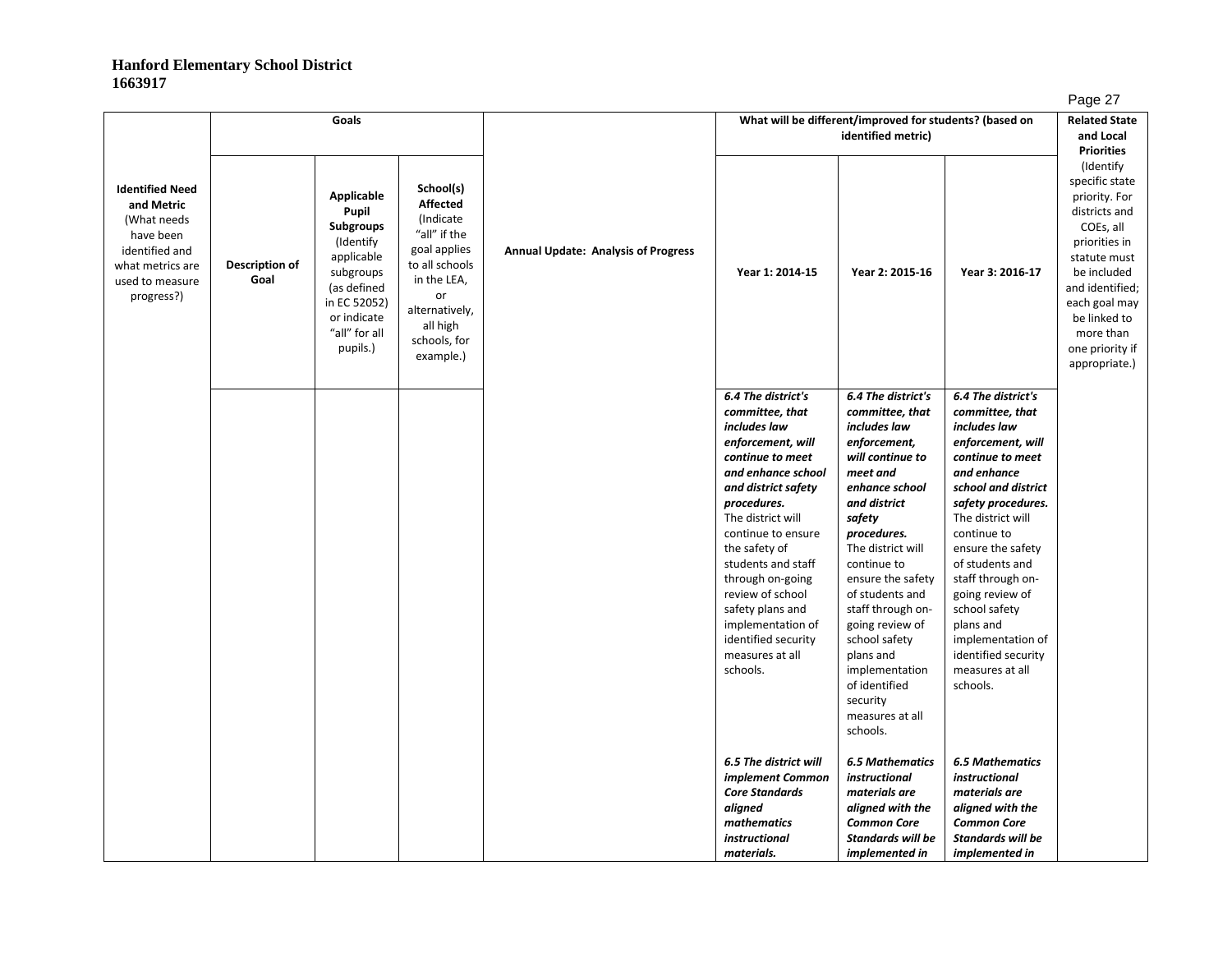**Hanford Elementary School District**
**1663917**

| Identified Need and Metric (What needs have been identified and what metrics are used to measure progress?) | Goals | | | Annual Update: Analysis of Progress | What will be different/improved for students? (based on identified metric) | | | Related State and Local Priorities (Identify specific state priority. For districts and COEs, all priorities in statute must be included and identified; each goal may be linked to more than one priority if appropriate.) |
|---|---|---|---|---|---|---|---|---|
| | Description of Goal | Applicable Pupil Subgroups (Identify applicable subgroups (as defined in EC 52052) or indicate "all" for all pupils.) | School(s) Affected (Indicate "all" if the goal applies to all schools in the LEA, or alternatively, all high schools, for example.) | | Year 1: 2014-15 | Year 2: 2015-16 | Year 3: 2016-17 | |
| | | | | | ***6.4 The district's committee, that includes law enforcement, will continue to meet and enhance school and district safety procedures.*** The district will continue to ensure the safety of students and staff through on-going review of school safety plans and implementation of identified security measures at all schools. | ***6.4 The district's committee, that includes law enforcement, will continue to meet and enhance school and district safety procedures.*** The district will continue to ensure the safety of students and staff through on-going review of school safety plans and implementation of identified security measures at all schools. | ***6.4 The district's committee, that includes law enforcement, will continue to meet and enhance school and district safety procedures.*** The district will continue to ensure the safety of students and staff through on-going review of school safety plans and implementation of identified security measures at all schools. | |
| | | | | | ***6.5 The district will implement Common Core Standards aligned mathematics instructional materials.*** | ***6.5 Mathematics instructional materials are aligned with the Common Core Standards will be implemented in*** | ***6.5 Mathematics instructional materials are aligned with the Common Core Standards will be implemented in*** | |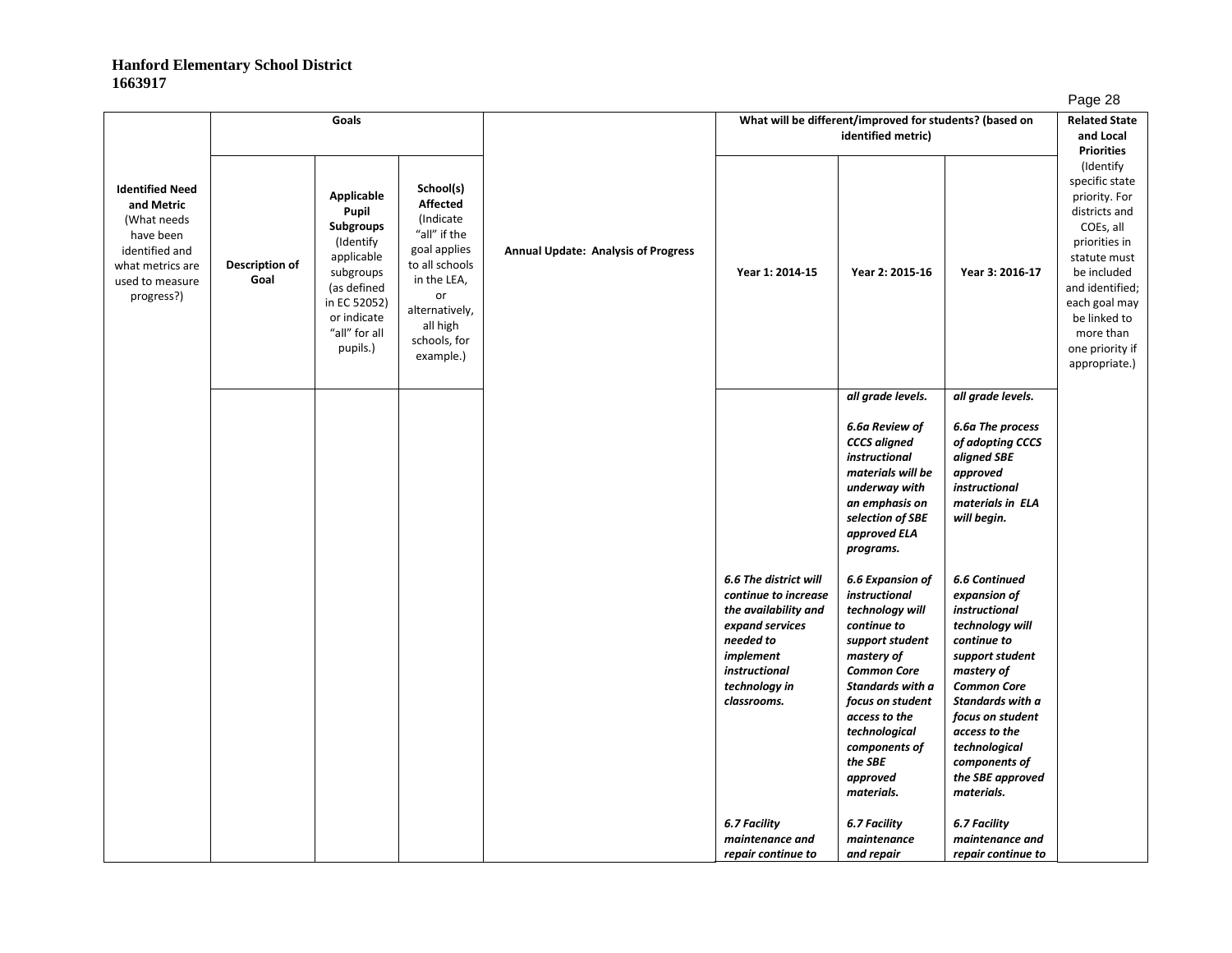**Hanford Elementary School District**
**1663917**

| Identified Need and Metric (What needs have been identified and what metrics are used to measure progress?) | Goals | | | Annual Update: Analysis of Progress | What will be different/improved for students? (based on identified metric) | | | Related State and Local Priorities (Identify specific state priority. For districts and COEs, all priorities in statute must be included and identified; each goal may be linked to more than one priority if appropriate.) |
|---|---|---|---|---|---|---|---|---|
| | Description of Goal | Applicable Pupil Subgroups (Identify applicable subgroups (as defined in EC 52052) or indicate "all" for all pupils.) | School(s) Affected (Indicate "all" if the goal applies to all schools in the LEA, or alternatively, all high schools, for example.) | | Year 1: 2014-15 | Year 2: 2015-16 | Year 3: 2016-17 | |
| | | | | | | *all grade levels.* | *all grade levels.* | |
| | | | | | | *6.6a Review of CCCS aligned instructional materials will be underway with an emphasis on selection of SBE approved ELA programs.* | *6.6a The process of adopting CCCS aligned SBE approved instructional materials in ELA will begin.* | |
| | | | | | *6.6 The district will continue to increase the availability and expand services needed to implement instructional technology in classrooms.* | *6.6 Expansion of instructional technology will continue to support student mastery of Common Core Standards with a focus on student access to the technological components of the SBE approved materials.* | *6.6 Continued expansion of instructional technology will continue to support student mastery of Common Core Standards with a focus on student access to the technological components of the SBE approved materials.* | |
| | | | | | *6.7 Facility maintenance and repair continue to* | *6.7 Facility maintenance and repair* | *6.7 Facility maintenance and repair continue to* | |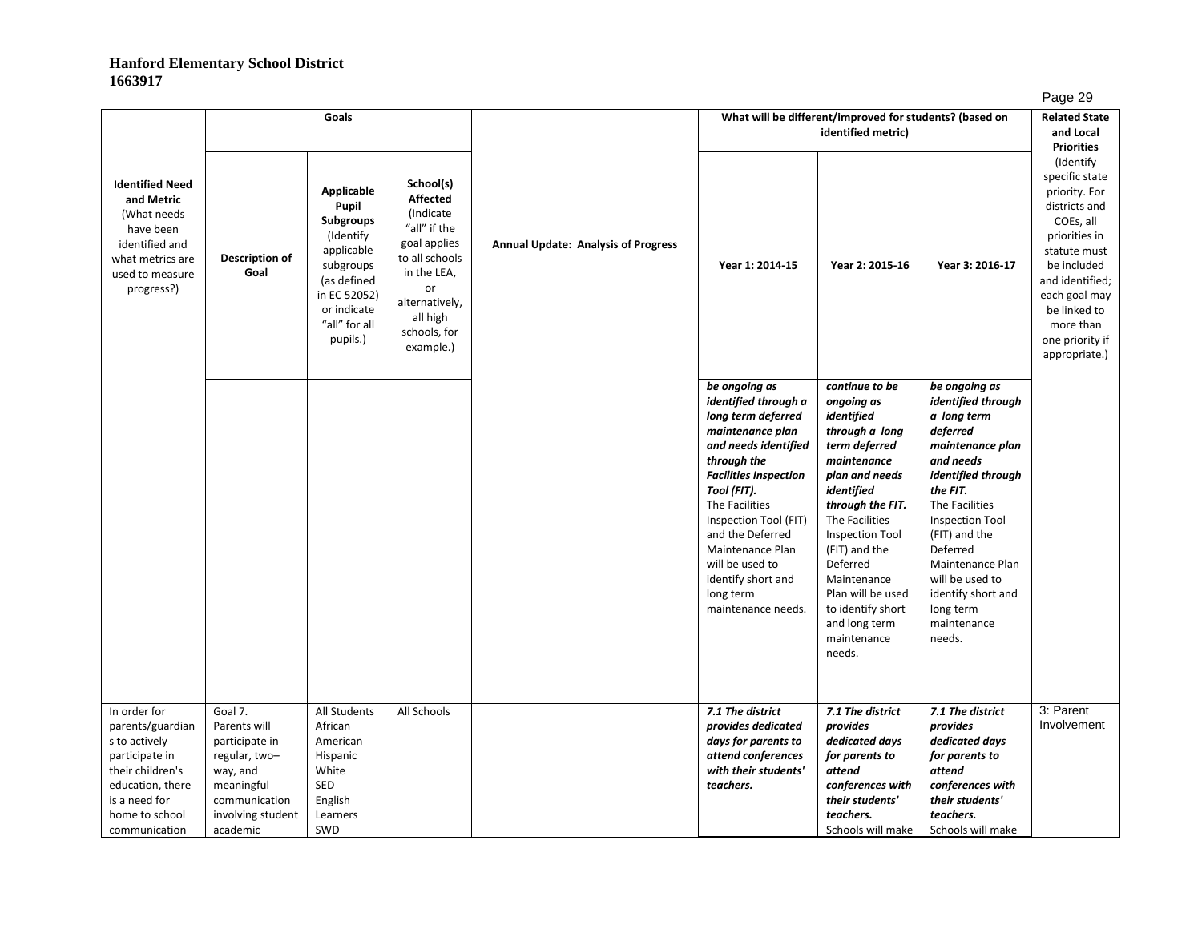**Hanford Elementary School District**
**1663917**

| Identified Need and Metric (What needs have been identified and what metrics are used to measure progress?) | Goals | | | Annual Update: Analysis of Progress | What will be different/improved for students? (based on identified metric) | | | Related State and Local Priorities (Identify specific state priority. For districts and COEs, all priorities in statute must be included and identified; each goal may be linked to more than one priority if appropriate.) |
|---|---|---|---|---|---|---|---|---|
| | Description of Goal | Applicable Pupil Subgroups (Identify applicable subgroups (as defined in EC 52052) or indicate "all" for all pupils.) | School(s) Affected (Indicate "all" if the goal applies to all schools in the LEA, or alternatively, all high schools, for example.) | | Year 1: 2014-15 | Year 2: 2015-16 | Year 3: 2016-17 | |
| | | | | | ***be ongoing as identified through a long term deferred maintenance plan and needs identified through the Facilities Inspection Tool (FIT).*** The Facilities Inspection Tool (FIT) and the Deferred Maintenance Plan will be used to identify short and long term maintenance needs. | ***continue to be ongoing as identified through a long term deferred maintenance plan and needs identified through the FIT.*** The Facilities Inspection Tool (FIT) and the Deferred Maintenance Plan will be used to identify short and long term maintenance needs. | ***be ongoing as identified through a long term deferred maintenance plan and needs identified through the FIT.*** The Facilities Inspection Tool (FIT) and the Deferred Maintenance Plan will be used to identify short and long term maintenance needs. | |
| In order for parents/guardians to actively participate in their children's education, there is a need for home to school communication | Goal 7. Parents will participate in regular, two–way, and meaningful communication involving student academic | All Students African American Hispanic White SED English Learners SWD | All Schools | | ***7.1 The district provides dedicated days for parents to attend conferences with their students' teachers.*** | ***7.1 The district provides dedicated days for parents to attend conferences with their students' teachers.*** Schools will make | ***7.1 The district provides dedicated days for parents to attend conferences with their students' teachers.*** Schools will make | 3: Parent Involvement |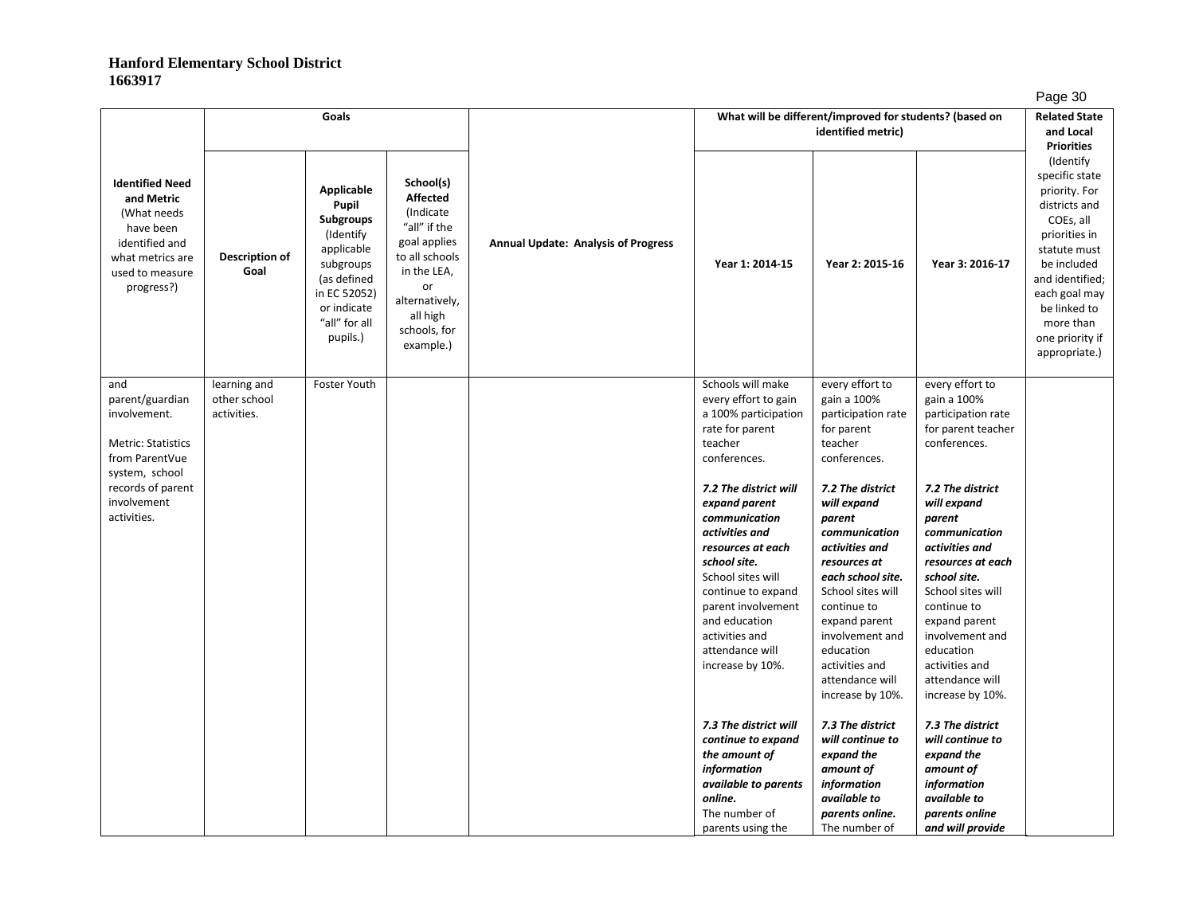**Hanford Elementary School District**
**1663917**

| Identified Need and Metric (What needs have been identified and what metrics are used to measure progress?) | Goals | | | Annual Update: Analysis of Progress | What will be different/improved for students? (based on identified metric) | | | Related State and Local Priorities (Identify specific state priority. For districts and COEs, all priorities in statute must be included and identified; each goal may be linked to more than one priority if appropriate.) |
|---|---|---|---|---|---|---|---|---|
| | Description of Goal | Applicable Pupil Subgroups (Identify applicable subgroups (as defined in EC 52052) or indicate "all" for all pupils.) | School(s) Affected (Indicate "all" if the goal applies to all schools in the LEA, or alternatively, all high schools, for example.) | | Year 1: 2014-15 | Year 2: 2015-16 | Year 3: 2016-17 | |
| and parent/guardian involvement.<br><br>Metric: Statistics from ParentVue system, school records of parent involvement activities. | learning and other school activities. | Foster Youth | | | Schools will make every effort to gain a 100% participation rate for parent teacher conferences.<br><br>***7.2 The district will expand parent communication activities and resources at each school site.*** School sites will continue to expand parent involvement and education activities and attendance will increase by 10%.<br><br>***7.3 The district will continue to expand the amount of information available to parents online.*** The number of parents using the | every effort to gain a 100% participation rate for parent teacher conferences.<br><br>***7.2 The district will expand parent communication activities and resources at each school site.*** School sites will continue to expand parent involvement and education activities and attendance will increase by 10%.<br><br>***7.3 The district will continue to expand the amount of information available to parents online.*** The number of | every effort to gain a 100% participation rate for parent teacher conferences.<br><br>***7.2 The district will expand parent communication activities and resources at each school site.*** School sites will continue to expand parent involvement and education activities and attendance will increase by 10%.<br><br>***7.3 The district will continue to expand the amount of information available to parents online and will provide*** | |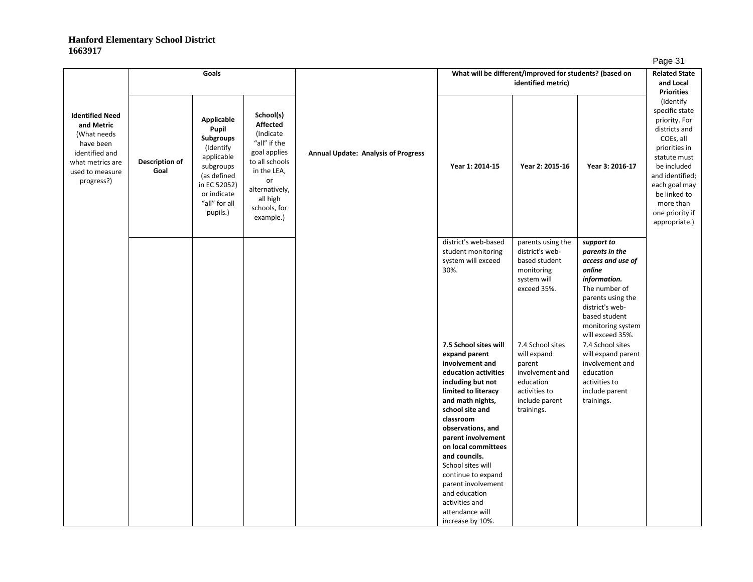**Hanford Elementary School District**
**1663917**

| Identified Need and Metric (What needs have been identified and what metrics are used to measure progress?) | Goals | | | Annual Update: Analysis of Progress | What will be different/improved for students? (based on identified metric) | | | Related State and Local Priorities (Identify specific state priority. For districts and COEs, all priorities in statute must be included and identified; each goal may be linked to more than one priority if appropriate.) |
|---|---|---|---|---|---|---|---|---|
| | **Description of Goal** | **Applicable Pupil Subgroups** (Identify applicable subgroups (as defined in EC 52052) or indicate "all" for all pupils.) | **School(s) Affected** (Indicate "all" if the goal applies to all schools in the LEA, or alternatively, all high schools, for example.) | | **Year 1: 2014-15** | **Year 2: 2015-16** | **Year 3: 2016-17** | |
| | | | | | district's web-based student monitoring system will exceed 30%. | parents using the district's web-based student monitoring system will exceed 35%. | ***support to parents in the access and use of online information.*** The number of parents using the district's web-based student monitoring system will exceed 35%. | |
| | | | | | **7.5 School sites will expand parent involvement and education activities including but not limited to literacy and math nights, school site and classroom observations, and parent involvement on local committees and councils.** School sites will continue to expand parent involvement and education activities and attendance will increase by 10%. | 7.4 School sites will expand parent involvement and education activities to include parent trainings. | 7.4 School sites will expand parent involvement and education activities to include parent trainings. | |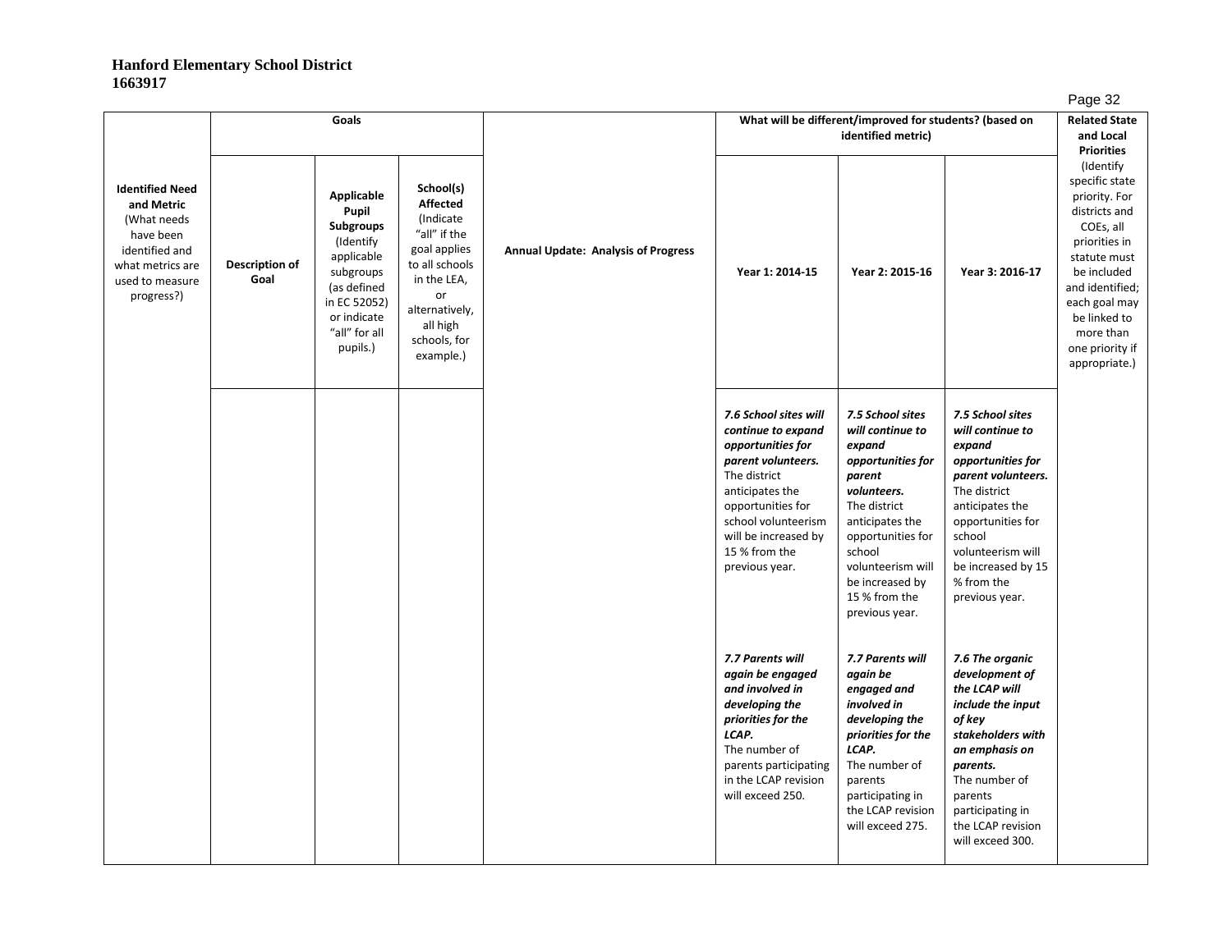**Hanford Elementary School District**
**1663917**

| Identified Need and Metric (What needs have been identified and what metrics are used to measure progress?) | Goals | | | Annual Update: Analysis of Progress | What will be different/improved for students? (based on identified metric) | | | Related State and Local Priorities (Identify specific state priority. For districts and COEs, all priorities in statute must be included and identified; each goal may be linked to more than one priority if appropriate.) |
|---|---|---|---|---|---|---|---|---|
| | Description of Goal | Applicable Pupil Subgroups (Identify applicable subgroups (as defined in EC 52052) or indicate "all" for all pupils.) | School(s) Affected (Indicate "all" if the goal applies to all schools in the LEA, or alternatively, all high schools, for example.) | | Year 1: 2014-15 | Year 2: 2015-16 | Year 3: 2016-17 | |
| | | | | | ***7.6 School sites will continue to expand opportunities for parent volunteers.*** The district anticipates the opportunities for school volunteerism will be increased by 15 % from the previous year. | ***7.5 School sites will continue to expand opportunities for parent volunteers.*** The district anticipates the opportunities for school volunteerism will be increased by 15 % from the previous year. | ***7.5 School sites will continue to expand opportunities for parent volunteers.*** The district anticipates the opportunities for school volunteerism will be increased by 15 % from the previous year. | |
| | | | | | ***7.7 Parents will again be engaged and involved in developing the priorities for the LCAP.*** The number of parents participating in the LCAP revision will exceed 250. | ***7.7 Parents will again be engaged and involved in developing the priorities for the LCAP.*** The number of parents participating in the LCAP revision will exceed 275. | ***7.6 The organic development of the LCAP will include the input of key stakeholders with an emphasis on parents.*** The number of parents participating in the LCAP revision will exceed 300. | |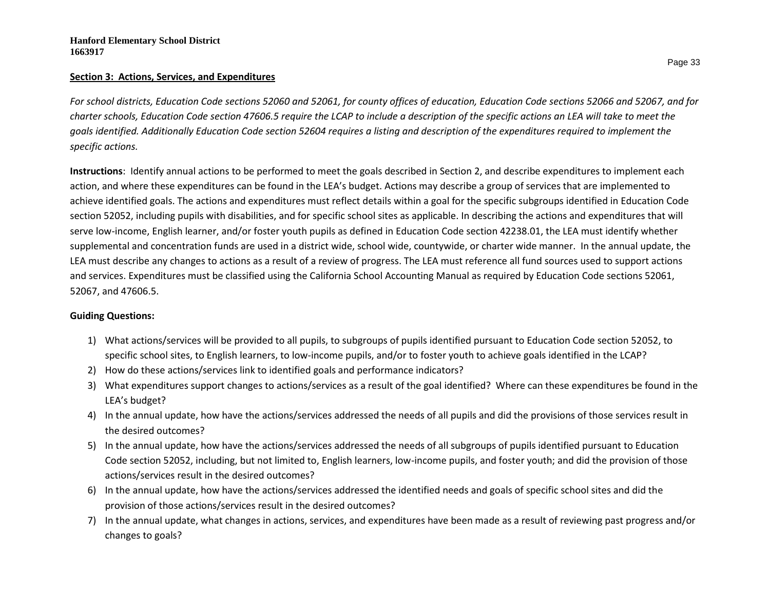## Section 3: Actions, Services, and Expenditures

*For school districts, Education Code sections 52060 and 52061, for county offices of education, Education Code sections 52066 and 52067, and for charter schools, Education Code section 47606.5 require the LCAP to include a description of the specific actions an LEA will take to meet the goals identified. Additionally Education Code section 52604 requires a listing and description of the expenditures required to implement the specific actions.*

**Instructions**: Identify annual actions to be performed to meet the goals described in Section 2, and describe expenditures to implement each action, and where these expenditures can be found in the LEA's budget. Actions may describe a group of services that are implemented to achieve identified goals. The actions and expenditures must reflect details within a goal for the specific subgroups identified in Education Code section 52052, including pupils with disabilities, and for specific school sites as applicable. In describing the actions and expenditures that will serve low-income, English learner, and/or foster youth pupils as defined in Education Code section 42238.01, the LEA must identify whether supplemental and concentration funds are used in a district wide, school wide, countywide, or charter wide manner. In the annual update, the LEA must describe any changes to actions as a result of a review of progress. The LEA must reference all fund sources used to support actions and services. Expenditures must be classified using the California School Accounting Manual as required by Education Code sections 52061, 52067, and 47606.5.

**Guiding Questions:**

1) What actions/services will be provided to all pupils, to subgroups of pupils identified pursuant to Education Code section 52052, to specific school sites, to English learners, to low-income pupils, and/or to foster youth to achieve goals identified in the LCAP?
2) How do these actions/services link to identified goals and performance indicators?
3) What expenditures support changes to actions/services as a result of the goal identified? Where can these expenditures be found in the LEA's budget?
4) In the annual update, how have the actions/services addressed the needs of all pupils and did the provisions of those services result in the desired outcomes?
5) In the annual update, how have the actions/services addressed the needs of all subgroups of pupils identified pursuant to Education Code section 52052, including, but not limited to, English learners, low-income pupils, and foster youth; and did the provision of those actions/services result in the desired outcomes?
6) In the annual update, how have the actions/services addressed the identified needs and goals of specific school sites and did the provision of those actions/services result in the desired outcomes?
7) In the annual update, what changes in actions, services, and expenditures have been made as a result of reviewing past progress and/or changes to goals?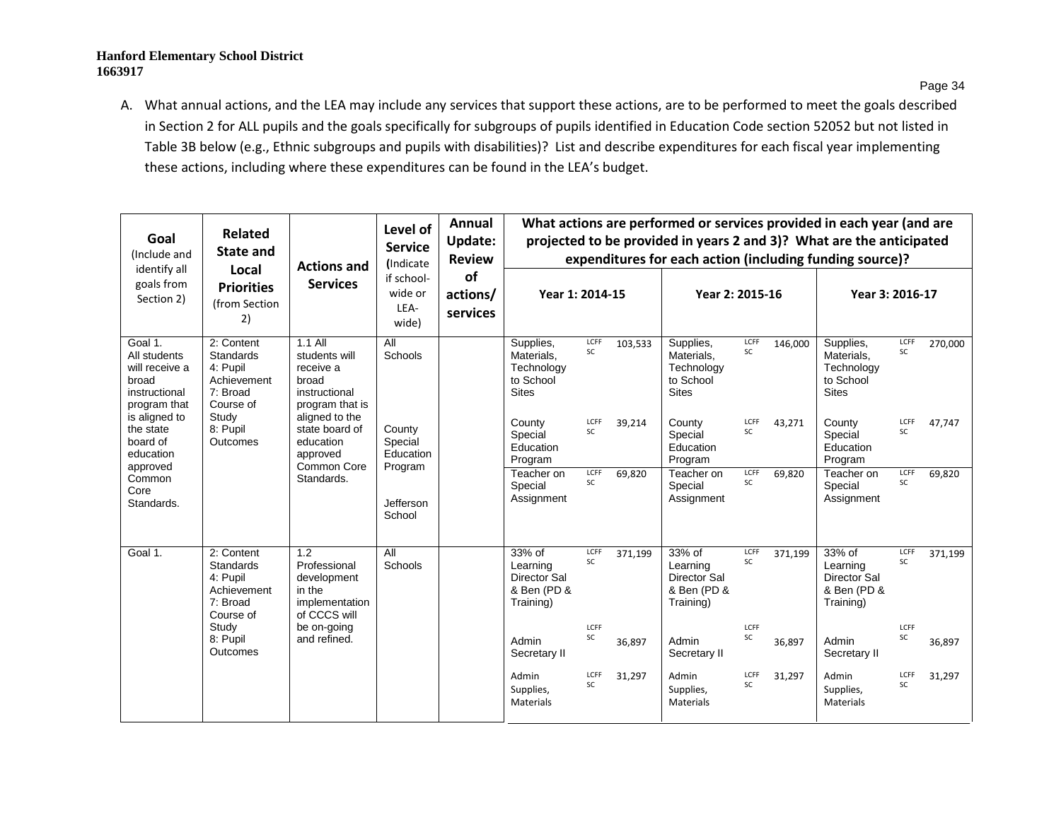A. What annual actions, and the LEA may include any services that support these actions, are to be performed to meet the goals described in Section 2 for ALL pupils and the goals specifically for subgroups of pupils identified in Education Code section 52052 but not listed in Table 3B below (e.g., Ethnic subgroups and pupils with disabilities)? List and describe expenditures for each fiscal year implementing these actions, including where these expenditures can be found in the LEA's budget.

| Goal (Include and identify all goals from Section 2) | Related State and Local Priorities (from Section 2) | Actions and Services | Level of Service (Indicate if school-wide or LEA-wide) | Annual Update: Review of actions/ services | What actions are performed or services provided in each year (and are projected to be provided in years 2 and 3)? What are the anticipated expenditures for each action (including funding source)? | | | | | | | | |
|---|---|---|---|---|---|---|---|---|---|---|---|---|---|
| | | | | | Year 1: 2014-15 | | | Year 2: 2015-16 | | | Year 3: 2016-17 | | |
| Goal 1. All students will receive a broad instructional program that is aligned to the state board of education approved Common Core Standards. | 2: Content Standards<br>4: Pupil Achievement<br>7: Broad Course of Study<br>8: Pupil Outcomes | 1.1 All students will receive a broad instructional program that is aligned to the state board of education approved Common Core Standards. | All Schools | | Supplies, Materials, Technology to School Sites | LCFF SC | 103,533 | Supplies, Materials, Technology to School Sites | LCFF SC | 146,000 | Supplies, Materials, Technology to School Sites | LCFF SC | 270,000 |
| | | | County Special Education Program | | County Special Education Program | LCFF SC | 39,214 | County Special Education Program | LCFF SC | 43,271 | County Special Education Program | LCFF SC | 47,747 |
| | | | Jefferson School | | Teacher on Special Assignment | LCFF SC | 69,820 | Teacher on Special Assignment | LCFF SC | 69,820 | Teacher on Special Assignment | LCFF SC | 69,820 |
| Goal 1. | 2: Content Standards<br>4: Pupil Achievement<br>7: Broad Course of Study<br>8: Pupil Outcomes | 1.2 Professional development in the implementation of CCCS will be on-going and refined. | All Schools | | 33% of Learning Director Sal & Ben (PD & Training) | LCFF SC | 371,199 | 33% of Learning Director Sal & Ben (PD & Training) | LCFF SC | 371,199 | 33% of Learning Director Sal & Ben (PD & Training) | LCFF SC | 371,199 |
| | | | | | Admin Secretary II | LCFF SC | 36,897 | Admin Secretary II | LCFF SC | 36,897 | Admin Secretary II | LCFF SC | 36,897 |
| | | | | | Admin Supplies, Materials | LCFF SC | 31,297 | Admin Supplies, Materials | LCFF SC | 31,297 | Admin Supplies, Materials | LCFF SC | 31,297 |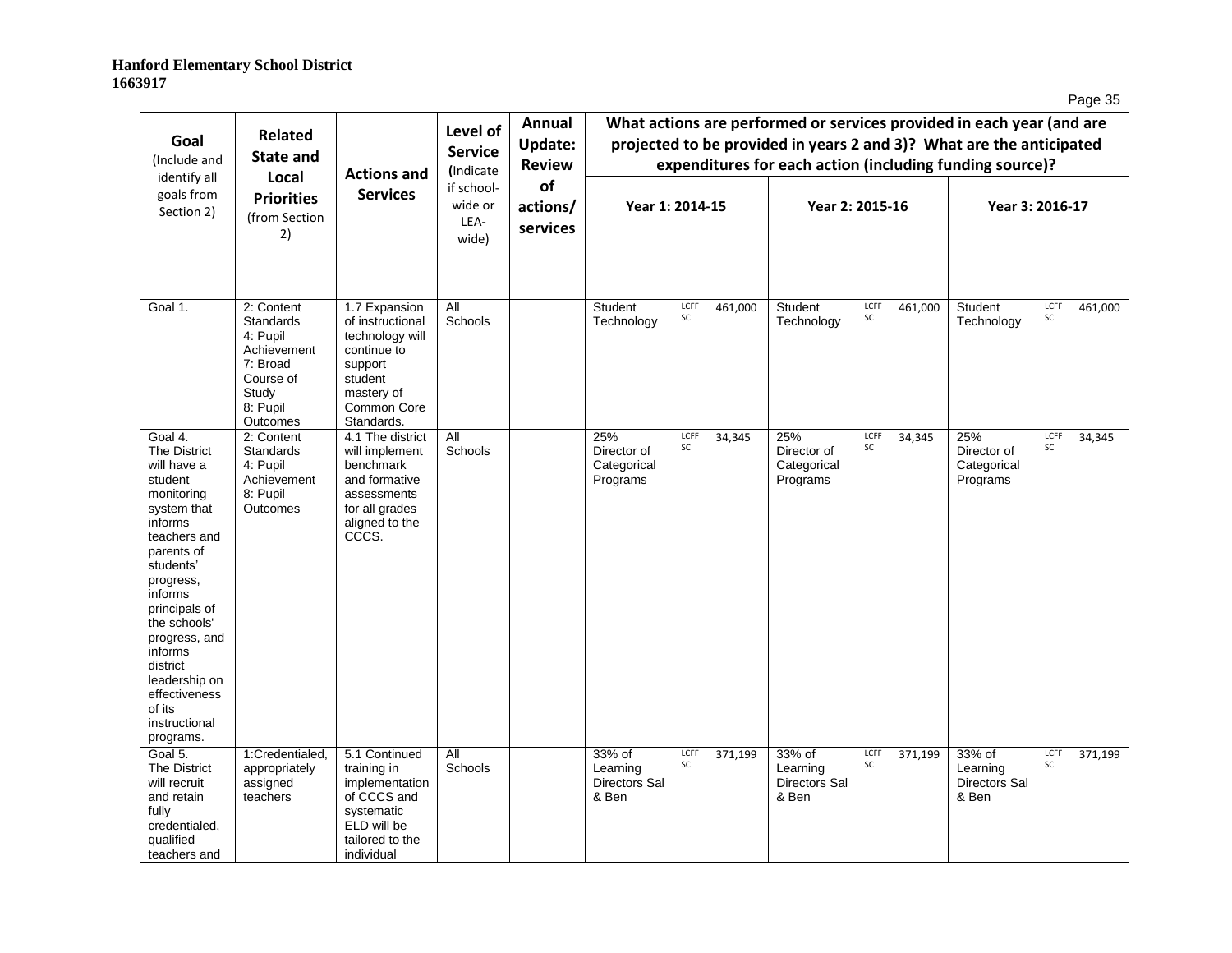**Hanford Elementary School District**
**1663917**

| Goal (Include and identify all goals from Section 2) | Related State and Local Priorities (from Section 2) | Actions and Services | Level of Service (Indicate if school-wide or LEA-wide) | Annual Update: Review of actions/ services | What actions are performed or services provided in each year (and are projected to be provided in years 2 and 3)? What are the anticipated expenditures for each action (including funding source)? | | |
|---|---|---|---|---|---|---|---|
| | | | | | Year 1: 2014-15 | Year 2: 2015-16 | Year 3: 2016-17 |
| Goal 1. | 2: Content Standards 4: Pupil Achievement 7: Broad Course of Study 8: Pupil Outcomes | 1.7 Expansion of instructional technology will continue to support student mastery of Common Core Standards. | All Schools | | Student Technology LCFF SC 461,000 | Student Technology LCFF SC 461,000 | Student Technology LCFF SC 461,000 |
| Goal 4. The District will have a student monitoring system that informs teachers and parents of students' progress, informs principals of the schools' progress, and informs district leadership on effectiveness of its instructional programs. | 2: Content Standards 4: Pupil Achievement 8: Pupil Outcomes | 4.1 The district will implement benchmark and formative assessments for all grades aligned to the CCCS. | All Schools | | 25% Director of Categorical Programs LCFF SC 34,345 | 25% Director of Categorical Programs LCFF SC 34,345 | 25% Director of Categorical Programs LCFF SC 34,345 |
| Goal 5. The District will recruit and retain fully credentialed, qualified teachers and | 1:Credentialed, appropriately assigned teachers | 5.1 Continued training in implementation of CCCS and systematic ELD will be tailored to the individual | All Schools | | 33% of Learning Directors Sal & Ben LCFF SC 371,199 | 33% of Learning Directors Sal & Ben LCFF SC 371,199 | 33% of Learning Directors Sal & Ben LCFF SC 371,199 |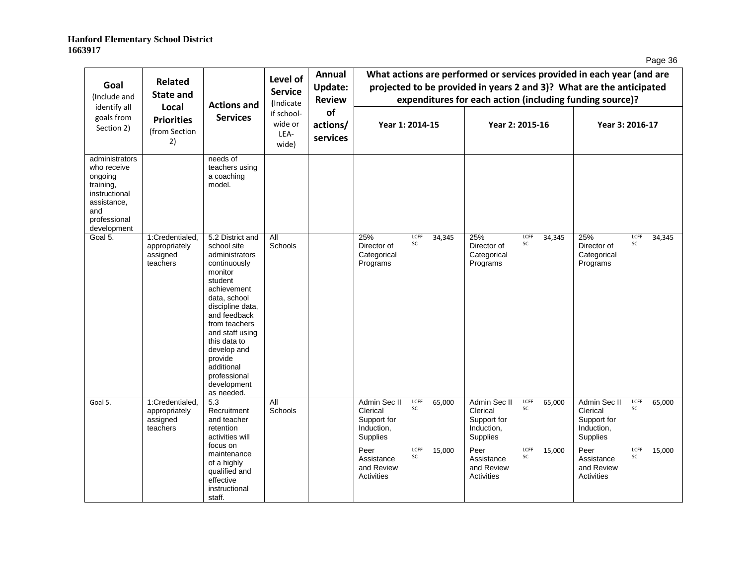**Hanford Elementary School District**
**1663917**

| Goal (Include and identify all goals from Section 2) | Related State and Local Priorities (from Section 2) | Actions and Services | Level of Service (Indicate if school-wide or LEA-wide) | Annual Update: Review of actions/ services | What actions are performed or services provided in each year (and are projected to be provided in years 2 and 3)? What are the anticipated expenditures for each action (including funding source)? | | |
|---|---|---|---|---|---|---|---|
| | | | | | Year 1: 2014-15 | Year 2: 2015-16 | Year 3: 2016-17 |
| administrators who receive ongoing training, instructional assistance, and professional development | | needs of teachers using a coaching model. | | | | | |
| Goal 5. | 1:Credentialed, appropriately assigned teachers | 5.2 District and school site administrators continuously monitor student achievement data, school discipline data, and feedback from teachers and staff using this data to develop and provide additional professional development as needed. | All Schools | | 25% Director of Categorical Programs LCFF SC 34,345 | 25% Director of Categorical Programs LCFF SC 34,345 | 25% Director of Categorical Programs LCFF SC 34,345 |
| Goal 5. | 1:Credentialed, appropriately assigned teachers | 5.3 Recruitment and teacher retention activities will focus on maintenance of a highly qualified and effective instructional staff. | All Schools | | Admin Sec II Clerical Support for Induction, Supplies LCFF SC 65,000<br>Peer Assistance and Review Activities LCFF SC 15,000 | Admin Sec II Clerical Support for Induction, Supplies LCFF SC 65,000<br>Peer Assistance and Review Activities LCFF SC 15,000 | Admin Sec II Clerical Support for Induction, Supplies LCFF SC 65,000<br>Peer Assistance and Review Activities LCFF SC 15,000 |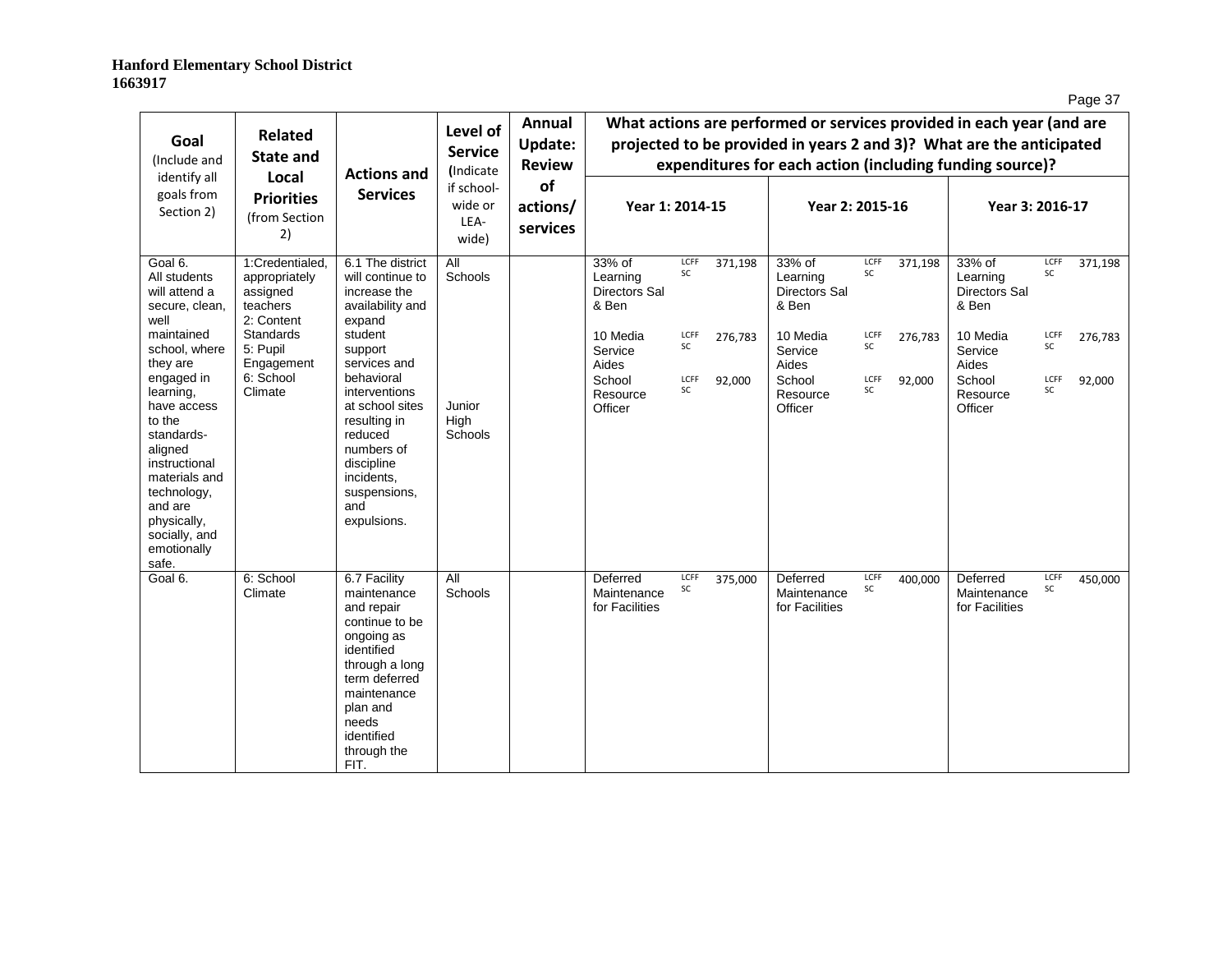**Hanford Elementary School District**
**1663917**

| Goal (Include and identify all goals from Section 2) | Related State and Local Priorities (from Section 2) | Actions and Services | Level of Service (Indicate if school-wide or LEA-wide) | Annual Update: Review of actions/ services | What actions are performed or services provided in each year (and are projected to be provided in years 2 and 3)? What are the anticipated expenditures for each action (including funding source)? | | |
|---|---|---|---|---|---|---|---|
| | | | | | Year 1: 2014-15 | Year 2: 2015-16 | Year 3: 2016-17 |
| Goal 6. All students will attend a secure, clean, well maintained school, where they are engaged in learning, have access to the standards-aligned instructional materials and technology, and are physically, socially, and emotionally safe. | 1:Credentialed, appropriately assigned teachers 2: Content Standards 5: Pupil Engagement 6: School Climate | 6.1 The district will continue to increase the availability and expand student support services and behavioral interventions at school sites resulting in reduced numbers of discipline incidents, suspensions, and expulsions. | All Schools<br><br>Junior High Schools | | 33% of Learning Directors Sal & Ben LCFF SC 371,198<br>10 Media Service Aides LCFF SC 276,783<br>School Resource Officer LCFF SC 92,000 | 33% of Learning Directors Sal & Ben LCFF SC 371,198<br>10 Media Service Aides LCFF SC 276,783<br>School Resource Officer LCFF SC 92,000 | 33% of Learning Directors Sal & Ben LCFF SC 371,198<br>10 Media Service Aides LCFF SC 276,783<br>School Resource Officer LCFF SC 92,000 |
| Goal 6. | 6: School Climate | 6.7 Facility maintenance and repair continue to be ongoing as identified through a long term deferred maintenance plan and needs identified through the FIT. | All Schools | | Deferred Maintenance for Facilities LCFF SC 375,000 | Deferred Maintenance for Facilities LCFF SC 400,000 | Deferred Maintenance for Facilities LCFF SC 450,000 |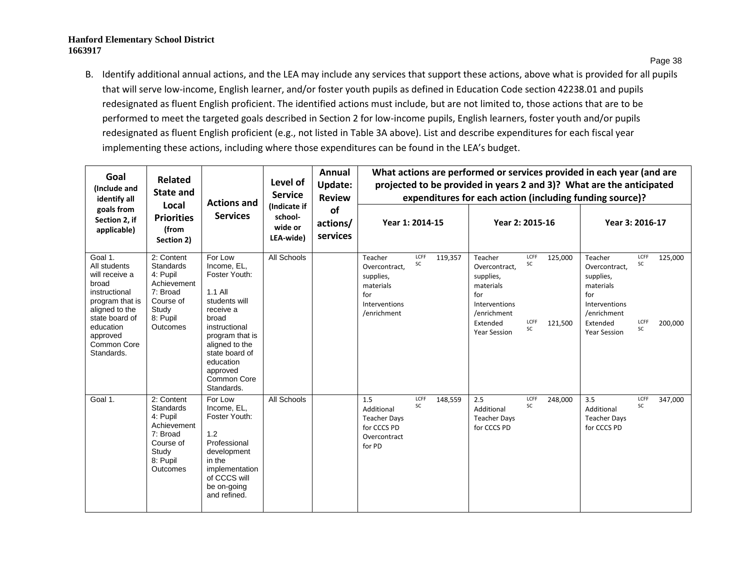B. Identify additional annual actions, and the LEA may include any services that support these actions, above what is provided for all pupils that will serve low-income, English learner, and/or foster youth pupils as defined in Education Code section 42238.01 and pupils redesignated as fluent English proficient. The identified actions must include, but are not limited to, those actions that are to be performed to meet the targeted goals described in Section 2 for low-income pupils, English learners, foster youth and/or pupils redesignated as fluent English proficient (e.g., not listed in Table 3A above). List and describe expenditures for each fiscal year implementing these actions, including where those expenditures can be found in the LEA's budget.

| Goal (Include and identify all goals from Section 2, if applicable) | Related State and Local Priorities (from Section 2) | Actions and Services | Level of Service (Indicate if school-wide or LEA-wide) | Annual Update: Review of actions/ services | What actions are performed or services provided in each year (and are projected to be provided in years 2 and 3)? What are the anticipated expenditures for each action (including funding source)? | | |
|---|---|---|---|---|---|---|---|
| | | | | | Year 1: 2014-15 | Year 2: 2015-16 | Year 3: 2016-17 |
| Goal 1. All students will receive a broad instructional program that is aligned to the state board of education approved Common Core Standards. | 2: Content Standards<br>4: Pupil Achievement<br>7: Broad Course of Study<br>8: Pupil Outcomes | For Low Income, EL, Foster Youth:<br><br>1.1 All students will receive a broad instructional program that is aligned to the state board of education approved Common Core Standards. | All Schools | | Teacher Overcontract, supplies, materials for Interventions /enrichment LCFF SC 119,357 | Teacher Overcontract, supplies, materials for Interventions /enrichment LCFF SC 125,000<br>Extended Year Session LCFF SC 121,500 | Teacher Overcontract, supplies, materials for Interventions /enrichment LCFF SC 125,000<br>Extended Year Session LCFF SC 200,000 |
| Goal 1. | 2: Content Standards<br>4: Pupil Achievement<br>7: Broad Course of Study<br>8: Pupil Outcomes | For Low Income, EL, Foster Youth:<br><br>1.2 Professional development in the implementation of CCCS will be on-going and refined. | All Schools | | 1.5 Additional Teacher Days for CCCS PD Overcontract for PD LCFF SC 148,559 | 2.5 Additional Teacher Days for CCCS PD LCFF SC 248,000 | 3.5 Additional Teacher Days for CCCS PD LCFF SC 347,000 |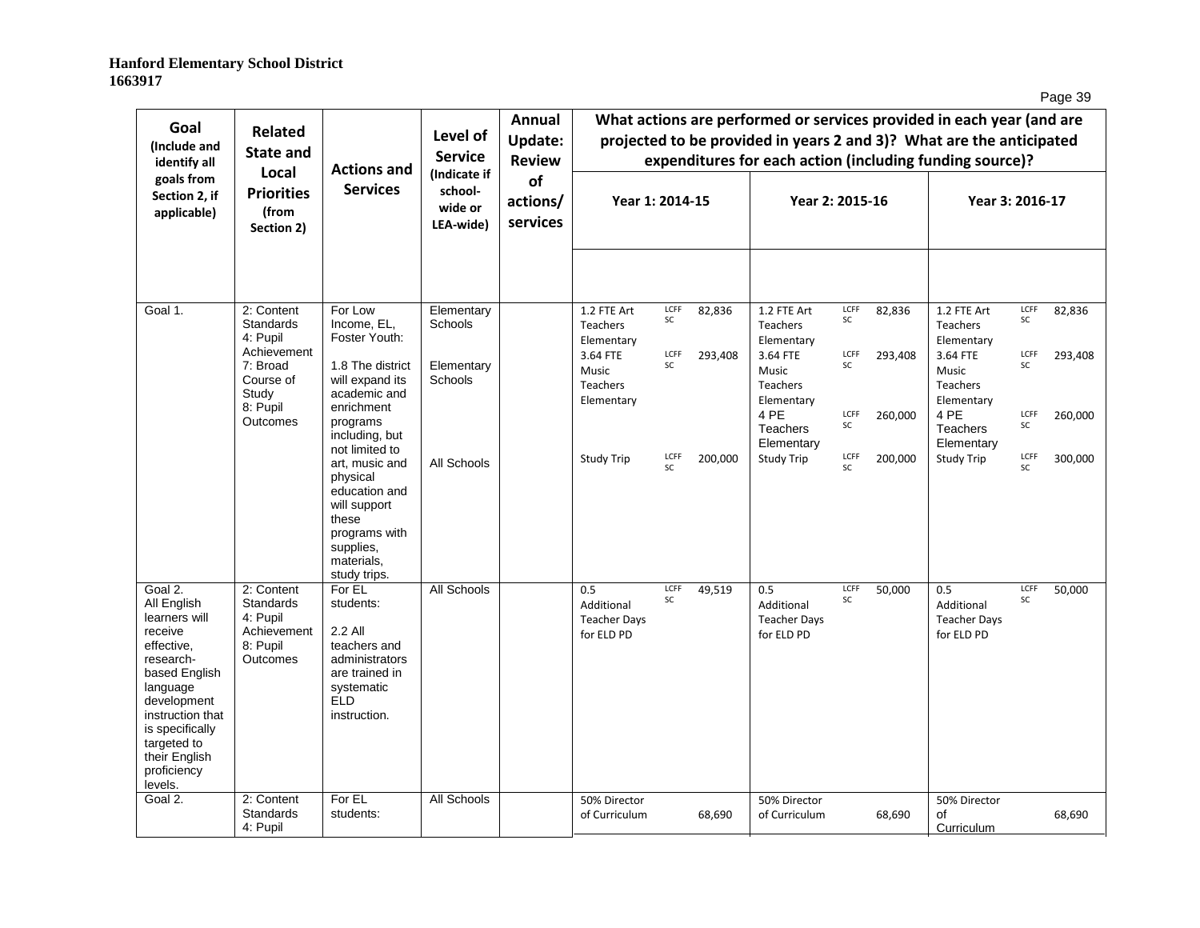**Hanford Elementary School District**
**1663917**

| Goal (Include and identify all goals from Section 2, if applicable) | Related State and Local Priorities (from Section 2) | Actions and Services | Level of Service (Indicate if school-wide or LEA-wide) | Annual Update: Review of actions/ services | What actions are performed or services provided in each year (and are projected to be provided in years 2 and 3)? What are the anticipated expenditures for each action (including funding source)? | | |
|---|---|---|---|---|---|---|---|
| | | | | | Year 1: 2014-15 | Year 2: 2015-16 | Year 3: 2016-17 |
| Goal 1. | 2: Content Standards<br>4: Pupil Achievement<br>7: Broad Course of Study<br>8: Pupil Outcomes | For Low Income, EL, Foster Youth:<br><br>1.8 The district will expand its academic and enrichment programs including, but not limited to art, music and physical education and will support these programs with supplies, materials, study trips. | Elementary Schools<br><br>Elementary Schools<br><br>All Schools | | 1.2 FTE Art Teachers Elementary LCFF SC 82,836<br>3.64 FTE Music Teachers Elementary LCFF SC 293,408<br>Study Trip LCFF SC 200,000 | 1.2 FTE Art Teachers Elementary LCFF SC 82,836<br>3.64 FTE Music Teachers Elementary LCFF SC 293,408<br>4 PE Teachers Elementary LCFF SC 260,000<br>Study Trip LCFF SC 200,000 | 1.2 FTE Art Teachers Elementary LCFF SC 82,836<br>3.64 FTE Music Teachers Elementary LCFF SC 293,408<br>4 PE Teachers Elementary LCFF SC 260,000<br>Study Trip LCFF SC 300,000 |
| Goal 2.<br>All English learners will receive effective, research-based English language development instruction that is specifically targeted to their English proficiency levels. | 2: Content Standards<br>4: Pupil Achievement<br>8: Pupil Outcomes | For EL students:<br><br>2.2 All teachers and administrators are trained in systematic ELD instruction. | All Schools | | 0.5 Additional Teacher Days for ELD PD LCFF SC 49,519 | 0.5 Additional Teacher Days for ELD PD LCFF SC 50,000 | 0.5 Additional Teacher Days for ELD PD LCFF SC 50,000 |
| Goal 2. | 2: Content Standards<br>4: Pupil | For EL students: | All Schools | | 50% Director of Curriculum 68,690 | 50% Director of Curriculum 68,690 | 50% Director of Curriculum 68,690 |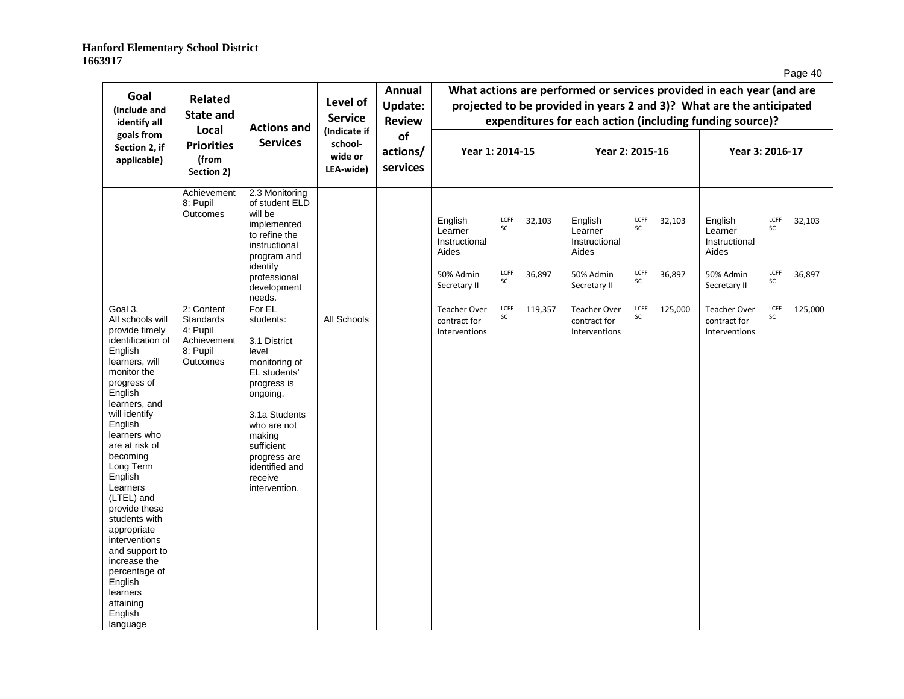**Hanford Elementary School District**
**1663917**

| Goal (Include and identify all goals from Section 2, if applicable) | Related State and Local Priorities (from Section 2) | Actions and Services | Level of Service (Indicate if school-wide or LEA-wide) | Annual Update: Review of actions/ services | What actions are performed or services provided in each year (and are projected to be provided in years 2 and 3)? What are the anticipated expenditures for each action (including funding source)? | | |
|---|---|---|---|---|---|---|---|
| | | | | | Year 1: 2014-15 | Year 2: 2015-16 | Year 3: 2016-17 |
| | Achievement 8: Pupil Outcomes | 2.3 Monitoring of student ELD will be implemented to refine the instructional program and identify professional development needs. | | | English Learner Instructional Aides LCFF SC 32,103<br><br>50% Admin Secretary II LCFF SC 36,897 | English Learner Instructional Aides LCFF SC 32,103<br><br>50% Admin Secretary II LCFF SC 36,897 | English Learner Instructional Aides LCFF SC 32,103<br><br>50% Admin Secretary II LCFF SC 36,897 |
| Goal 3. All schools will provide timely identification of English learners, will monitor the progress of English learners, and will identify English learners who are at risk of becoming Long Term English Learners (LTEL) and provide these students with appropriate interventions and support to increase the percentage of English learners attaining English language | 2: Content Standards 4: Pupil Achievement 8: Pupil Outcomes | For EL students:<br><br>3.1 District level monitoring of EL students' progress is ongoing.<br><br>3.1a Students who are not making sufficient progress are identified and receive intervention. | All Schools | | Teacher Over contract for Interventions LCFF SC 119,357 | Teacher Over contract for Interventions LCFF SC 125,000 | Teacher Over contract for Interventions LCFF SC 125,000 |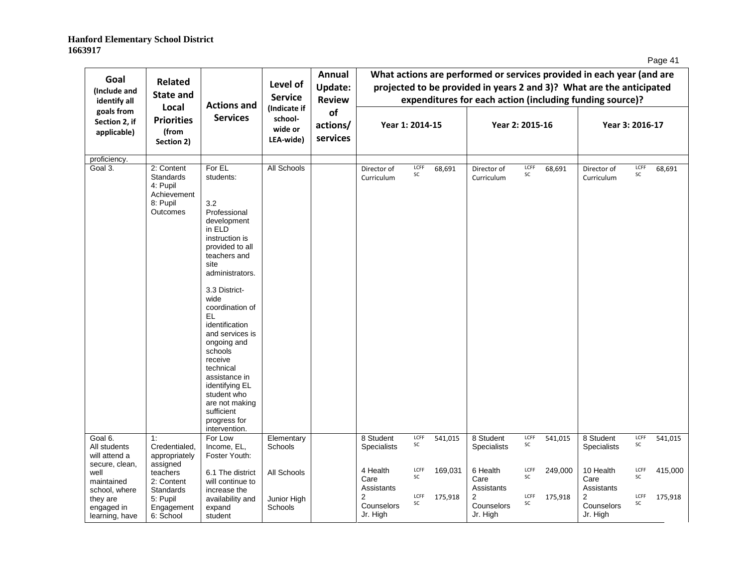**Hanford Elementary School District**
**1663917**

| Goal (Include and identify all goals from Section 2, if applicable) | Related State and Local Priorities (from Section 2) | Actions and Services | Level of Service (Indicate if school-wide or LEA-wide) | Annual Update: Review of actions/ services | What actions are performed or services provided in each year (and are projected to be provided in years 2 and 3)? What are the anticipated expenditures for each action (including funding source)? | | | | | | | | |
|---|---|---|---|---|---|---|---|---|---|---|---|---|---|
| | | | | | Year 1: 2014-15 | | | Year 2: 2015-16 | | | Year 3: 2016-17 | | |
| proficiency. | | | | | | | | | | | | | |
| Goal 3. | 2: Content Standards<br>4: Pupil Achievement<br>8: Pupil Outcomes | For EL students:<br><br>3.2 Professional development in ELD instruction is provided to all teachers and site administrators.<br><br>3.3 District-wide coordination of EL identification and services is ongoing and schools receive technical assistance in identifying EL student who are not making sufficient progress for intervention. | All Schools | | Director of Curriculum | LCFF SC | 68,691 | Director of Curriculum | LCFF SC | 68,691 | Director of Curriculum | LCFF SC | 68,691 |
| Goal 6. All students will attend a secure, clean, well maintained school, where they are engaged in learning, have | 1: Credentialed, appropriately assigned teachers<br>2: Content Standards<br>5: Pupil Engagement<br>6: School | For Low Income, EL, Foster Youth:<br><br>6.1 The district will continue to increase the availability and expand student | Elementary Schools<br><br>All Schools<br><br>Junior High Schools | | 8 Student Specialists<br><br>4 Health Care Assistants<br>2 Counselors Jr. High | LCFF SC<br><br>LCFF SC<br>LCFF SC | 541,015<br><br>169,031<br>175,918 | 8 Student Specialists<br><br>6 Health Care Assistants<br>2 Counselors Jr. High | LCFF SC<br><br>LCFF SC<br>LCFF SC | 541,015<br><br>249,000<br>175,918 | 8 Student Specialists<br><br>10 Health Care Assistants<br>2 Counselors Jr. High | LCFF SC<br><br>LCFF SC<br>LCFF SC | 541,015<br><br>415,000<br>175,918 |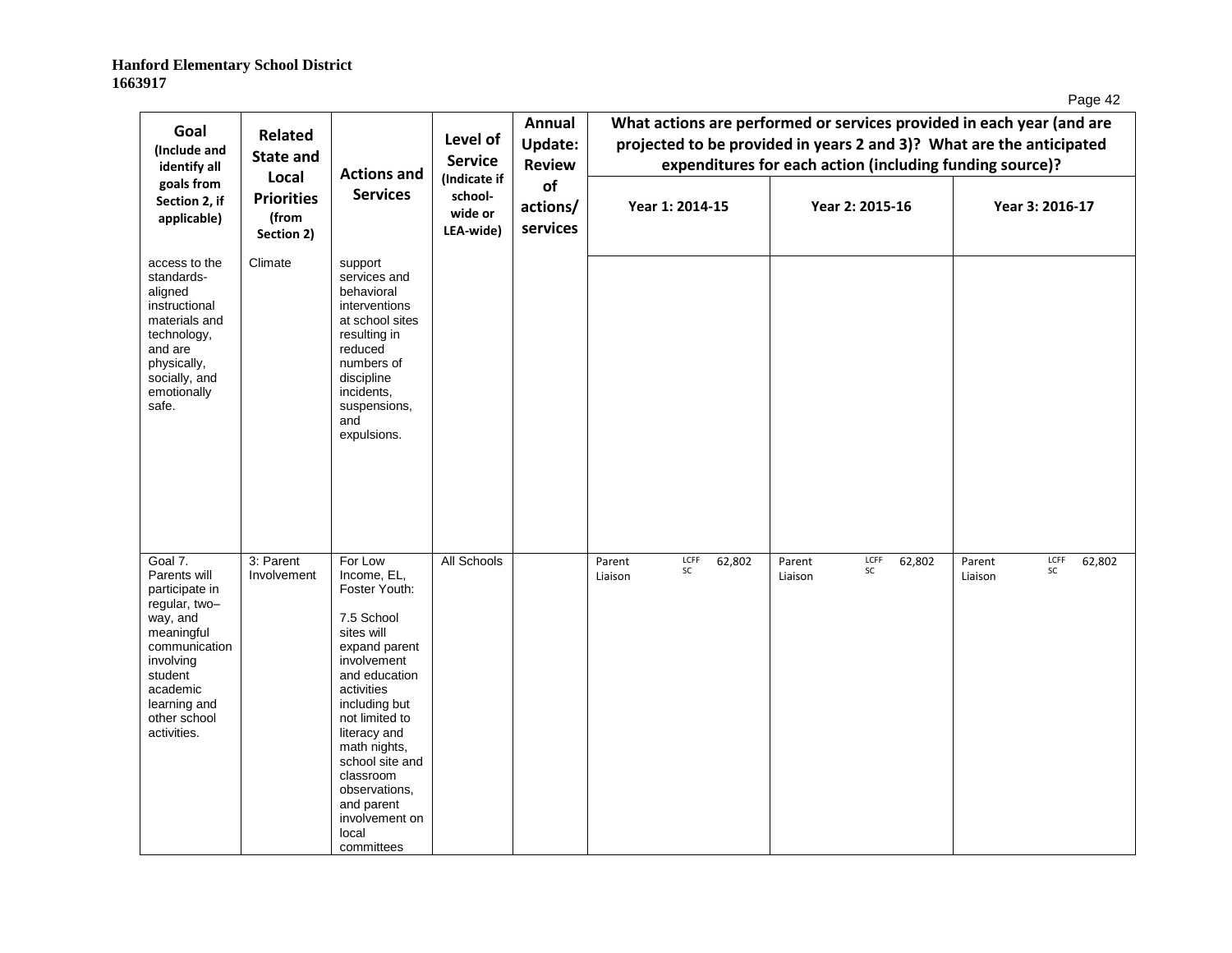**Hanford Elementary School District**
**1663917**

| Goal (Include and identify all goals from Section 2, if applicable) | Related State and Local Priorities (from Section 2) | Actions and Services | Level of Service (Indicate if school-wide or LEA-wide) | Annual Update: Review of actions/ services | What actions are performed or services provided in each year (and are projected to be provided in years 2 and 3)? What are the anticipated expenditures for each action (including funding source)? | | |
|---|---|---|---|---|---|---|---|
| | | | | | Year 1: 2014-15 | Year 2: 2015-16 | Year 3: 2016-17 |
| access to the standards-aligned instructional materials and technology, and are physically, socially, and emotionally safe. | Climate | support services and behavioral interventions at school sites resulting in reduced numbers of discipline incidents, suspensions, and expulsions. | | | | | |
| Goal 7. Parents will participate in regular, two–way, and meaningful communication involving student academic learning and other school activities. | 3: Parent Involvement | For Low Income, EL, Foster Youth:<br><br>7.5 School sites will expand parent involvement and education activities including but not limited to literacy and math nights, school site and classroom observations, and parent involvement on local committees | All Schools | | Parent Liaison LCFF SC 62,802 | Parent Liaison LCFF SC 62,802 | Parent Liaison LCFF SC 62,802 |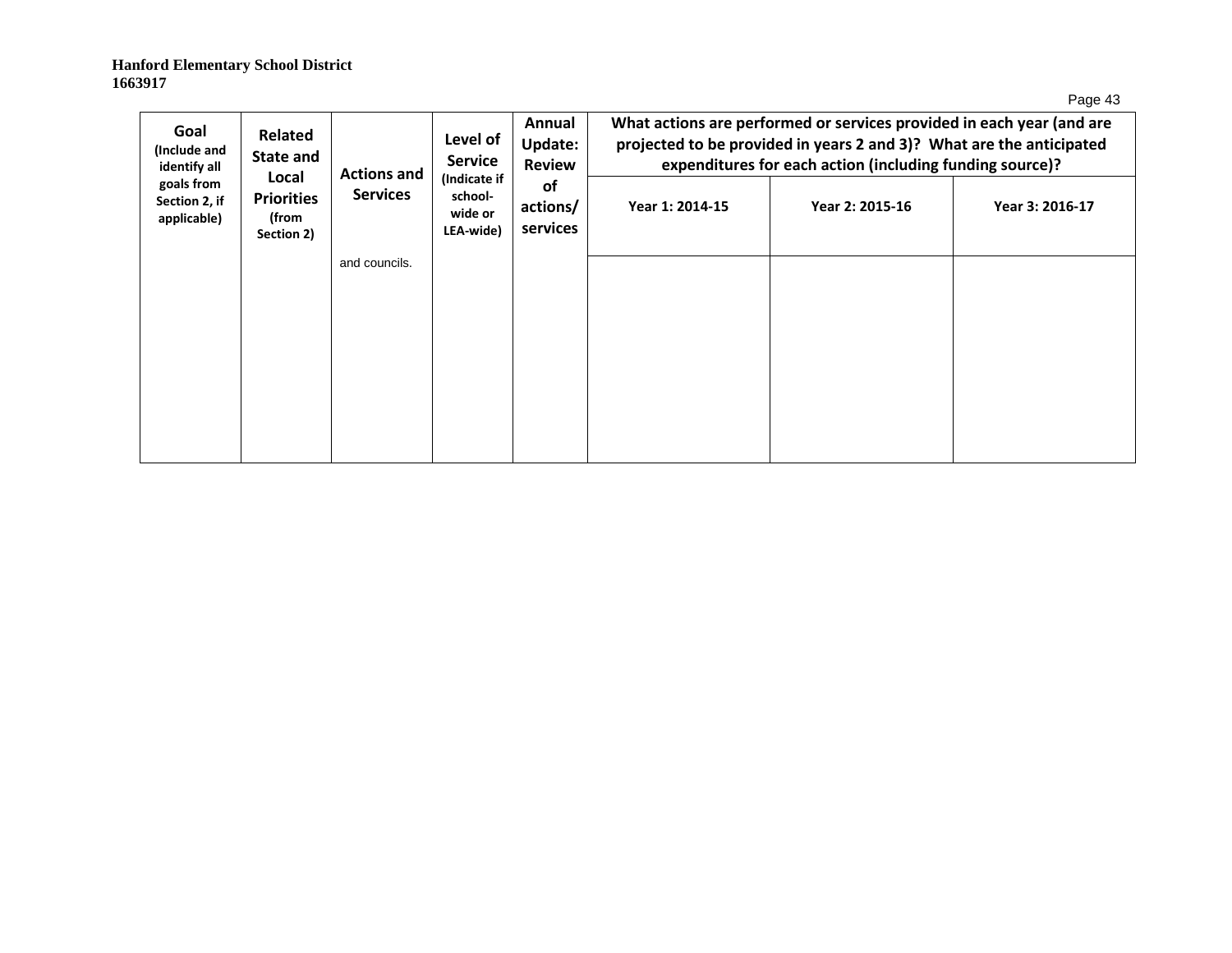| Goal (Include and identify all goals from Section 2, if applicable) | Related State and Local Priorities (from Section 2) | Actions and Services | Level of Service (Indicate if school-wide or LEA-wide) | Annual Update: Review of actions/ services | What actions are performed or services provided in each year (and are projected to be provided in years 2 and 3)? What are the anticipated expenditures for each action (including funding source)? | | |
|---|---|---|---|---|---|---|---|
| | | | | | Year 1: 2014-15 | Year 2: 2015-16 | Year 3: 2016-17 |
| | | and councils. | | | | | |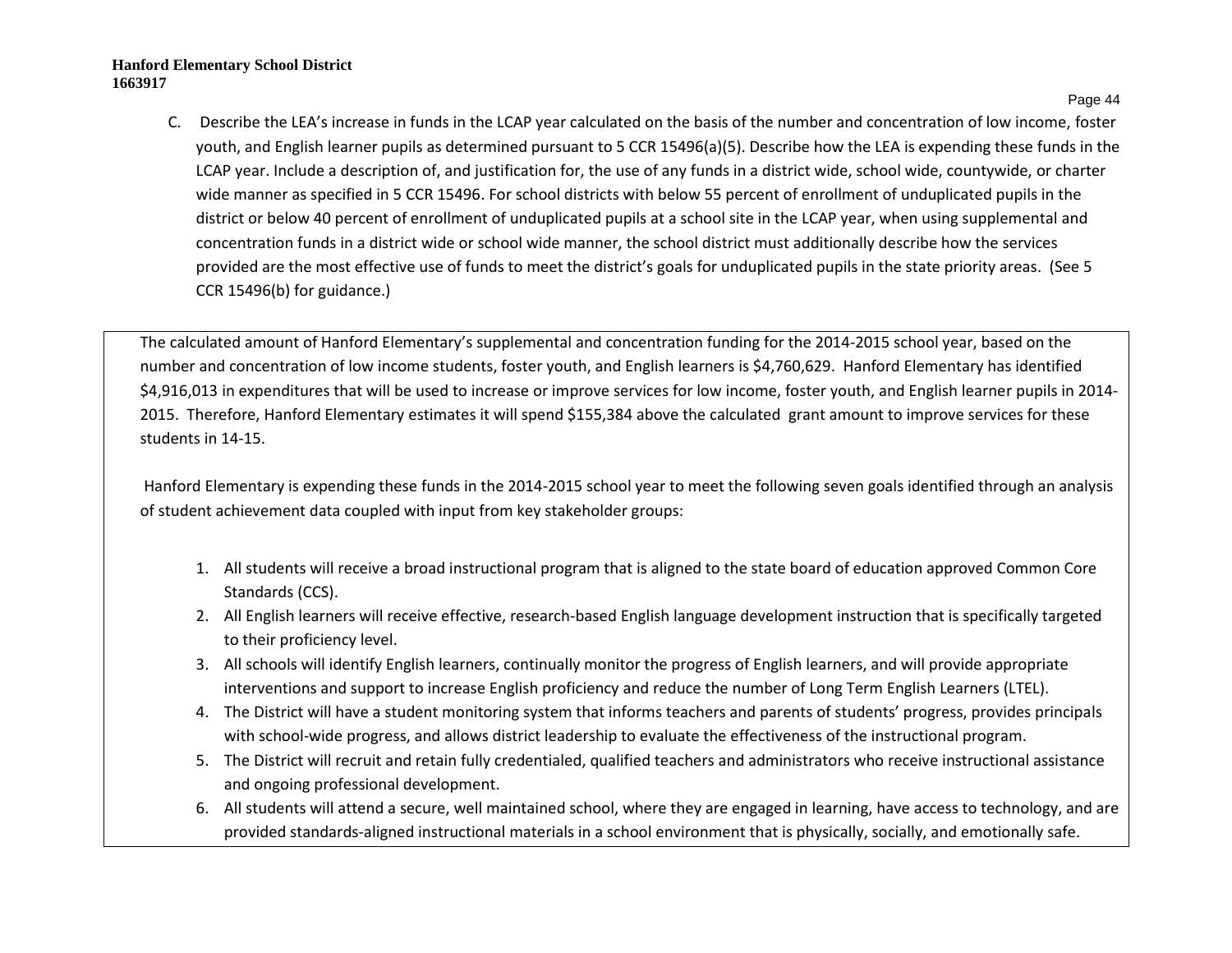C. Describe the LEA's increase in funds in the LCAP year calculated on the basis of the number and concentration of low income, foster youth, and English learner pupils as determined pursuant to 5 CCR 15496(a)(5). Describe how the LEA is expending these funds in the LCAP year. Include a description of, and justification for, the use of any funds in a district wide, school wide, countywide, or charter wide manner as specified in 5 CCR 15496. For school districts with below 55 percent of enrollment of unduplicated pupils in the district or below 40 percent of enrollment of unduplicated pupils at a school site in the LCAP year, when using supplemental and concentration funds in a district wide or school wide manner, the school district must additionally describe how the services provided are the most effective use of funds to meet the district's goals for unduplicated pupils in the state priority areas. (See 5 CCR 15496(b) for guidance.)

The calculated amount of Hanford Elementary's supplemental and concentration funding for the 2014-2015 school year, based on the number and concentration of low income students, foster youth, and English learners is $4,760,629. Hanford Elementary has identified $4,916,013 in expenditures that will be used to increase or improve services for low income, foster youth, and English learner pupils in 2014-2015. Therefore, Hanford Elementary estimates it will spend $155,384 above the calculated grant amount to improve services for these students in 14-15.

Hanford Elementary is expending these funds in the 2014-2015 school year to meet the following seven goals identified through an analysis of student achievement data coupled with input from key stakeholder groups:

1. All students will receive a broad instructional program that is aligned to the state board of education approved Common Core Standards (CCS).
2. All English learners will receive effective, research-based English language development instruction that is specifically targeted to their proficiency level.
3. All schools will identify English learners, continually monitor the progress of English learners, and will provide appropriate interventions and support to increase English proficiency and reduce the number of Long Term English Learners (LTEL).
4. The District will have a student monitoring system that informs teachers and parents of students' progress, provides principals with school-wide progress, and allows district leadership to evaluate the effectiveness of the instructional program.
5. The District will recruit and retain fully credentialed, qualified teachers and administrators who receive instructional assistance and ongoing professional development.
6. All students will attend a secure, well maintained school, where they are engaged in learning, have access to technology, and are provided standards-aligned instructional materials in a school environment that is physically, socially, and emotionally safe.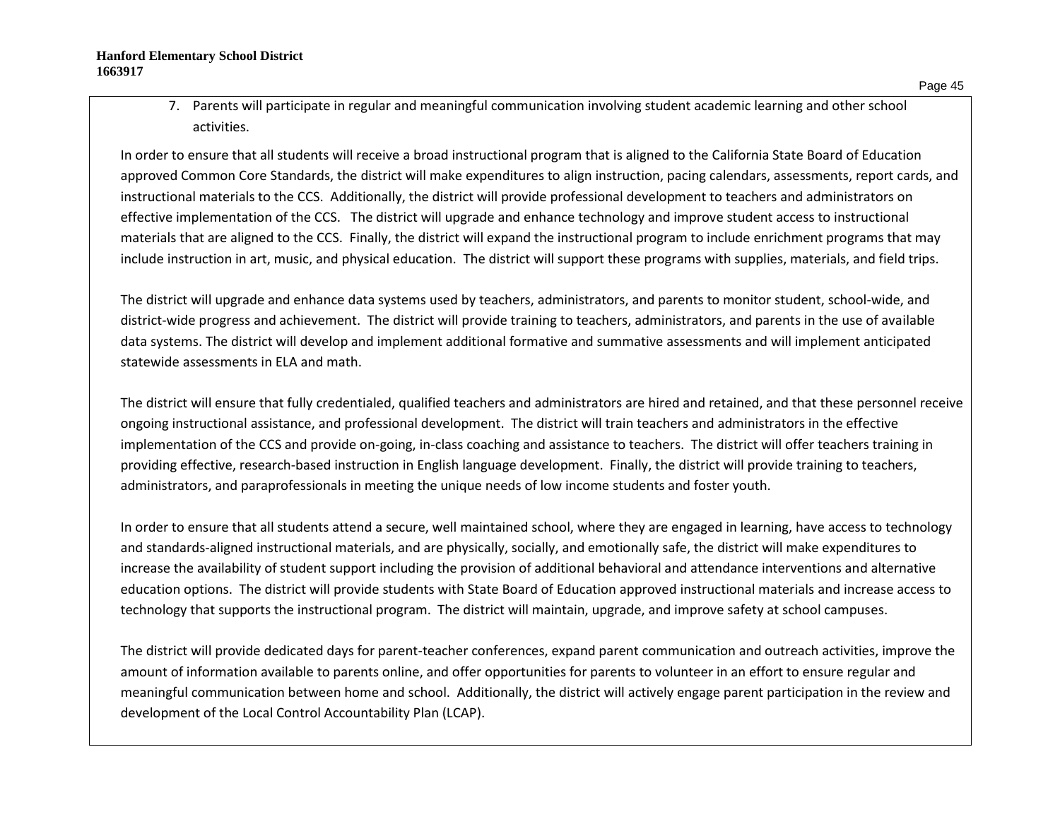7. Parents will participate in regular and meaningful communication involving student academic learning and other school activities.

In order to ensure that all students will receive a broad instructional program that is aligned to the California State Board of Education approved Common Core Standards, the district will make expenditures to align instruction, pacing calendars, assessments, report cards, and instructional materials to the CCS. Additionally, the district will provide professional development to teachers and administrators on effective implementation of the CCS. The district will upgrade and enhance technology and improve student access to instructional materials that are aligned to the CCS. Finally, the district will expand the instructional program to include enrichment programs that may include instruction in art, music, and physical education. The district will support these programs with supplies, materials, and field trips.

The district will upgrade and enhance data systems used by teachers, administrators, and parents to monitor student, school-wide, and district-wide progress and achievement. The district will provide training to teachers, administrators, and parents in the use of available data systems. The district will develop and implement additional formative and summative assessments and will implement anticipated statewide assessments in ELA and math.

The district will ensure that fully credentialed, qualified teachers and administrators are hired and retained, and that these personnel receive ongoing instructional assistance, and professional development. The district will train teachers and administrators in the effective implementation of the CCS and provide on-going, in-class coaching and assistance to teachers. The district will offer teachers training in providing effective, research-based instruction in English language development. Finally, the district will provide training to teachers, administrators, and paraprofessionals in meeting the unique needs of low income students and foster youth.

In order to ensure that all students attend a secure, well maintained school, where they are engaged in learning, have access to technology and standards-aligned instructional materials, and are physically, socially, and emotionally safe, the district will make expenditures to increase the availability of student support including the provision of additional behavioral and attendance interventions and alternative education options. The district will provide students with State Board of Education approved instructional materials and increase access to technology that supports the instructional program. The district will maintain, upgrade, and improve safety at school campuses.

The district will provide dedicated days for parent-teacher conferences, expand parent communication and outreach activities, improve the amount of information available to parents online, and offer opportunities for parents to volunteer in an effort to ensure regular and meaningful communication between home and school. Additionally, the district will actively engage parent participation in the review and development of the Local Control Accountability Plan (LCAP).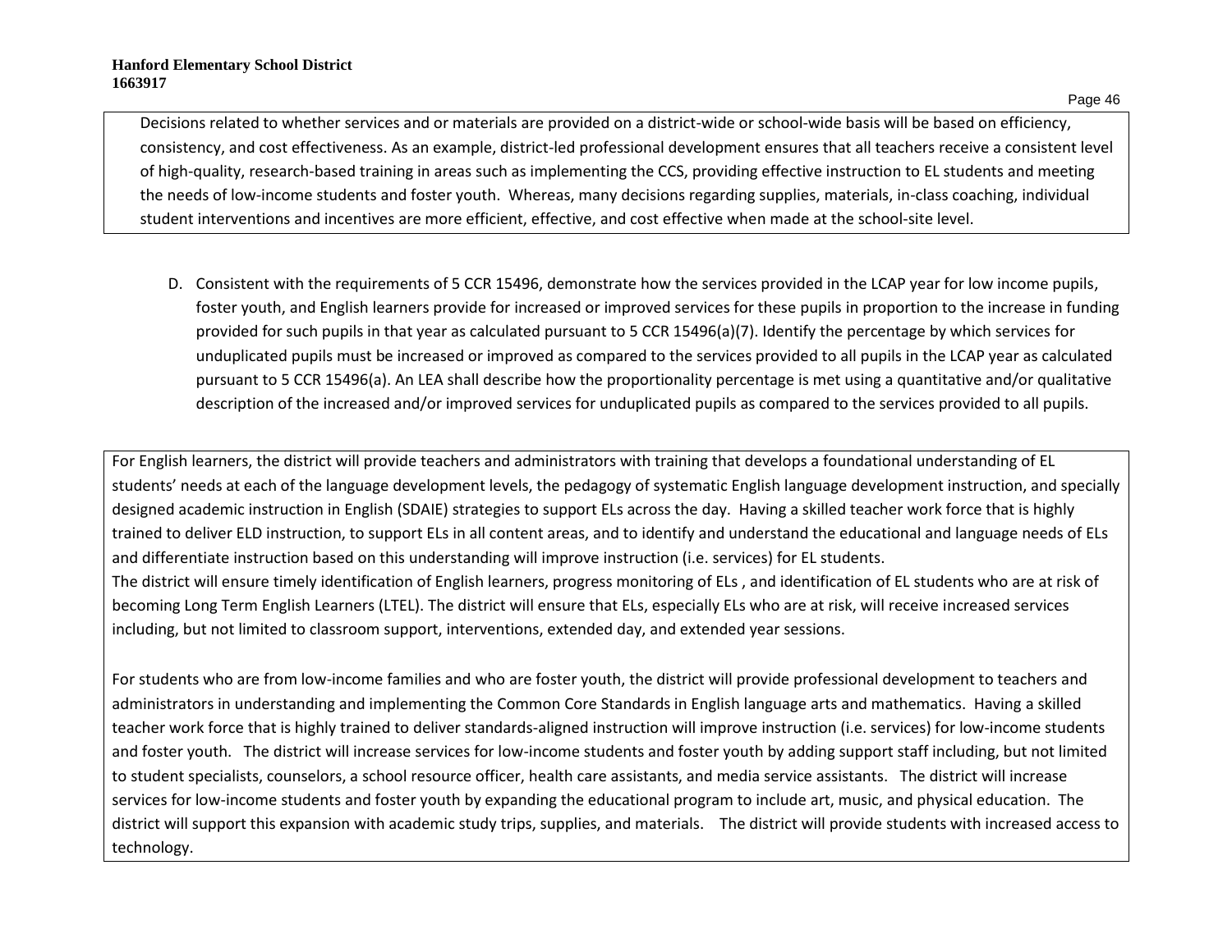Decisions related to whether services and or materials are provided on a district-wide or school-wide basis will be based on efficiency, consistency, and cost effectiveness. As an example, district-led professional development ensures that all teachers receive a consistent level of high-quality, research-based training in areas such as implementing the CCS, providing effective instruction to EL students and meeting the needs of low-income students and foster youth. Whereas, many decisions regarding supplies, materials, in-class coaching, individual student interventions and incentives are more efficient, effective, and cost effective when made at the school-site level.

D. Consistent with the requirements of 5 CCR 15496, demonstrate how the services provided in the LCAP year for low income pupils, foster youth, and English learners provide for increased or improved services for these pupils in proportion to the increase in funding provided for such pupils in that year as calculated pursuant to 5 CCR 15496(a)(7). Identify the percentage by which services for unduplicated pupils must be increased or improved as compared to the services provided to all pupils in the LCAP year as calculated pursuant to 5 CCR 15496(a). An LEA shall describe how the proportionality percentage is met using a quantitative and/or qualitative description of the increased and/or improved services for unduplicated pupils as compared to the services provided to all pupils.

For English learners, the district will provide teachers and administrators with training that develops a foundational understanding of EL students' needs at each of the language development levels, the pedagogy of systematic English language development instruction, and specially designed academic instruction in English (SDAIE) strategies to support ELs across the day. Having a skilled teacher work force that is highly trained to deliver ELD instruction, to support ELs in all content areas, and to identify and understand the educational and language needs of ELs and differentiate instruction based on this understanding will improve instruction (i.e. services) for EL students.
The district will ensure timely identification of English learners, progress monitoring of ELs , and identification of EL students who are at risk of becoming Long Term English Learners (LTEL). The district will ensure that ELs, especially ELs who are at risk, will receive increased services including, but not limited to classroom support, interventions, extended day, and extended year sessions.

For students who are from low-income families and who are foster youth, the district will provide professional development to teachers and administrators in understanding and implementing the Common Core Standards in English language arts and mathematics. Having a skilled teacher work force that is highly trained to deliver standards-aligned instruction will improve instruction (i.e. services) for low-income students and foster youth. The district will increase services for low-income students and foster youth by adding support staff including, but not limited to student specialists, counselors, a school resource officer, health care assistants, and media service assistants. The district will increase services for low-income students and foster youth by expanding the educational program to include art, music, and physical education. The district will support this expansion with academic study trips, supplies, and materials. The district will provide students with increased access to technology.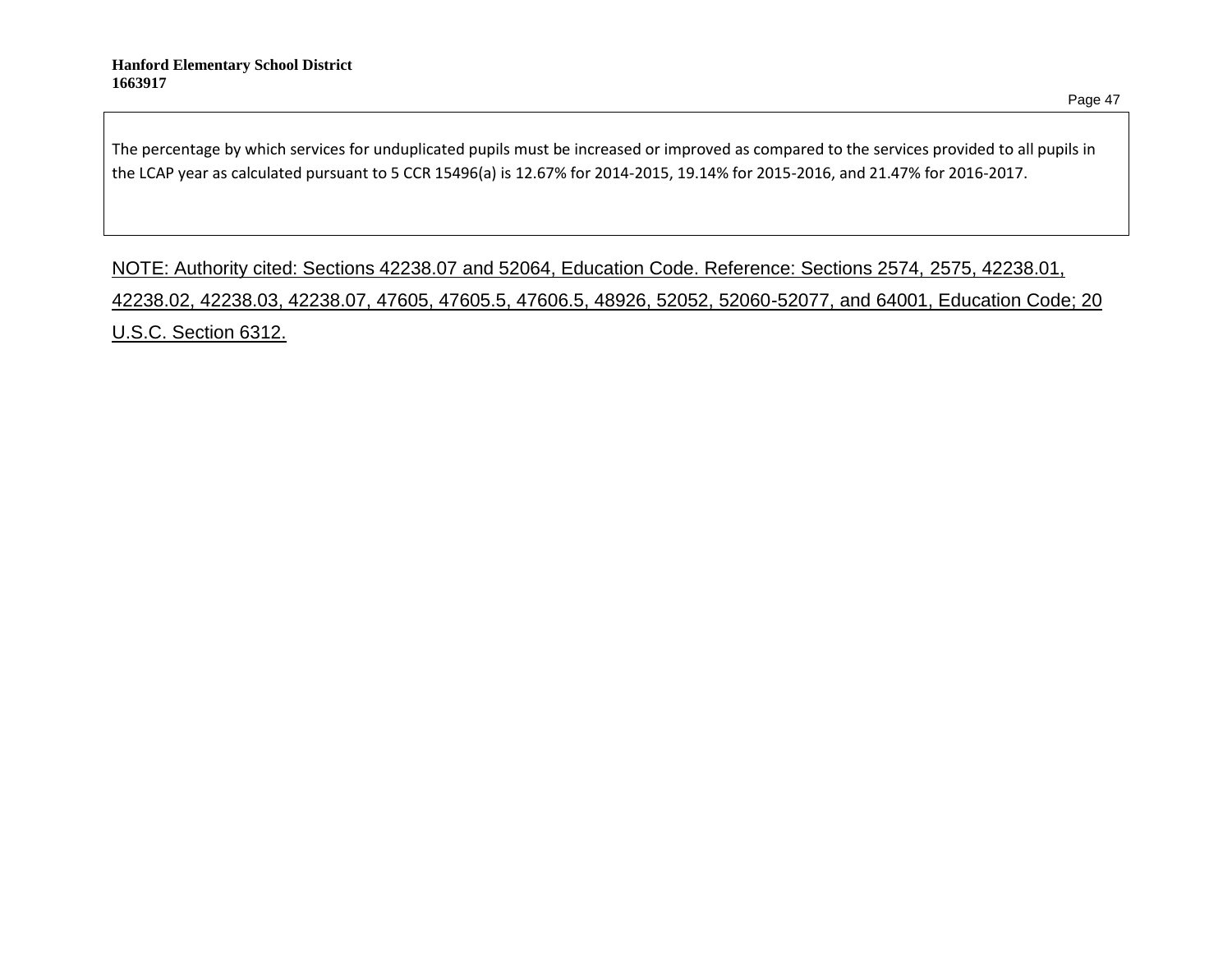The percentage by which services for unduplicated pupils must be increased or improved as compared to the services provided to all pupils in the LCAP year as calculated pursuant to 5 CCR 15496(a) is 12.67% for 2014-2015, 19.14% for 2015-2016, and 21.47% for 2016-2017.

NOTE: Authority cited: Sections 42238.07 and 52064, Education Code. Reference: Sections 2574, 2575, 42238.01, 42238.02, 42238.03, 42238.07, 47605, 47605.5, 47606.5, 48926, 52052, 52060-52077, and 64001, Education Code; 20 U.S.C. Section 6312.